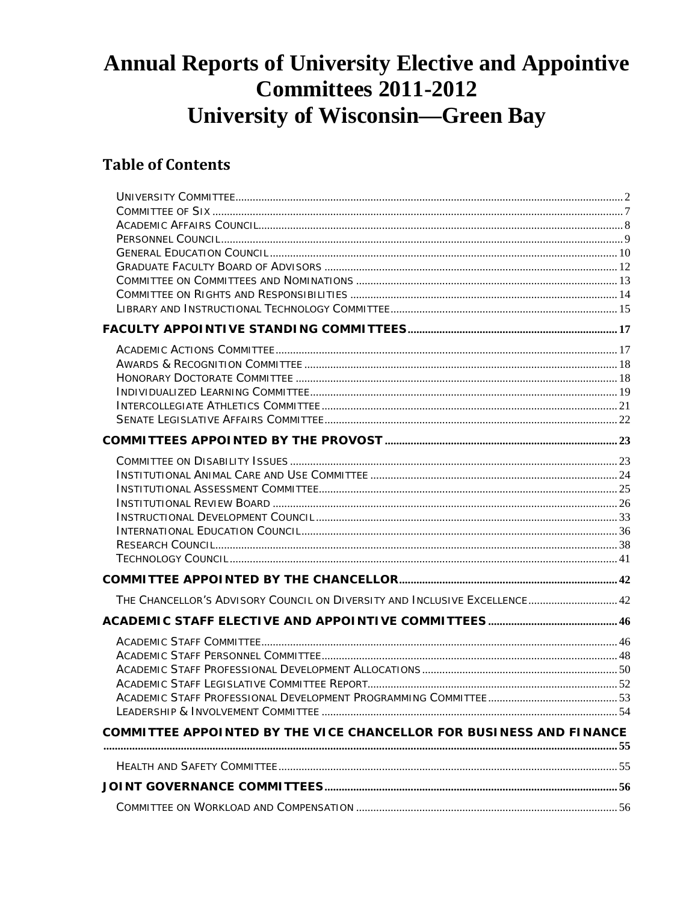# Annual Reports of University Elective and Appointive Committees 2011-2012
# University of Wisconsin—Green Bay

## Table of Contents

- University Committee .......... 2
- Committee of Six .......... 7
- Academic Affairs Council .......... 8
- Personnel Council .......... 9
- General Education Council .......... 10
- Graduate Faculty Board of Advisors .......... 12
- Committee on Committees and Nominations .......... 13
- Committee on Rights and Responsibilities .......... 14
- Library and Instructional Technology Committee .......... 15

**FACULTY APPOINTIVE STANDING COMMITTEES .......... 17**

- Academic Actions Committee .......... 17
- Awards & Recognition Committee .......... 18
- Honorary Doctorate Committee .......... 18
- Individualized Learning Committee .......... 19
- Intercollegiate Athletics Committee .......... 21
- Senate Legislative Affairs Committee .......... 22

**COMMITTEES APPOINTED BY THE PROVOST .......... 23**

- Committee on Disability Issues .......... 23
- Institutional Animal Care and Use Committee .......... 24
- Institutional Assessment Committee .......... 25
- Institutional Review Board .......... 26
- Instructional Development Council .......... 33
- International Education Council .......... 36
- Research Council .......... 38
- Technology Council .......... 41

**COMMITTEE APPOINTED BY THE CHANCELLOR .......... 42**

- The Chancellor's Advisory Council on Diversity and Inclusive Excellence .......... 42

**ACADEMIC STAFF ELECTIVE AND APPOINTIVE COMMITTEES .......... 46**

- Academic Staff Committee .......... 46
- Academic Staff Personnel Committee .......... 48
- Academic Staff Professional Development Allocations .......... 50
- Academic Staff Legislative Committee Report .......... 52
- Academic Staff Professional Development Programming Committee .......... 53
- Leadership & Involvement Committee .......... 54

**COMMITTEE APPOINTED BY THE VICE CHANCELLOR FOR BUSINESS AND FINANCE .......... 55**

- Health and Safety Committee .......... 55

**JOINT GOVERNANCE COMMITTEES .......... 56**

- Committee on Workload and Compensation .......... 56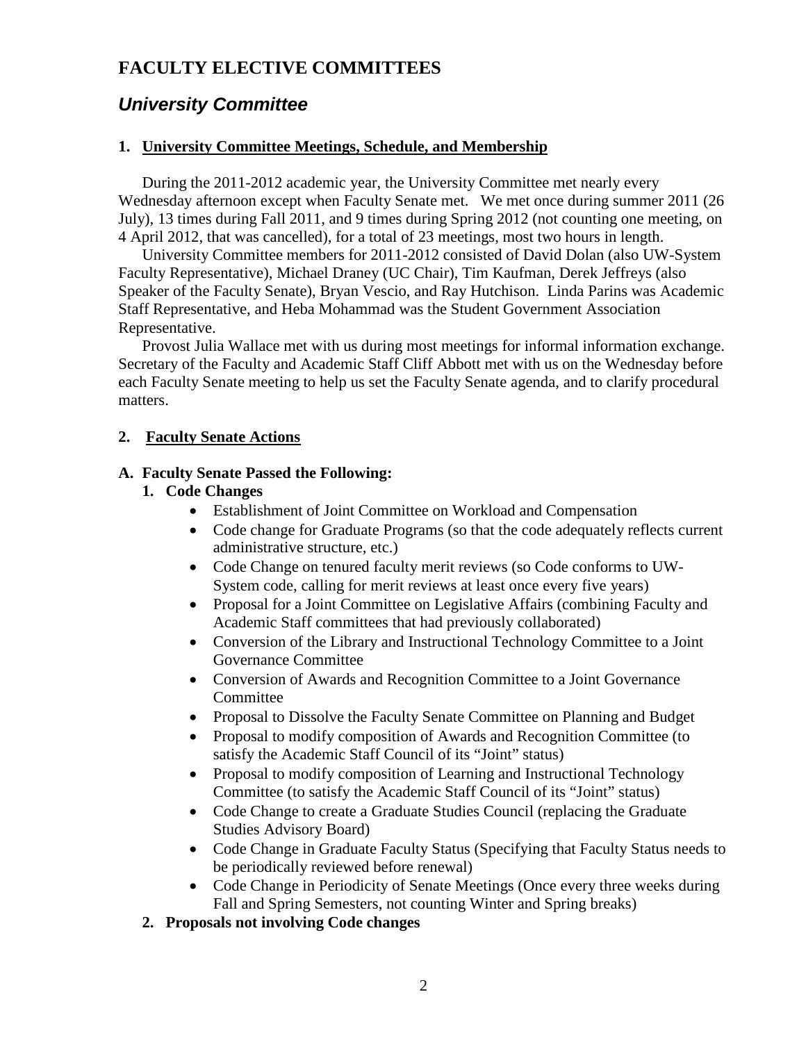# FACULTY ELECTIVE COMMITTEES

## *University Committee*

### 1. University Committee Meetings, Schedule, and Membership

During the 2011-2012 academic year, the University Committee met nearly every Wednesday afternoon except when Faculty Senate met. We met once during summer 2011 (26 July), 13 times during Fall 2011, and 9 times during Spring 2012 (not counting one meeting, on 4 April 2012, that was cancelled), for a total of 23 meetings, most two hours in length.

University Committee members for 2011-2012 consisted of David Dolan (also UW-System Faculty Representative), Michael Draney (UC Chair), Tim Kaufman, Derek Jeffreys (also Speaker of the Faculty Senate), Bryan Vescio, and Ray Hutchison. Linda Parins was Academic Staff Representative, and Heba Mohammad was the Student Government Association Representative.

Provost Julia Wallace met with us during most meetings for informal information exchange. Secretary of the Faculty and Academic Staff Cliff Abbott met with us on the Wednesday before each Faculty Senate meeting to help us set the Faculty Senate agenda, and to clarify procedural matters.

### 2. Faculty Senate Actions

#### A. Faculty Senate Passed the Following:

1. **Code Changes**
   - Establishment of Joint Committee on Workload and Compensation
   - Code change for Graduate Programs (so that the code adequately reflects current administrative structure, etc.)
   - Code Change on tenured faculty merit reviews (so Code conforms to UW-System code, calling for merit reviews at least once every five years)
   - Proposal for a Joint Committee on Legislative Affairs (combining Faculty and Academic Staff committees that had previously collaborated)
   - Conversion of the Library and Instructional Technology Committee to a Joint Governance Committee
   - Conversion of Awards and Recognition Committee to a Joint Governance Committee
   - Proposal to Dissolve the Faculty Senate Committee on Planning and Budget
   - Proposal to modify composition of Awards and Recognition Committee (to satisfy the Academic Staff Council of its "Joint" status)
   - Proposal to modify composition of Learning and Instructional Technology Committee (to satisfy the Academic Staff Council of its "Joint" status)
   - Code Change to create a Graduate Studies Council (replacing the Graduate Studies Advisory Board)
   - Code Change in Graduate Faculty Status (Specifying that Faculty Status needs to be periodically reviewed before renewal)
   - Code Change in Periodicity of Senate Meetings (Once every three weeks during Fall and Spring Semesters, not counting Winter and Spring breaks)
2. **Proposals not involving Code changes**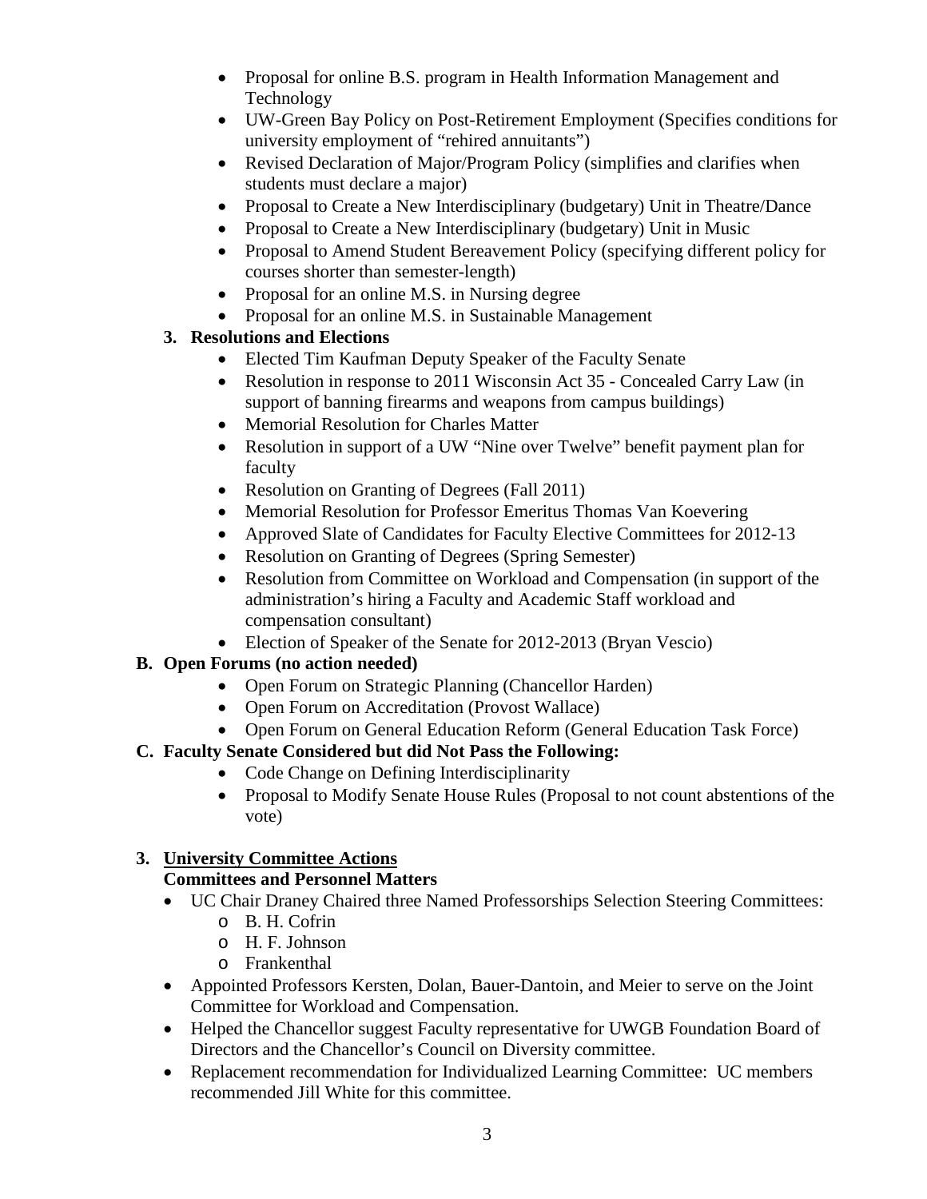- Proposal for online B.S. program in Health Information Management and Technology
- UW-Green Bay Policy on Post-Retirement Employment (Specifies conditions for university employment of "rehired annuitants")
- Revised Declaration of Major/Program Policy (simplifies and clarifies when students must declare a major)
- Proposal to Create a New Interdisciplinary (budgetary) Unit in Theatre/Dance
- Proposal to Create a New Interdisciplinary (budgetary) Unit in Music
- Proposal to Amend Student Bereavement Policy (specifying different policy for courses shorter than semester-length)
- Proposal for an online M.S. in Nursing degree
- Proposal for an online M.S. in Sustainable Management

**3. Resolutions and Elections**

- Elected Tim Kaufman Deputy Speaker of the Faculty Senate
- Resolution in response to 2011 Wisconsin Act 35 - Concealed Carry Law (in support of banning firearms and weapons from campus buildings)
- Memorial Resolution for Charles Matter
- Resolution in support of a UW "Nine over Twelve" benefit payment plan for faculty
- Resolution on Granting of Degrees (Fall 2011)
- Memorial Resolution for Professor Emeritus Thomas Van Koevering
- Approved Slate of Candidates for Faculty Elective Committees for 2012-13
- Resolution on Granting of Degrees (Spring Semester)
- Resolution from Committee on Workload and Compensation (in support of the administration's hiring a Faculty and Academic Staff workload and compensation consultant)
- Election of Speaker of the Senate for 2012-2013 (Bryan Vescio)

**B. Open Forums (no action needed)**

- Open Forum on Strategic Planning (Chancellor Harden)
- Open Forum on Accreditation (Provost Wallace)
- Open Forum on General Education Reform (General Education Task Force)

**C. Faculty Senate Considered but did Not Pass the Following:**

- Code Change on Defining Interdisciplinarity
- Proposal to Modify Senate House Rules (Proposal to not count abstentions of the vote)

**3. <u>University Committee Actions</u>**

**Committees and Personnel Matters**

- UC Chair Draney Chaired three Named Professorships Selection Steering Committees:
  - B. H. Cofrin
  - H. F. Johnson
  - Frankenthal
- Appointed Professors Kersten, Dolan, Bauer-Dantoin, and Meier to serve on the Joint Committee for Workload and Compensation.
- Helped the Chancellor suggest Faculty representative for UWGB Foundation Board of Directors and the Chancellor's Council on Diversity committee.
- Replacement recommendation for Individualized Learning Committee: UC members recommended Jill White for this committee.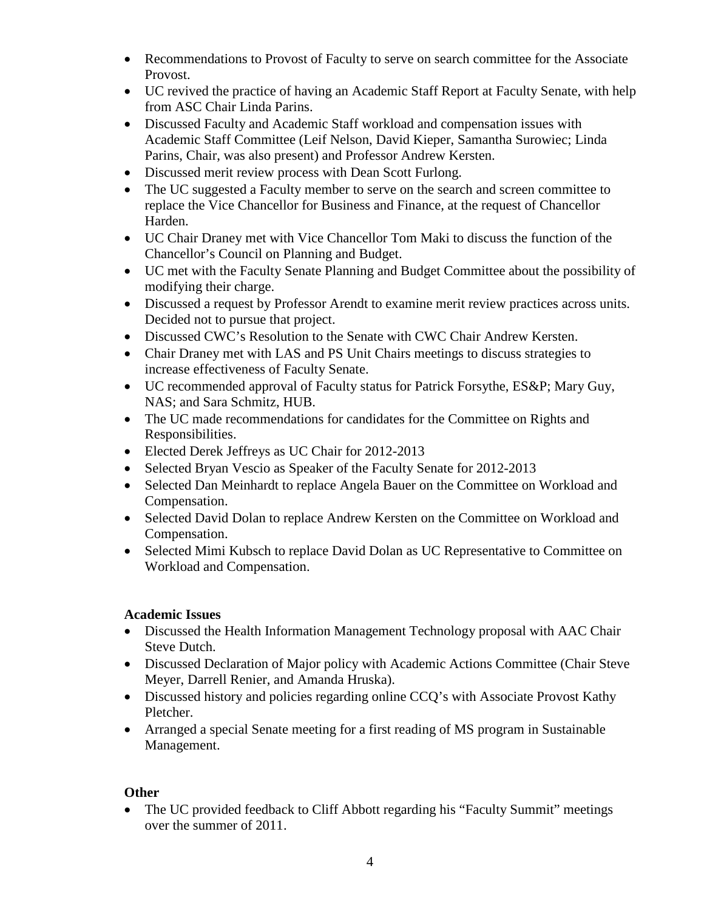- Recommendations to Provost of Faculty to serve on search committee for the Associate Provost.
- UC revived the practice of having an Academic Staff Report at Faculty Senate, with help from ASC Chair Linda Parins.
- Discussed Faculty and Academic Staff workload and compensation issues with Academic Staff Committee (Leif Nelson, David Kieper, Samantha Surowiec; Linda Parins, Chair, was also present) and Professor Andrew Kersten.
- Discussed merit review process with Dean Scott Furlong.
- The UC suggested a Faculty member to serve on the search and screen committee to replace the Vice Chancellor for Business and Finance, at the request of Chancellor Harden.
- UC Chair Draney met with Vice Chancellor Tom Maki to discuss the function of the Chancellor's Council on Planning and Budget.
- UC met with the Faculty Senate Planning and Budget Committee about the possibility of modifying their charge.
- Discussed a request by Professor Arendt to examine merit review practices across units. Decided not to pursue that project.
- Discussed CWC's Resolution to the Senate with CWC Chair Andrew Kersten.
- Chair Draney met with LAS and PS Unit Chairs meetings to discuss strategies to increase effectiveness of Faculty Senate.
- UC recommended approval of Faculty status for Patrick Forsythe, ES&P; Mary Guy, NAS; and Sara Schmitz, HUB.
- The UC made recommendations for candidates for the Committee on Rights and Responsibilities.
- Elected Derek Jeffreys as UC Chair for 2012-2013
- Selected Bryan Vescio as Speaker of the Faculty Senate for 2012-2013
- Selected Dan Meinhardt to replace Angela Bauer on the Committee on Workload and Compensation.
- Selected David Dolan to replace Andrew Kersten on the Committee on Workload and Compensation.
- Selected Mimi Kubsch to replace David Dolan as UC Representative to Committee on Workload and Compensation.

**Academic Issues**

- Discussed the Health Information Management Technology proposal with AAC Chair Steve Dutch.
- Discussed Declaration of Major policy with Academic Actions Committee (Chair Steve Meyer, Darrell Renier, and Amanda Hruska).
- Discussed history and policies regarding online CCQ's with Associate Provost Kathy Pletcher.
- Arranged a special Senate meeting for a first reading of MS program in Sustainable Management.

**Other**

- The UC provided feedback to Cliff Abbott regarding his "Faculty Summit" meetings over the summer of 2011.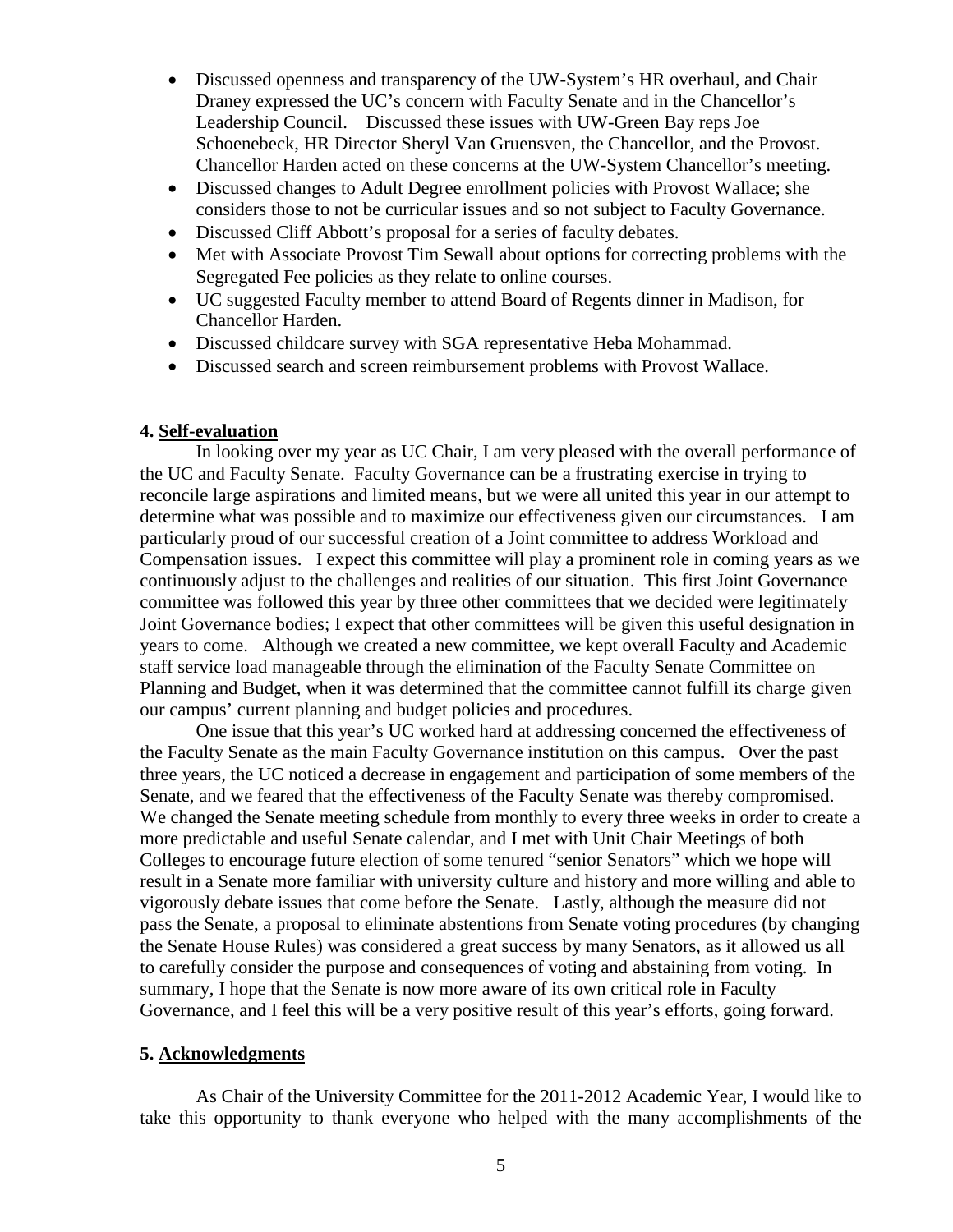- Discussed openness and transparency of the UW-System's HR overhaul, and Chair Draney expressed the UC's concern with Faculty Senate and in the Chancellor's Leadership Council. Discussed these issues with UW-Green Bay reps Joe Schoenebeck, HR Director Sheryl Van Gruensven, the Chancellor, and the Provost. Chancellor Harden acted on these concerns at the UW-System Chancellor's meeting.
- Discussed changes to Adult Degree enrollment policies with Provost Wallace; she considers those to not be curricular issues and so not subject to Faculty Governance.
- Discussed Cliff Abbott's proposal for a series of faculty debates.
- Met with Associate Provost Tim Sewall about options for correcting problems with the Segregated Fee policies as they relate to online courses.
- UC suggested Faculty member to attend Board of Regents dinner in Madison, for Chancellor Harden.
- Discussed childcare survey with SGA representative Heba Mohammad.
- Discussed search and screen reimbursement problems with Provost Wallace.

## 4. Self-evaluation

In looking over my year as UC Chair, I am very pleased with the overall performance of the UC and Faculty Senate. Faculty Governance can be a frustrating exercise in trying to reconcile large aspirations and limited means, but we were all united this year in our attempt to determine what was possible and to maximize our effectiveness given our circumstances. I am particularly proud of our successful creation of a Joint committee to address Workload and Compensation issues. I expect this committee will play a prominent role in coming years as we continuously adjust to the challenges and realities of our situation. This first Joint Governance committee was followed this year by three other committees that we decided were legitimately Joint Governance bodies; I expect that other committees will be given this useful designation in years to come. Although we created a new committee, we kept overall Faculty and Academic staff service load manageable through the elimination of the Faculty Senate Committee on Planning and Budget, when it was determined that the committee cannot fulfill its charge given our campus' current planning and budget policies and procedures.

One issue that this year's UC worked hard at addressing concerned the effectiveness of the Faculty Senate as the main Faculty Governance institution on this campus. Over the past three years, the UC noticed a decrease in engagement and participation of some members of the Senate, and we feared that the effectiveness of the Faculty Senate was thereby compromised. We changed the Senate meeting schedule from monthly to every three weeks in order to create a more predictable and useful Senate calendar, and I met with Unit Chair Meetings of both Colleges to encourage future election of some tenured "senior Senators" which we hope will result in a Senate more familiar with university culture and history and more willing and able to vigorously debate issues that come before the Senate. Lastly, although the measure did not pass the Senate, a proposal to eliminate abstentions from Senate voting procedures (by changing the Senate House Rules) was considered a great success by many Senators, as it allowed us all to carefully consider the purpose and consequences of voting and abstaining from voting. In summary, I hope that the Senate is now more aware of its own critical role in Faculty Governance, and I feel this will be a very positive result of this year's efforts, going forward.

## 5. Acknowledgments

As Chair of the University Committee for the 2011-2012 Academic Year, I would like to take this opportunity to thank everyone who helped with the many accomplishments of the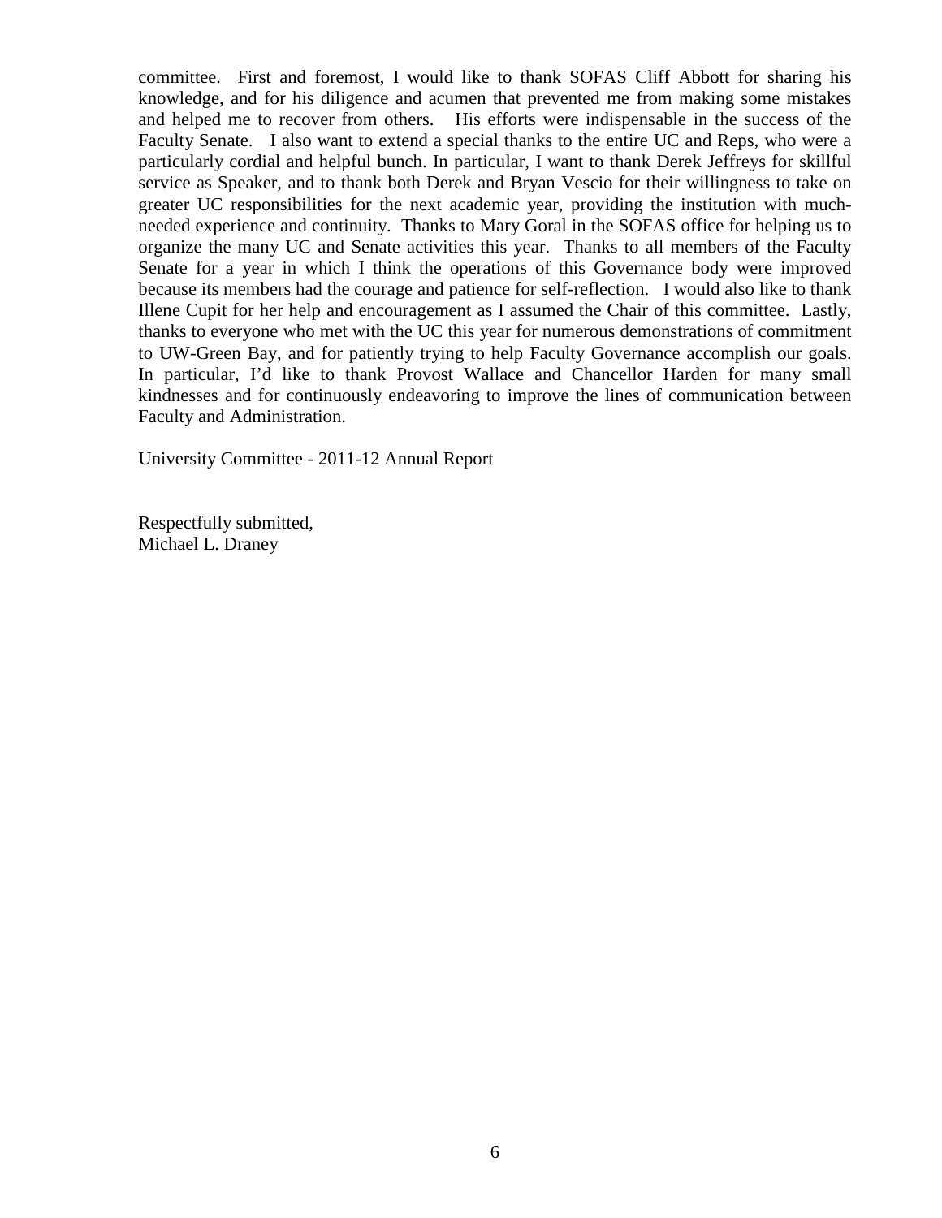committee. First and foremost, I would like to thank SOFAS Cliff Abbott for sharing his knowledge, and for his diligence and acumen that prevented me from making some mistakes and helped me to recover from others. His efforts were indispensable in the success of the Faculty Senate. I also want to extend a special thanks to the entire UC and Reps, who were a particularly cordial and helpful bunch. In particular, I want to thank Derek Jeffreys for skillful service as Speaker, and to thank both Derek and Bryan Vescio for their willingness to take on greater UC responsibilities for the next academic year, providing the institution with much-needed experience and continuity. Thanks to Mary Goral in the SOFAS office for helping us to organize the many UC and Senate activities this year. Thanks to all members of the Faculty Senate for a year in which I think the operations of this Governance body were improved because its members had the courage and patience for self-reflection. I would also like to thank Illene Cupit for her help and encouragement as I assumed the Chair of this committee. Lastly, thanks to everyone who met with the UC this year for numerous demonstrations of commitment to UW-Green Bay, and for patiently trying to help Faculty Governance accomplish our goals. In particular, I'd like to thank Provost Wallace and Chancellor Harden for many small kindnesses and for continuously endeavoring to improve the lines of communication between Faculty and Administration.

University Committee - 2011-12 Annual Report

Respectfully submitted,
Michael L. Draney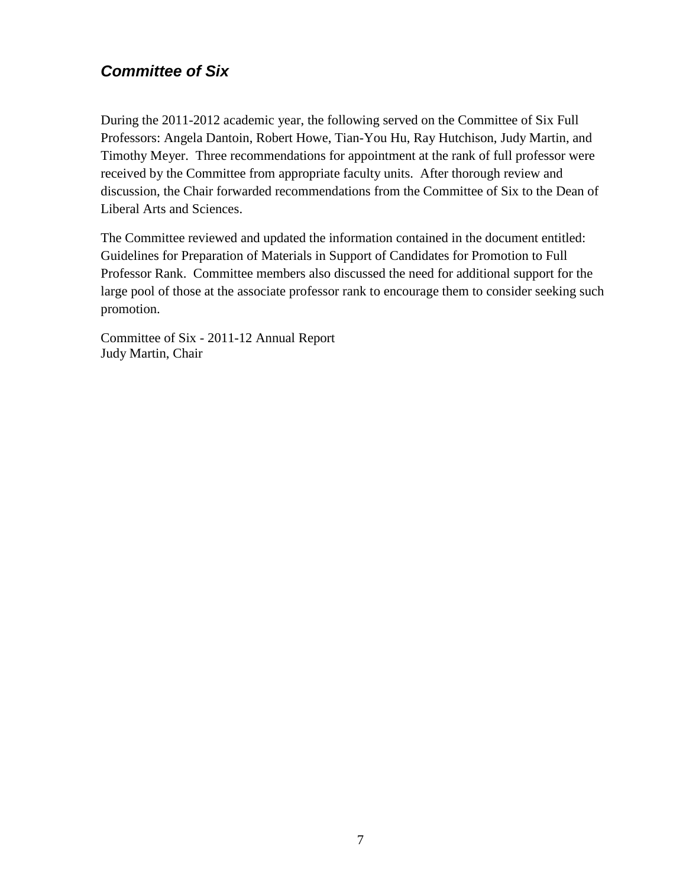## ***Committee of Six***

During the 2011-2012 academic year, the following served on the Committee of Six Full Professors: Angela Dantoin, Robert Howe, Tian-You Hu, Ray Hutchison, Judy Martin, and Timothy Meyer. Three recommendations for appointment at the rank of full professor were received by the Committee from appropriate faculty units. After thorough review and discussion, the Chair forwarded recommendations from the Committee of Six to the Dean of Liberal Arts and Sciences.

The Committee reviewed and updated the information contained in the document entitled: Guidelines for Preparation of Materials in Support of Candidates for Promotion to Full Professor Rank. Committee members also discussed the need for additional support for the large pool of those at the associate professor rank to encourage them to consider seeking such promotion.

Committee of Six - 2011-12 Annual Report
Judy Martin, Chair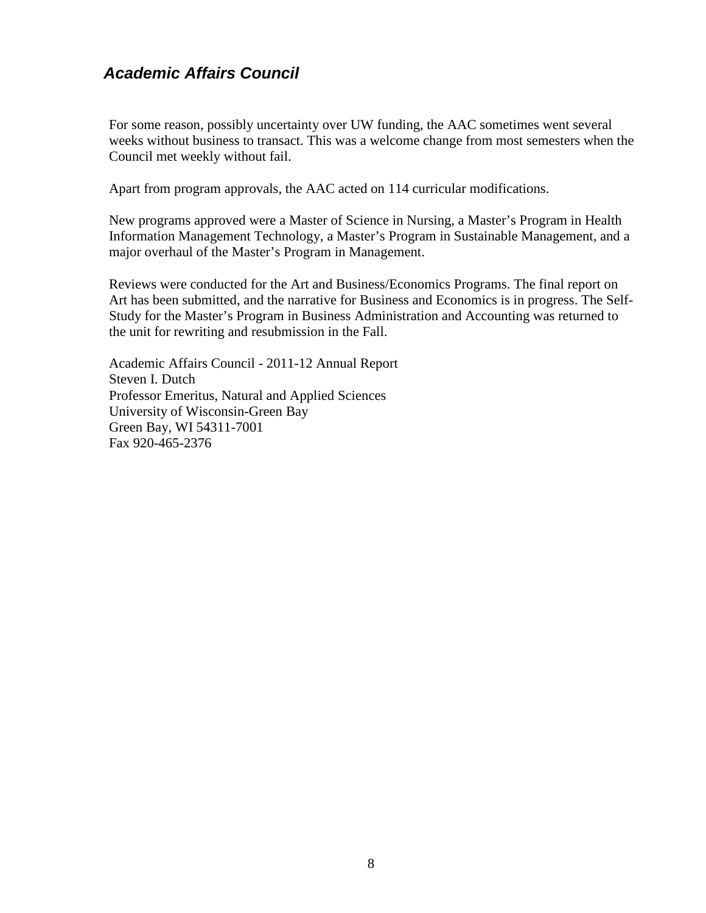## *Academic Affairs Council*

For some reason, possibly uncertainty over UW funding, the AAC sometimes went several weeks without business to transact. This was a welcome change from most semesters when the Council met weekly without fail.

Apart from program approvals, the AAC acted on 114 curricular modifications.

New programs approved were a Master of Science in Nursing, a Master's Program in Health Information Management Technology, a Master's Program in Sustainable Management, and a major overhaul of the Master's Program in Management.

Reviews were conducted for the Art and Business/Economics Programs. The final report on Art has been submitted, and the narrative for Business and Economics is in progress. The Self-Study for the Master's Program in Business Administration and Accounting was returned to the unit for rewriting and resubmission in the Fall.

Academic Affairs Council - 2011-12 Annual Report
Steven I. Dutch
Professor Emeritus, Natural and Applied Sciences
University of Wisconsin-Green Bay
Green Bay, WI 54311-7001
Fax 920-465-2376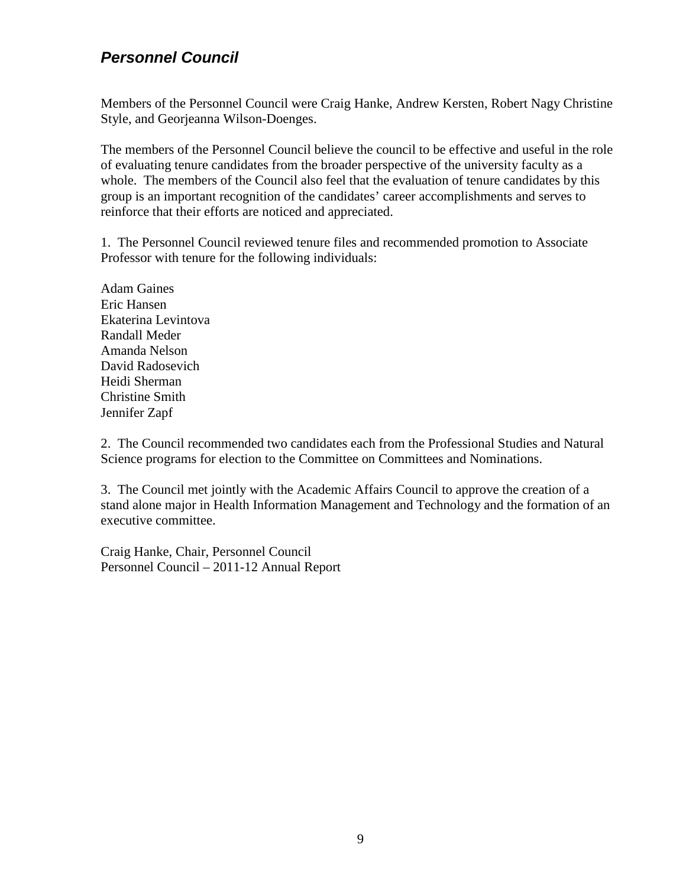## *Personnel Council*

Members of the Personnel Council were Craig Hanke, Andrew Kersten, Robert Nagy Christine Style, and Georjeanna Wilson-Doenges.

The members of the Personnel Council believe the council to be effective and useful in the role of evaluating tenure candidates from the broader perspective of the university faculty as a whole. The members of the Council also feel that the evaluation of tenure candidates by this group is an important recognition of the candidates' career accomplishments and serves to reinforce that their efforts are noticed and appreciated.

1. The Personnel Council reviewed tenure files and recommended promotion to Associate Professor with tenure for the following individuals:

Adam Gaines
Eric Hansen
Ekaterina Levintova
Randall Meder
Amanda Nelson
David Radosevich
Heidi Sherman
Christine Smith
Jennifer Zapf

2. The Council recommended two candidates each from the Professional Studies and Natural Science programs for election to the Committee on Committees and Nominations.

3. The Council met jointly with the Academic Affairs Council to approve the creation of a stand alone major in Health Information Management and Technology and the formation of an executive committee.

Craig Hanke, Chair, Personnel Council
Personnel Council – 2011-12 Annual Report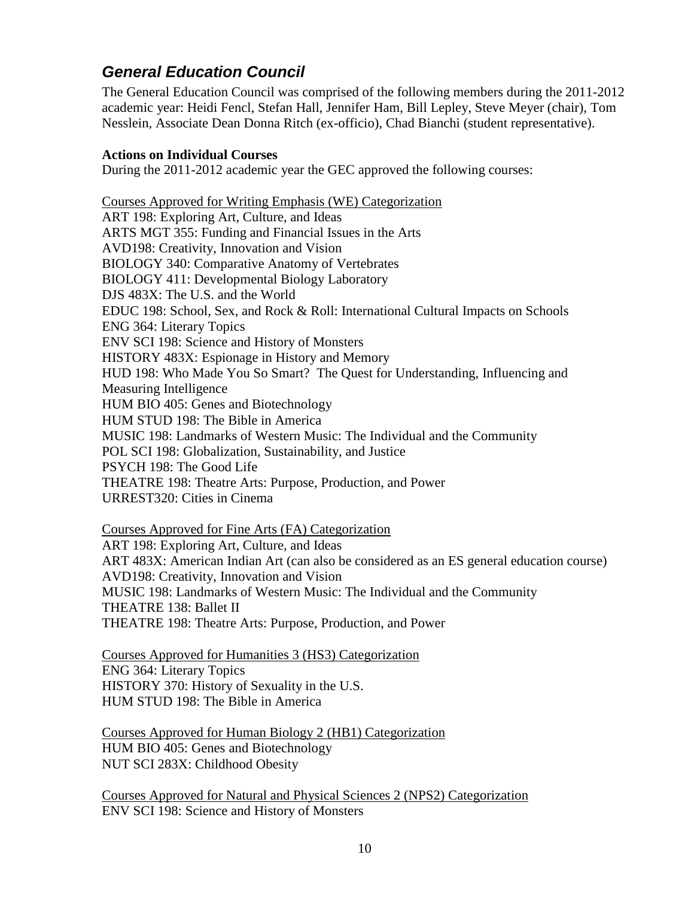## *General Education Council*

The General Education Council was comprised of the following members during the 2011-2012 academic year: Heidi Fencl, Stefan Hall, Jennifer Ham, Bill Lepley, Steve Meyer (chair), Tom Nesslein, Associate Dean Donna Ritch (ex-officio), Chad Bianchi (student representative).

**Actions on Individual Courses**

During the 2011-2012 academic year the GEC approved the following courses:

<u>Courses Approved for Writing Emphasis (WE) Categorization</u>

ART 198: Exploring Art, Culture, and Ideas
ARTS MGT 355: Funding and Financial Issues in the Arts
AVD198: Creativity, Innovation and Vision
BIOLOGY 340: Comparative Anatomy of Vertebrates
BIOLOGY 411: Developmental Biology Laboratory
DJS 483X: The U.S. and the World
EDUC 198: School, Sex, and Rock & Roll: International Cultural Impacts on Schools
ENG 364: Literary Topics
ENV SCI 198: Science and History of Monsters
HISTORY 483X: Espionage in History and Memory
HUD 198: Who Made You So Smart? The Quest for Understanding, Influencing and Measuring Intelligence
HUM BIO 405: Genes and Biotechnology
HUM STUD 198: The Bible in America
MUSIC 198: Landmarks of Western Music: The Individual and the Community
POL SCI 198: Globalization, Sustainability, and Justice
PSYCH 198: The Good Life
THEATRE 198: Theatre Arts: Purpose, Production, and Power
URREST320: Cities in Cinema

<u>Courses Approved for Fine Arts (FA) Categorization</u>

ART 198: Exploring Art, Culture, and Ideas
ART 483X: American Indian Art (can also be considered as an ES general education course)
AVD198: Creativity, Innovation and Vision
MUSIC 198: Landmarks of Western Music: The Individual and the Community
THEATRE 138: Ballet II
THEATRE 198: Theatre Arts: Purpose, Production, and Power

<u>Courses Approved for Humanities 3 (HS3) Categorization</u>

ENG 364: Literary Topics
HISTORY 370: History of Sexuality in the U.S.
HUM STUD 198: The Bible in America

<u>Courses Approved for Human Biology 2 (HB1) Categorization</u>

HUM BIO 405: Genes and Biotechnology
NUT SCI 283X: Childhood Obesity

<u>Courses Approved for Natural and Physical Sciences 2 (NPS2) Categorization</u>

ENV SCI 198: Science and History of Monsters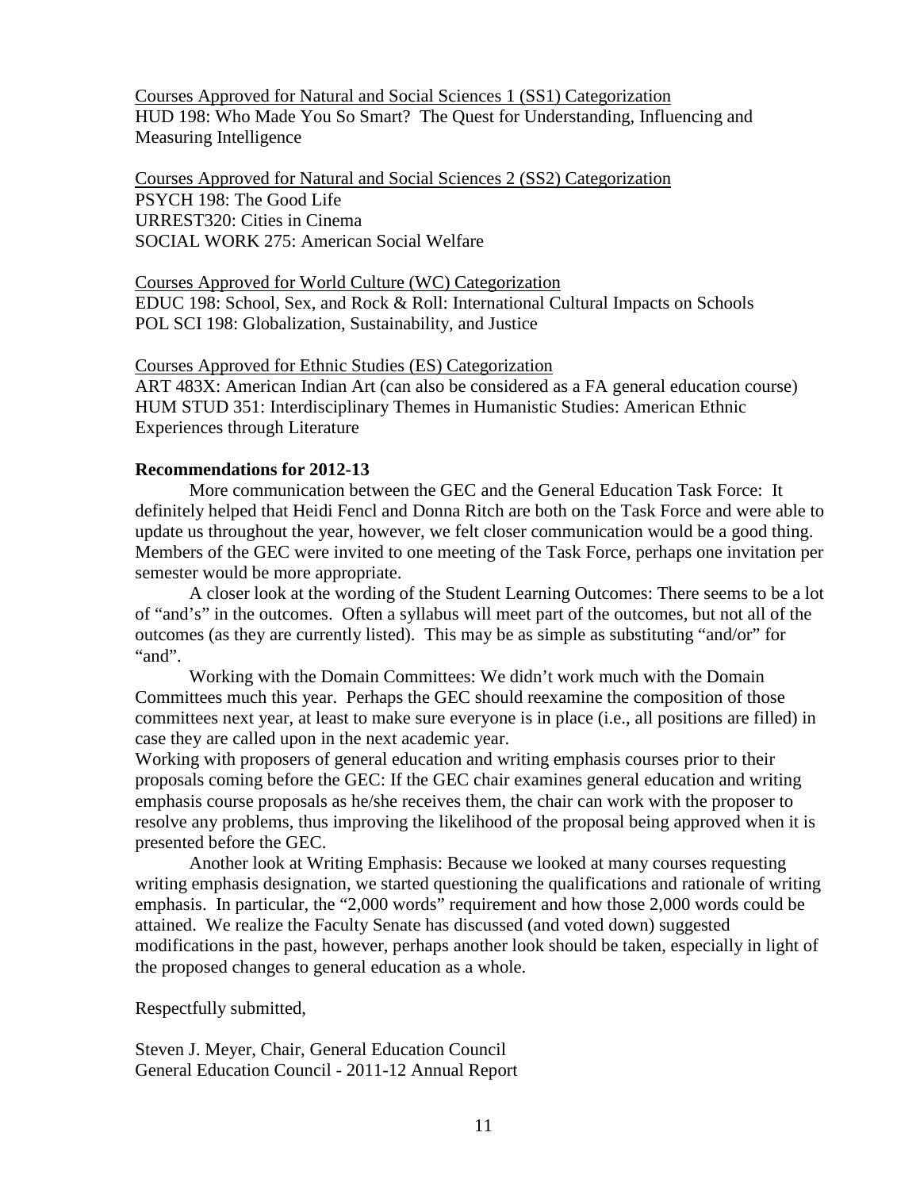Courses Approved for Natural and Social Sciences 1 (SS1) Categorization
HUD 198: Who Made You So Smart? The Quest for Understanding, Influencing and Measuring Intelligence

Courses Approved for Natural and Social Sciences 2 (SS2) Categorization
PSYCH 198: The Good Life
URREST320: Cities in Cinema
SOCIAL WORK 275: American Social Welfare

Courses Approved for World Culture (WC) Categorization
EDUC 198: School, Sex, and Rock & Roll: International Cultural Impacts on Schools
POL SCI 198: Globalization, Sustainability, and Justice

Courses Approved for Ethnic Studies (ES) Categorization
ART 483X: American Indian Art (can also be considered as a FA general education course)
HUM STUD 351: Interdisciplinary Themes in Humanistic Studies: American Ethnic Experiences through Literature

**Recommendations for 2012-13**

More communication between the GEC and the General Education Task Force: It definitely helped that Heidi Fencl and Donna Ritch are both on the Task Force and were able to update us throughout the year, however, we felt closer communication would be a good thing. Members of the GEC were invited to one meeting of the Task Force, perhaps one invitation per semester would be more appropriate.

A closer look at the wording of the Student Learning Outcomes: There seems to be a lot of "and's" in the outcomes. Often a syllabus will meet part of the outcomes, but not all of the outcomes (as they are currently listed). This may be as simple as substituting "and/or" for "and".

Working with the Domain Committees: We didn't work much with the Domain Committees much this year. Perhaps the GEC should reexamine the composition of those committees next year, at least to make sure everyone is in place (i.e., all positions are filled) in case they are called upon in the next academic year.

Working with proposers of general education and writing emphasis courses prior to their proposals coming before the GEC: If the GEC chair examines general education and writing emphasis course proposals as he/she receives them, the chair can work with the proposer to resolve any problems, thus improving the likelihood of the proposal being approved when it is presented before the GEC.

Another look at Writing Emphasis: Because we looked at many courses requesting writing emphasis designation, we started questioning the qualifications and rationale of writing emphasis. In particular, the "2,000 words" requirement and how those 2,000 words could be attained. We realize the Faculty Senate has discussed (and voted down) suggested modifications in the past, however, perhaps another look should be taken, especially in light of the proposed changes to general education as a whole.

Respectfully submitted,

Steven J. Meyer, Chair, General Education Council
General Education Council - 2011-12 Annual Report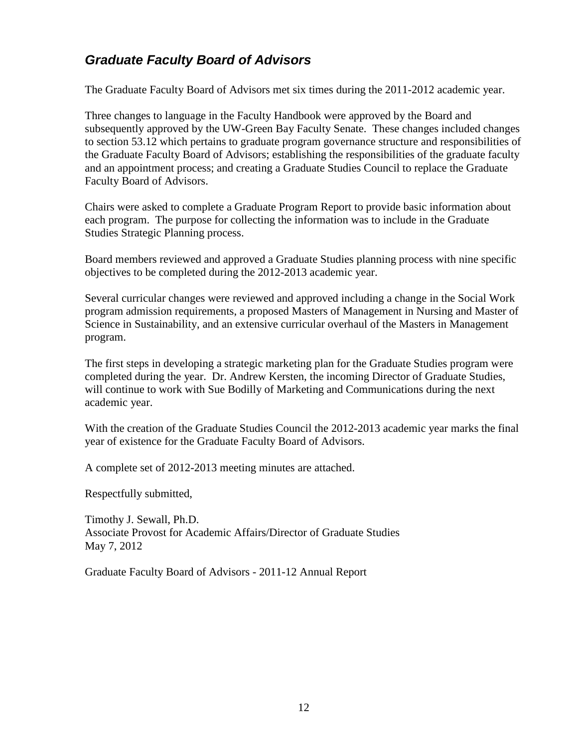## *Graduate Faculty Board of Advisors*

The Graduate Faculty Board of Advisors met six times during the 2011-2012 academic year.

Three changes to language in the Faculty Handbook were approved by the Board and subsequently approved by the UW-Green Bay Faculty Senate. These changes included changes to section 53.12 which pertains to graduate program governance structure and responsibilities of the Graduate Faculty Board of Advisors; establishing the responsibilities of the graduate faculty and an appointment process; and creating a Graduate Studies Council to replace the Graduate Faculty Board of Advisors.

Chairs were asked to complete a Graduate Program Report to provide basic information about each program. The purpose for collecting the information was to include in the Graduate Studies Strategic Planning process.

Board members reviewed and approved a Graduate Studies planning process with nine specific objectives to be completed during the 2012-2013 academic year.

Several curricular changes were reviewed and approved including a change in the Social Work program admission requirements, a proposed Masters of Management in Nursing and Master of Science in Sustainability, and an extensive curricular overhaul of the Masters in Management program.

The first steps in developing a strategic marketing plan for the Graduate Studies program were completed during the year. Dr. Andrew Kersten, the incoming Director of Graduate Studies, will continue to work with Sue Bodilly of Marketing and Communications during the next academic year.

With the creation of the Graduate Studies Council the 2012-2013 academic year marks the final year of existence for the Graduate Faculty Board of Advisors.

A complete set of 2012-2013 meeting minutes are attached.

Respectfully submitted,

Timothy J. Sewall, Ph.D.
Associate Provost for Academic Affairs/Director of Graduate Studies
May 7, 2012

Graduate Faculty Board of Advisors - 2011-12 Annual Report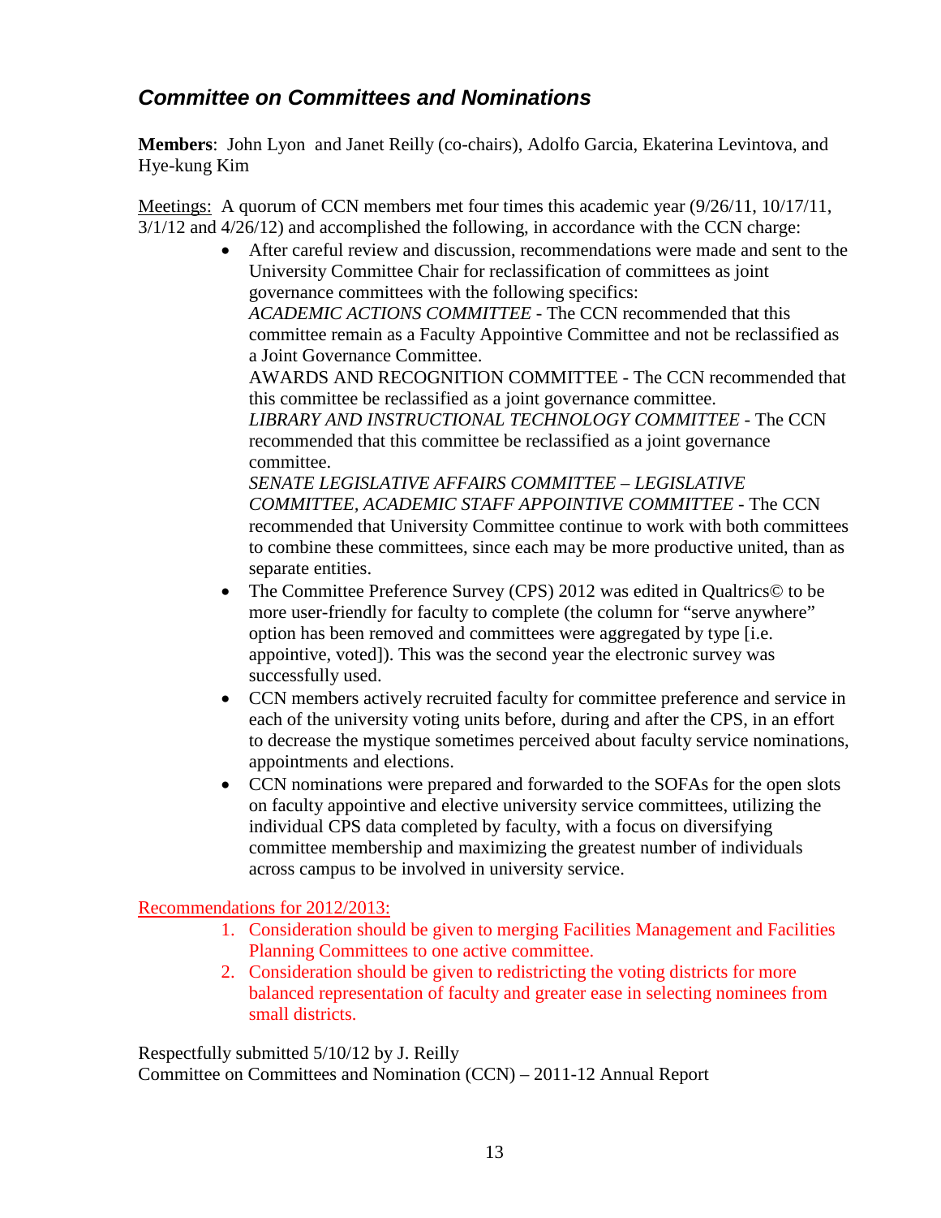## *Committee on Committees and Nominations*

**Members**: John Lyon and Janet Reilly (co-chairs), Adolfo Garcia, Ekaterina Levintova, and Hye-kung Kim

Meetings: A quorum of CCN members met four times this academic year (9/26/11, 10/17/11, 3/1/12 and 4/26/12) and accomplished the following, in accordance with the CCN charge:

- After careful review and discussion, recommendations were made and sent to the University Committee Chair for reclassification of committees as joint governance committees with the following specifics:
  *ACADEMIC ACTIONS COMMITTEE* - The CCN recommended that this committee remain as a Faculty Appointive Committee and not be reclassified as a Joint Governance Committee.
  AWARDS AND RECOGNITION COMMITTEE - The CCN recommended that this committee be reclassified as a joint governance committee.
  *LIBRARY AND INSTRUCTIONAL TECHNOLOGY COMMITTEE* - The CCN recommended that this committee be reclassified as a joint governance committee.
  *SENATE LEGISLATIVE AFFAIRS COMMITTEE – LEGISLATIVE COMMITTEE, ACADEMIC STAFF APPOINTIVE COMMITTEE* - The CCN recommended that University Committee continue to work with both committees to combine these committees, since each may be more productive united, than as separate entities.
- The Committee Preference Survey (CPS) 2012 was edited in Qualtrics© to be more user-friendly for faculty to complete (the column for "serve anywhere" option has been removed and committees were aggregated by type [i.e. appointive, voted]). This was the second year the electronic survey was successfully used.
- CCN members actively recruited faculty for committee preference and service in each of the university voting units before, during and after the CPS, in an effort to decrease the mystique sometimes perceived about faculty service nominations, appointments and elections.
- CCN nominations were prepared and forwarded to the SOFAs for the open slots on faculty appointive and elective university service committees, utilizing the individual CPS data completed by faculty, with a focus on diversifying committee membership and maximizing the greatest number of individuals across campus to be involved in university service.

Recommendations for 2012/2013:

1. Consideration should be given to merging Facilities Management and Facilities Planning Committees to one active committee.
2. Consideration should be given to redistricting the voting districts for more balanced representation of faculty and greater ease in selecting nominees from small districts.

Respectfully submitted 5/10/12 by J. Reilly
Committee on Committees and Nomination (CCN) – 2011-12 Annual Report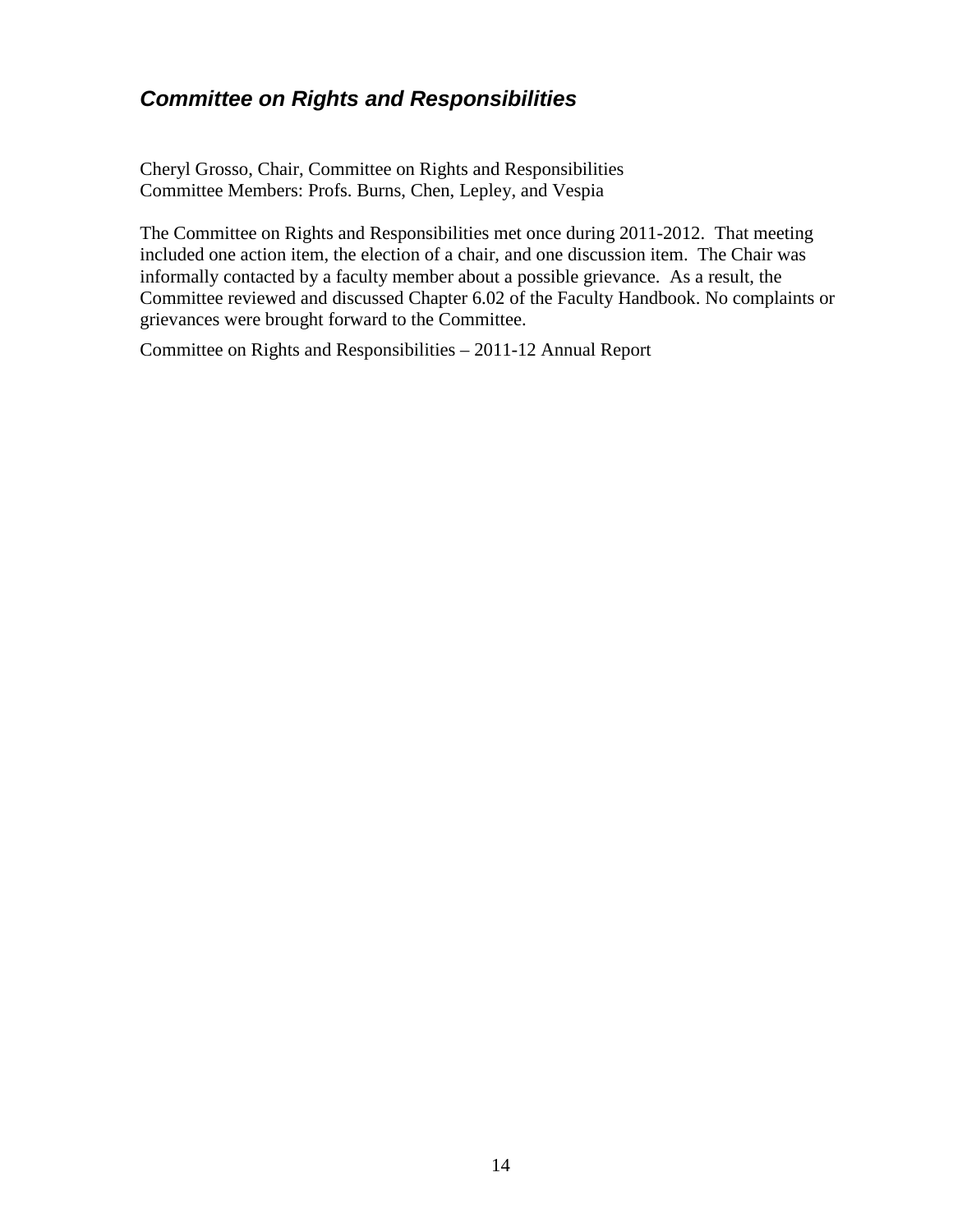## *Committee on Rights and Responsibilities*

Cheryl Grosso, Chair, Committee on Rights and Responsibilities
Committee Members: Profs. Burns, Chen, Lepley, and Vespia

The Committee on Rights and Responsibilities met once during 2011-2012. That meeting included one action item, the election of a chair, and one discussion item. The Chair was informally contacted by a faculty member about a possible grievance. As a result, the Committee reviewed and discussed Chapter 6.02 of the Faculty Handbook. No complaints or grievances were brought forward to the Committee.

Committee on Rights and Responsibilities – 2011-12 Annual Report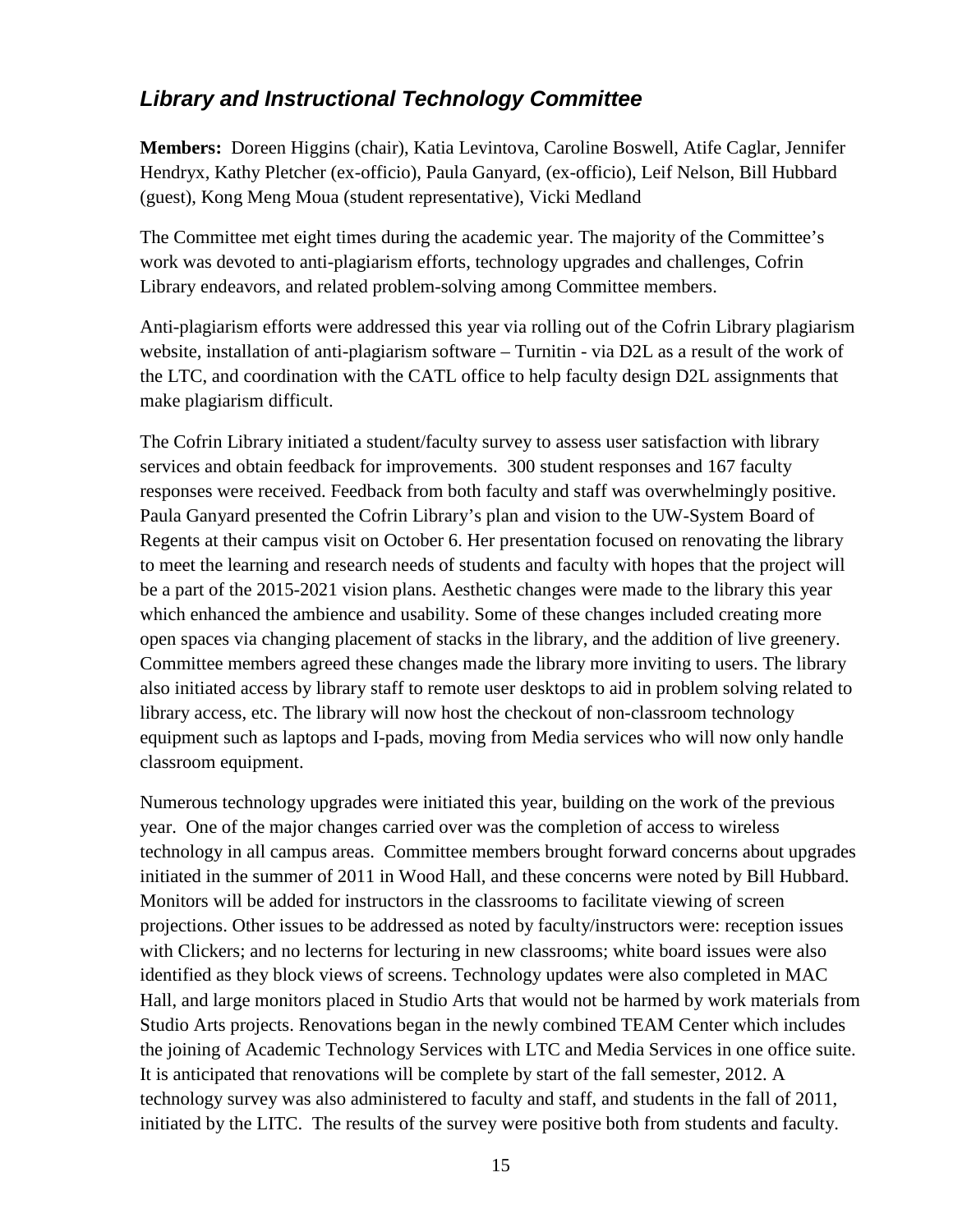## *Library and Instructional Technology Committee*

**Members:** Doreen Higgins (chair), Katia Levintova, Caroline Boswell, Atife Caglar, Jennifer Hendryx, Kathy Pletcher (ex-officio), Paula Ganyard, (ex-officio), Leif Nelson, Bill Hubbard (guest), Kong Meng Moua (student representative), Vicki Medland

The Committee met eight times during the academic year. The majority of the Committee's work was devoted to anti-plagiarism efforts, technology upgrades and challenges, Cofrin Library endeavors, and related problem-solving among Committee members.

Anti-plagiarism efforts were addressed this year via rolling out of the Cofrin Library plagiarism website, installation of anti-plagiarism software – Turnitin - via D2L as a result of the work of the LTC, and coordination with the CATL office to help faculty design D2L assignments that make plagiarism difficult.

The Cofrin Library initiated a student/faculty survey to assess user satisfaction with library services and obtain feedback for improvements. 300 student responses and 167 faculty responses were received. Feedback from both faculty and staff was overwhelmingly positive. Paula Ganyard presented the Cofrin Library's plan and vision to the UW-System Board of Regents at their campus visit on October 6. Her presentation focused on renovating the library to meet the learning and research needs of students and faculty with hopes that the project will be a part of the 2015-2021 vision plans. Aesthetic changes were made to the library this year which enhanced the ambience and usability. Some of these changes included creating more open spaces via changing placement of stacks in the library, and the addition of live greenery. Committee members agreed these changes made the library more inviting to users. The library also initiated access by library staff to remote user desktops to aid in problem solving related to library access, etc. The library will now host the checkout of non-classroom technology equipment such as laptops and I-pads, moving from Media services who will now only handle classroom equipment.

Numerous technology upgrades were initiated this year, building on the work of the previous year. One of the major changes carried over was the completion of access to wireless technology in all campus areas. Committee members brought forward concerns about upgrades initiated in the summer of 2011 in Wood Hall, and these concerns were noted by Bill Hubbard. Monitors will be added for instructors in the classrooms to facilitate viewing of screen projections. Other issues to be addressed as noted by faculty/instructors were: reception issues with Clickers; and no lecterns for lecturing in new classrooms; white board issues were also identified as they block views of screens. Technology updates were also completed in MAC Hall, and large monitors placed in Studio Arts that would not be harmed by work materials from Studio Arts projects. Renovations began in the newly combined TEAM Center which includes the joining of Academic Technology Services with LTC and Media Services in one office suite. It is anticipated that renovations will be complete by start of the fall semester, 2012. A technology survey was also administered to faculty and staff, and students in the fall of 2011, initiated by the LITC. The results of the survey were positive both from students and faculty.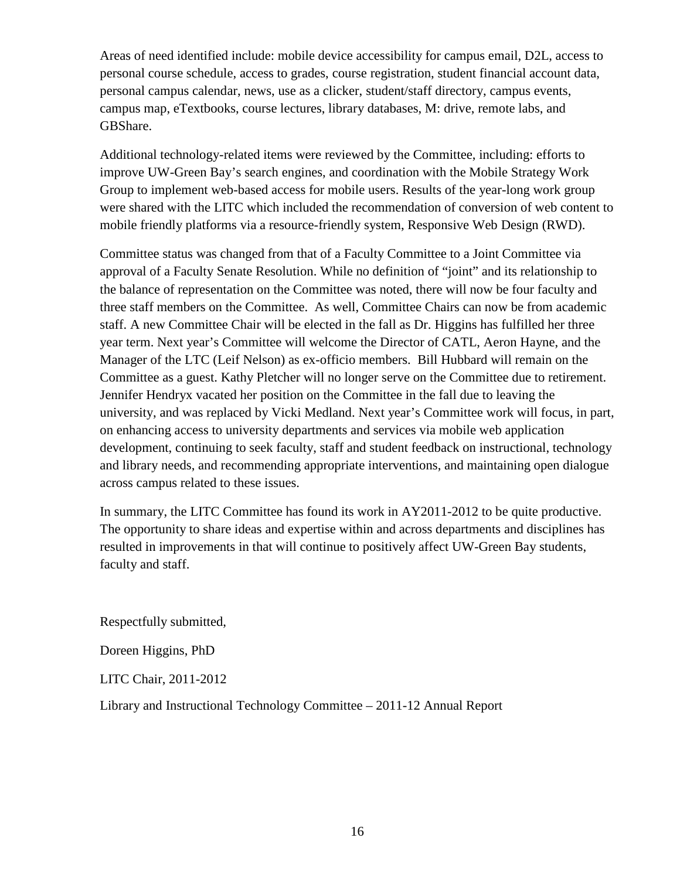Areas of need identified include: mobile device accessibility for campus email, D2L, access to personal course schedule, access to grades, course registration, student financial account data, personal campus calendar, news, use as a clicker, student/staff directory, campus events, campus map, eTextbooks, course lectures, library databases, M: drive, remote labs, and GBShare.

Additional technology-related items were reviewed by the Committee, including: efforts to improve UW-Green Bay's search engines, and coordination with the Mobile Strategy Work Group to implement web-based access for mobile users. Results of the year-long work group were shared with the LITC which included the recommendation of conversion of web content to mobile friendly platforms via a resource-friendly system, Responsive Web Design (RWD).

Committee status was changed from that of a Faculty Committee to a Joint Committee via approval of a Faculty Senate Resolution. While no definition of "joint" and its relationship to the balance of representation on the Committee was noted, there will now be four faculty and three staff members on the Committee. As well, Committee Chairs can now be from academic staff. A new Committee Chair will be elected in the fall as Dr. Higgins has fulfilled her three year term. Next year's Committee will welcome the Director of CATL, Aeron Hayne, and the Manager of the LTC (Leif Nelson) as ex-officio members. Bill Hubbard will remain on the Committee as a guest. Kathy Pletcher will no longer serve on the Committee due to retirement. Jennifer Hendryx vacated her position on the Committee in the fall due to leaving the university, and was replaced by Vicki Medland. Next year's Committee work will focus, in part, on enhancing access to university departments and services via mobile web application development, continuing to seek faculty, staff and student feedback on instructional, technology and library needs, and recommending appropriate interventions, and maintaining open dialogue across campus related to these issues.

In summary, the LITC Committee has found its work in AY2011-2012 to be quite productive. The opportunity to share ideas and expertise within and across departments and disciplines has resulted in improvements in that will continue to positively affect UW-Green Bay students, faculty and staff.

Respectfully submitted,

Doreen Higgins, PhD

LITC Chair, 2011-2012

Library and Instructional Technology Committee – 2011-12 Annual Report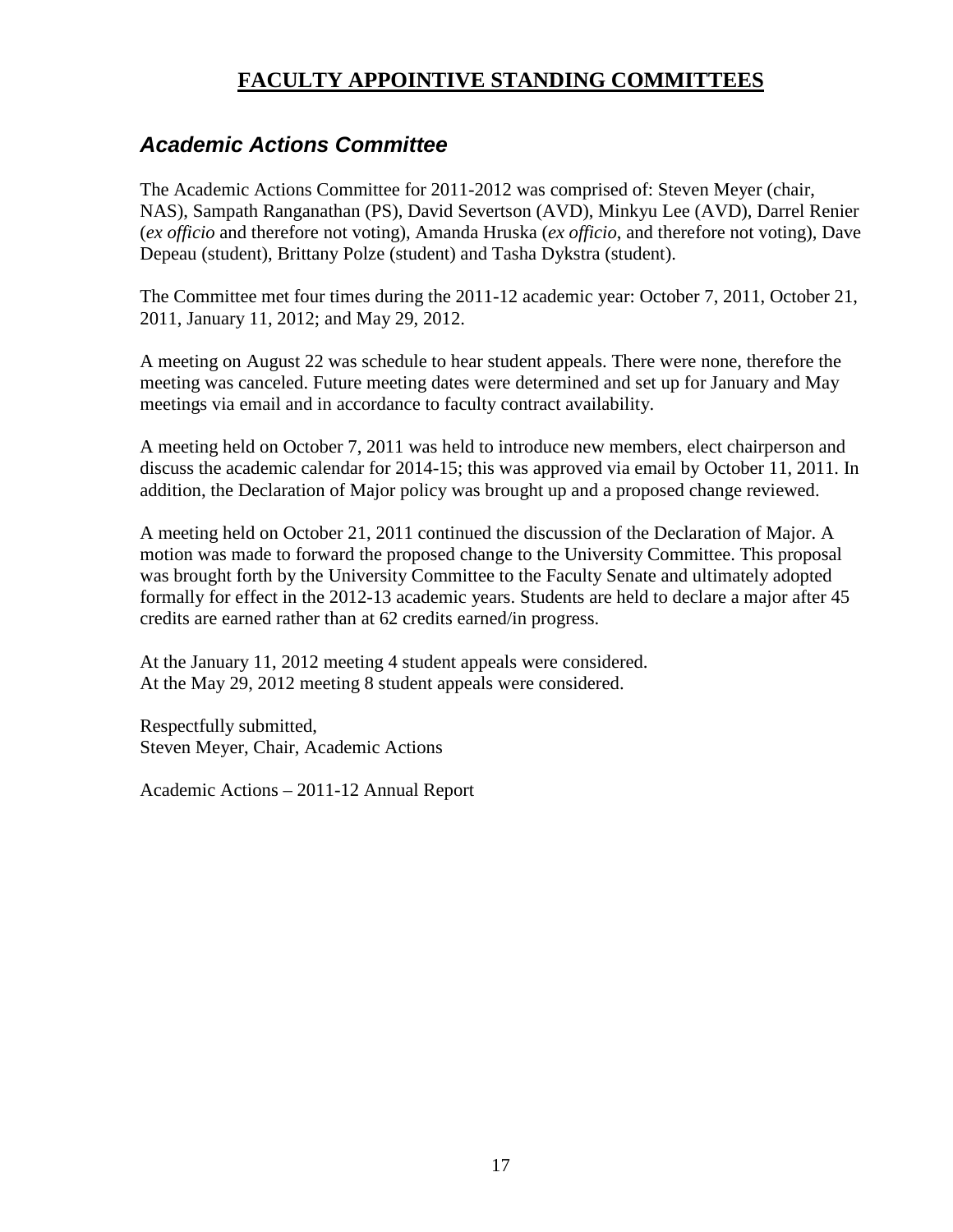# FACTULTY APPOINTIVE STANDING COMMITTEES

## *Academic Actions Committee*

The Academic Actions Committee for 2011-2012 was comprised of: Steven Meyer (chair, NAS), Sampath Ranganathan (PS), David Severtson (AVD), Minkyu Lee (AVD), Darrel Renier (*ex officio* and therefore not voting), Amanda Hruska (*ex officio*, and therefore not voting), Dave Depeau (student), Brittany Polze (student) and Tasha Dykstra (student).

The Committee met four times during the 2011-12 academic year: October 7, 2011, October 21, 2011, January 11, 2012; and May 29, 2012.

A meeting on August 22 was schedule to hear student appeals. There were none, therefore the meeting was canceled. Future meeting dates were determined and set up for January and May meetings via email and in accordance to faculty contract availability.

A meeting held on October 7, 2011 was held to introduce new members, elect chairperson and discuss the academic calendar for 2014-15; this was approved via email by October 11, 2011. In addition, the Declaration of Major policy was brought up and a proposed change reviewed.

A meeting held on October 21, 2011 continued the discussion of the Declaration of Major. A motion was made to forward the proposed change to the University Committee. This proposal was brought forth by the University Committee to the Faculty Senate and ultimately adopted formally for effect in the 2012-13 academic years. Students are held to declare a major after 45 credits are earned rather than at 62 credits earned/in progress.

At the January 11, 2012 meeting 4 student appeals were considered.
At the May 29, 2012 meeting 8 student appeals were considered.

Respectfully submitted,
Steven Meyer, Chair, Academic Actions

Academic Actions – 2011-12 Annual Report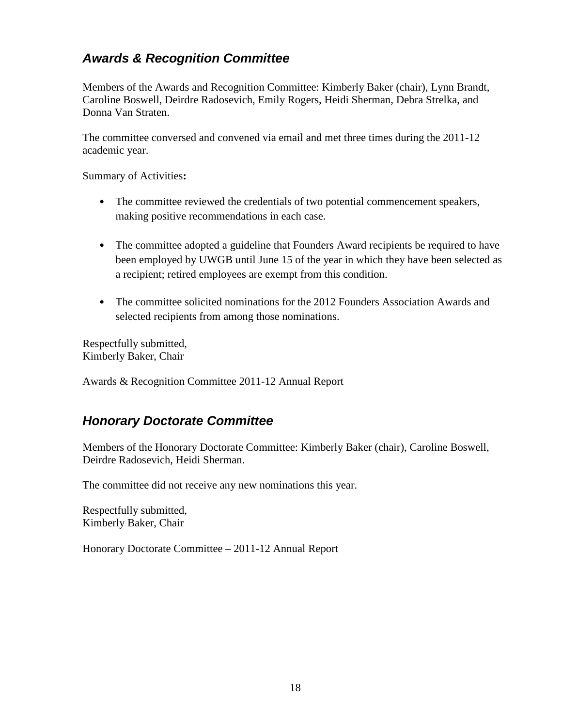## *Awards & Recognition Committee*

Members of the Awards and Recognition Committee: Kimberly Baker (chair), Lynn Brandt, Caroline Boswell, Deirdre Radosevich, Emily Rogers, Heidi Sherman, Debra Strelka, and Donna Van Straten.

The committee conversed and convened via email and met three times during the 2011-12 academic year.

Summary of Activities**:**

- The committee reviewed the credentials of two potential commencement speakers, making positive recommendations in each case.
- The committee adopted a guideline that Founders Award recipients be required to have been employed by UWGB until June 15 of the year in which they have been selected as a recipient; retired employees are exempt from this condition.
- The committee solicited nominations for the 2012 Founders Association Awards and selected recipients from among those nominations.

Respectfully submitted,
Kimberly Baker, Chair

Awards & Recognition Committee 2011-12 Annual Report

## *Honorary Doctorate Committee*

Members of the Honorary Doctorate Committee: Kimberly Baker (chair), Caroline Boswell, Deirdre Radosevich, Heidi Sherman.

The committee did not receive any new nominations this year.

Respectfully submitted,
Kimberly Baker, Chair

Honorary Doctorate Committee – 2011-12 Annual Report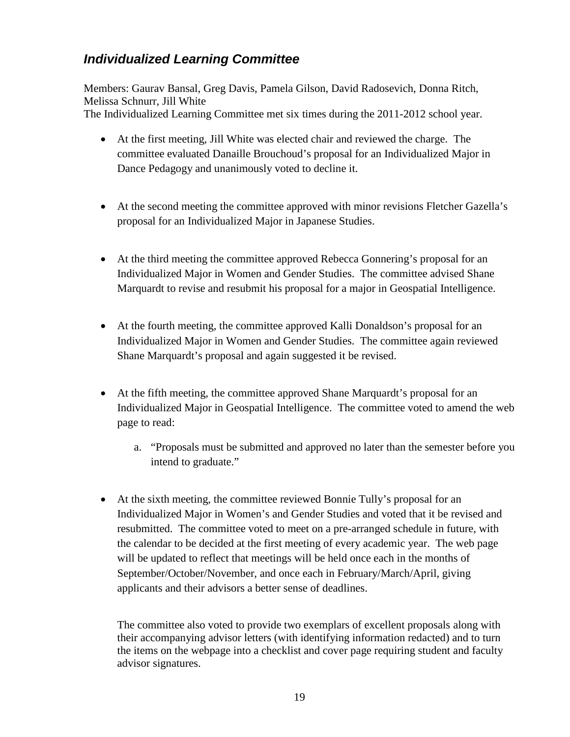## ***Individualized Learning Committee***

Members: Gaurav Bansal, Greg Davis, Pamela Gilson, David Radosevich, Donna Ritch, Melissa Schnurr, Jill White
The Individualized Learning Committee met six times during the 2011-2012 school year.

- At the first meeting, Jill White was elected chair and reviewed the charge. The committee evaluated Danaille Brouchoud's proposal for an Individualized Major in Dance Pedagogy and unanimously voted to decline it.

- At the second meeting the committee approved with minor revisions Fletcher Gazella's proposal for an Individualized Major in Japanese Studies.

- At the third meeting the committee approved Rebecca Gonnering's proposal for an Individualized Major in Women and Gender Studies. The committee advised Shane Marquardt to revise and resubmit his proposal for a major in Geospatial Intelligence.

- At the fourth meeting, the committee approved Kalli Donaldson's proposal for an Individualized Major in Women and Gender Studies. The committee again reviewed Shane Marquardt's proposal and again suggested it be revised.

- At the fifth meeting, the committee approved Shane Marquardt's proposal for an Individualized Major in Geospatial Intelligence. The committee voted to amend the web page to read:

    a. "Proposals must be submitted and approved no later than the semester before you intend to graduate."

- At the sixth meeting, the committee reviewed Bonnie Tully's proposal for an Individualized Major in Women's and Gender Studies and voted that it be revised and resubmitted. The committee voted to meet on a pre-arranged schedule in future, with the calendar to be decided at the first meeting of every academic year. The web page will be updated to reflect that meetings will be held once each in the months of September/October/November, and once each in February/March/April, giving applicants and their advisors a better sense of deadlines.

  The committee also voted to provide two exemplars of excellent proposals along with their accompanying advisor letters (with identifying information redacted) and to turn the items on the webpage into a checklist and cover page requiring student and faculty advisor signatures.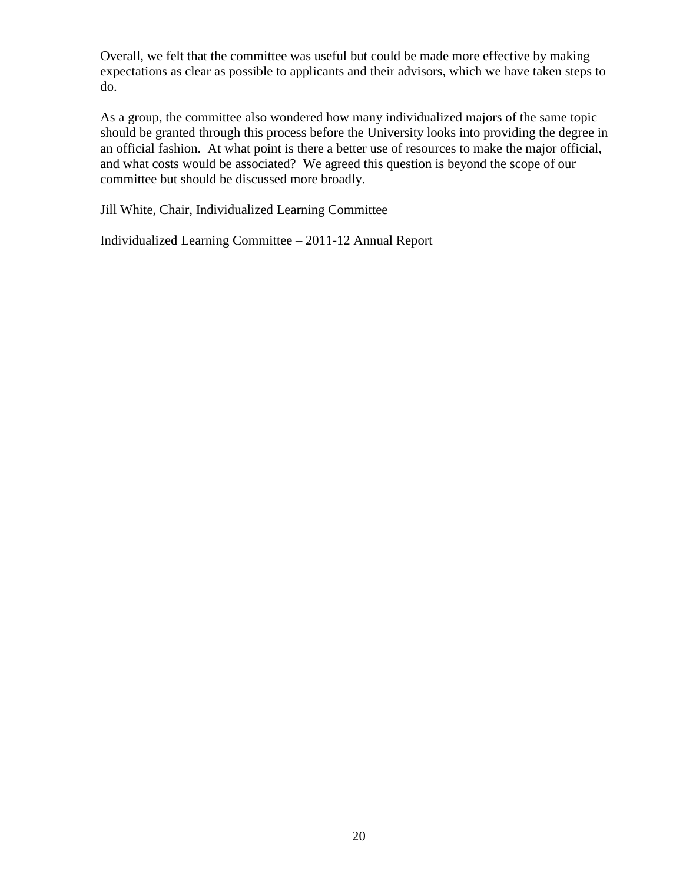Overall, we felt that the committee was useful but could be made more effective by making expectations as clear as possible to applicants and their advisors, which we have taken steps to do.

As a group, the committee also wondered how many individualized majors of the same topic should be granted through this process before the University looks into providing the degree in an official fashion. At what point is there a better use of resources to make the major official, and what costs would be associated? We agreed this question is beyond the scope of our committee but should be discussed more broadly.

Jill White, Chair, Individualized Learning Committee

Individualized Learning Committee – 2011-12 Annual Report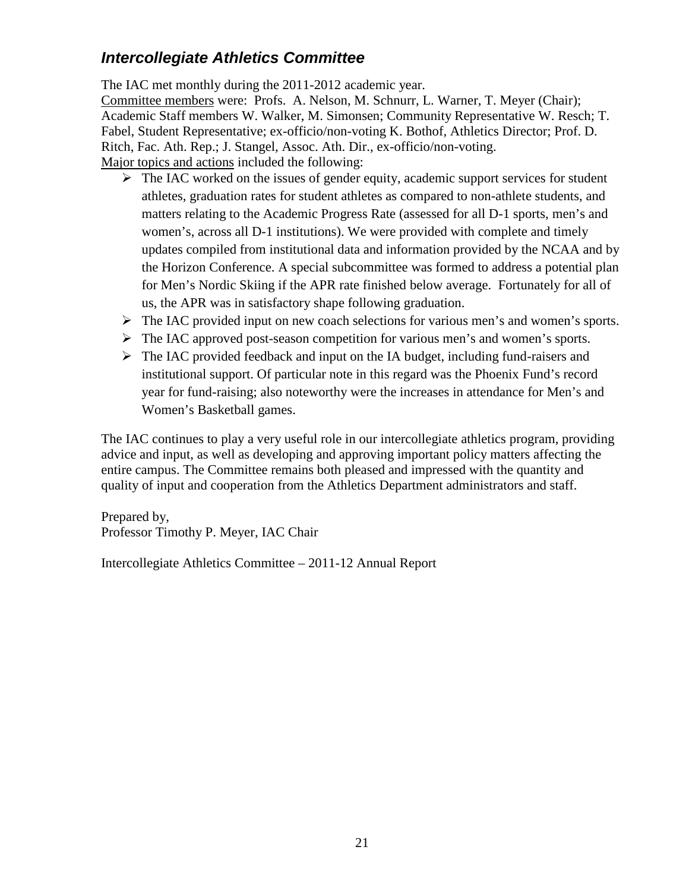## *Intercollegiate Athletics Committee*

The IAC met monthly during the 2011-2012 academic year.
Committee members were: Profs. A. Nelson, M. Schnurr, L. Warner, T. Meyer (Chair); Academic Staff members W. Walker, M. Simonsen; Community Representative W. Resch; T. Fabel, Student Representative; ex-officio/non-voting K. Bothof, Athletics Director; Prof. D. Ritch, Fac. Ath. Rep.; J. Stangel, Assoc. Ath. Dir., ex-officio/non-voting.
Major topics and actions included the following:

- The IAC worked on the issues of gender equity, academic support services for student athletes, graduation rates for student athletes as compared to non-athlete students, and matters relating to the Academic Progress Rate (assessed for all D-1 sports, men's and women's, across all D-1 institutions). We were provided with complete and timely updates compiled from institutional data and information provided by the NCAA and by the Horizon Conference. A special subcommittee was formed to address a potential plan for Men's Nordic Skiing if the APR rate finished below average. Fortunately for all of us, the APR was in satisfactory shape following graduation.
- The IAC provided input on new coach selections for various men's and women's sports.
- The IAC approved post-season competition for various men's and women's sports.
- The IAC provided feedback and input on the IA budget, including fund-raisers and institutional support. Of particular note in this regard was the Phoenix Fund's record year for fund-raising; also noteworthy were the increases in attendance for Men's and Women's Basketball games.

The IAC continues to play a very useful role in our intercollegiate athletics program, providing advice and input, as well as developing and approving important policy matters affecting the entire campus. The Committee remains both pleased and impressed with the quantity and quality of input and cooperation from the Athletics Department administrators and staff.

Prepared by,
Professor Timothy P. Meyer, IAC Chair

Intercollegiate Athletics Committee – 2011-12 Annual Report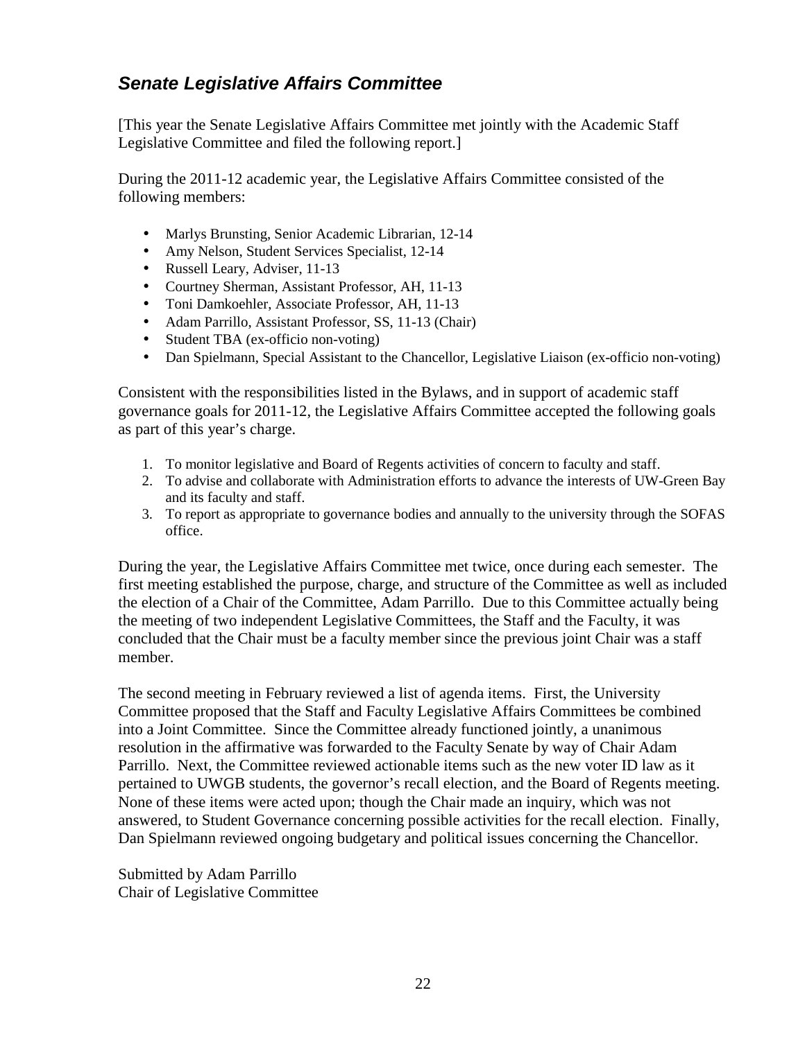## ***Senate Legislative Affairs Committee***

[This year the Senate Legislative Affairs Committee met jointly with the Academic Staff Legislative Committee and filed the following report.]

During the 2011-12 academic year, the Legislative Affairs Committee consisted of the following members:

- Marlys Brunsting, Senior Academic Librarian, 12-14
- Amy Nelson, Student Services Specialist, 12-14
- Russell Leary, Adviser, 11-13
- Courtney Sherman, Assistant Professor, AH, 11-13
- Toni Damkoehler, Associate Professor, AH, 11-13
- Adam Parrillo, Assistant Professor, SS, 11-13 (Chair)
- Student TBA (ex-officio non-voting)
- Dan Spielmann, Special Assistant to the Chancellor, Legislative Liaison (ex-officio non-voting)

Consistent with the responsibilities listed in the Bylaws, and in support of academic staff governance goals for 2011-12, the Legislative Affairs Committee accepted the following goals as part of this year's charge.

1. To monitor legislative and Board of Regents activities of concern to faculty and staff.
2. To advise and collaborate with Administration efforts to advance the interests of UW-Green Bay and its faculty and staff.
3. To report as appropriate to governance bodies and annually to the university through the SOFAS office.

During the year, the Legislative Affairs Committee met twice, once during each semester. The first meeting established the purpose, charge, and structure of the Committee as well as included the election of a Chair of the Committee, Adam Parrillo. Due to this Committee actually being the meeting of two independent Legislative Committees, the Staff and the Faculty, it was concluded that the Chair must be a faculty member since the previous joint Chair was a staff member.

The second meeting in February reviewed a list of agenda items. First, the University Committee proposed that the Staff and Faculty Legislative Affairs Committees be combined into a Joint Committee. Since the Committee already functioned jointly, a unanimous resolution in the affirmative was forwarded to the Faculty Senate by way of Chair Adam Parrillo. Next, the Committee reviewed actionable items such as the new voter ID law as it pertained to UWGB students, the governor's recall election, and the Board of Regents meeting. None of these items were acted upon; though the Chair made an inquiry, which was not answered, to Student Governance concerning possible activities for the recall election. Finally, Dan Spielmann reviewed ongoing budgetary and political issues concerning the Chancellor.

Submitted by Adam Parrillo
Chair of Legislative Committee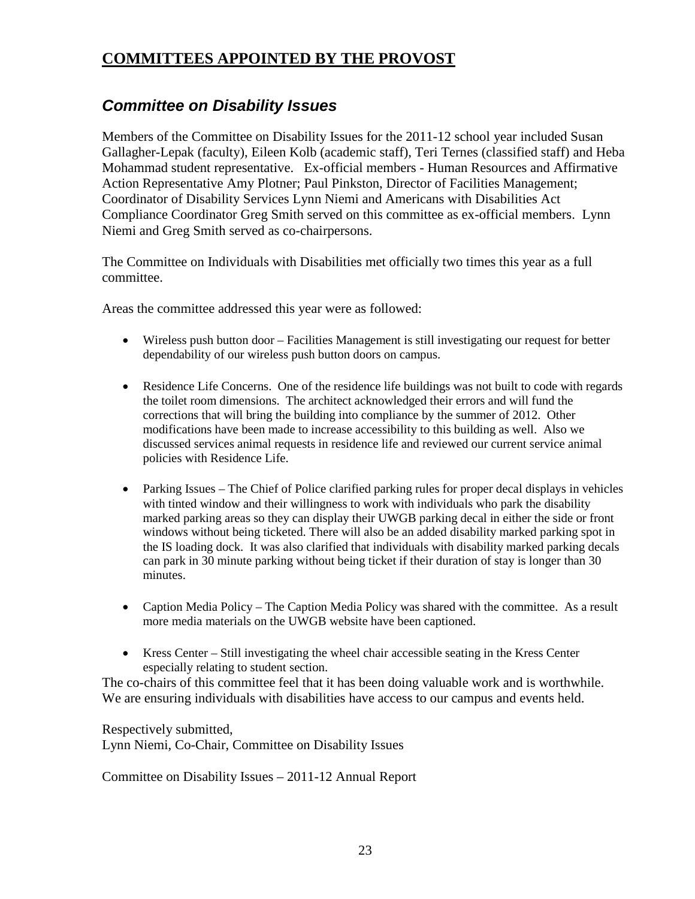# COMMITTEES APPOINTED BY THE PROVOST

## *Committee on Disability Issues*

Members of the Committee on Disability Issues for the 2011-12 school year included Susan Gallagher-Lepak (faculty), Eileen Kolb (academic staff), Teri Ternes (classified staff) and Heba Mohammad student representative. Ex-official members - Human Resources and Affirmative Action Representative Amy Plotner; Paul Pinkston, Director of Facilities Management; Coordinator of Disability Services Lynn Niemi and Americans with Disabilities Act Compliance Coordinator Greg Smith served on this committee as ex-official members. Lynn Niemi and Greg Smith served as co-chairpersons.

The Committee on Individuals with Disabilities met officially two times this year as a full committee.

Areas the committee addressed this year were as followed:

- Wireless push button door – Facilities Management is still investigating our request for better dependability of our wireless push button doors on campus.
- Residence Life Concerns. One of the residence life buildings was not built to code with regards the toilet room dimensions. The architect acknowledged their errors and will fund the corrections that will bring the building into compliance by the summer of 2012. Other modifications have been made to increase accessibility to this building as well. Also we discussed services animal requests in residence life and reviewed our current service animal policies with Residence Life.
- Parking Issues – The Chief of Police clarified parking rules for proper decal displays in vehicles with tinted window and their willingness to work with individuals who park the disability marked parking areas so they can display their UWGB parking decal in either the side or front windows without being ticketed. There will also be an added disability marked parking spot in the IS loading dock. It was also clarified that individuals with disability marked parking decals can park in 30 minute parking without being ticket if their duration of stay is longer than 30 minutes.
- Caption Media Policy – The Caption Media Policy was shared with the committee. As a result more media materials on the UWGB website have been captioned.
- Kress Center – Still investigating the wheel chair accessible seating in the Kress Center especially relating to student section.

The co-chairs of this committee feel that it has been doing valuable work and is worthwhile. We are ensuring individuals with disabilities have access to our campus and events held.

Respectively submitted,
Lynn Niemi, Co-Chair, Committee on Disability Issues

Committee on Disability Issues – 2011-12 Annual Report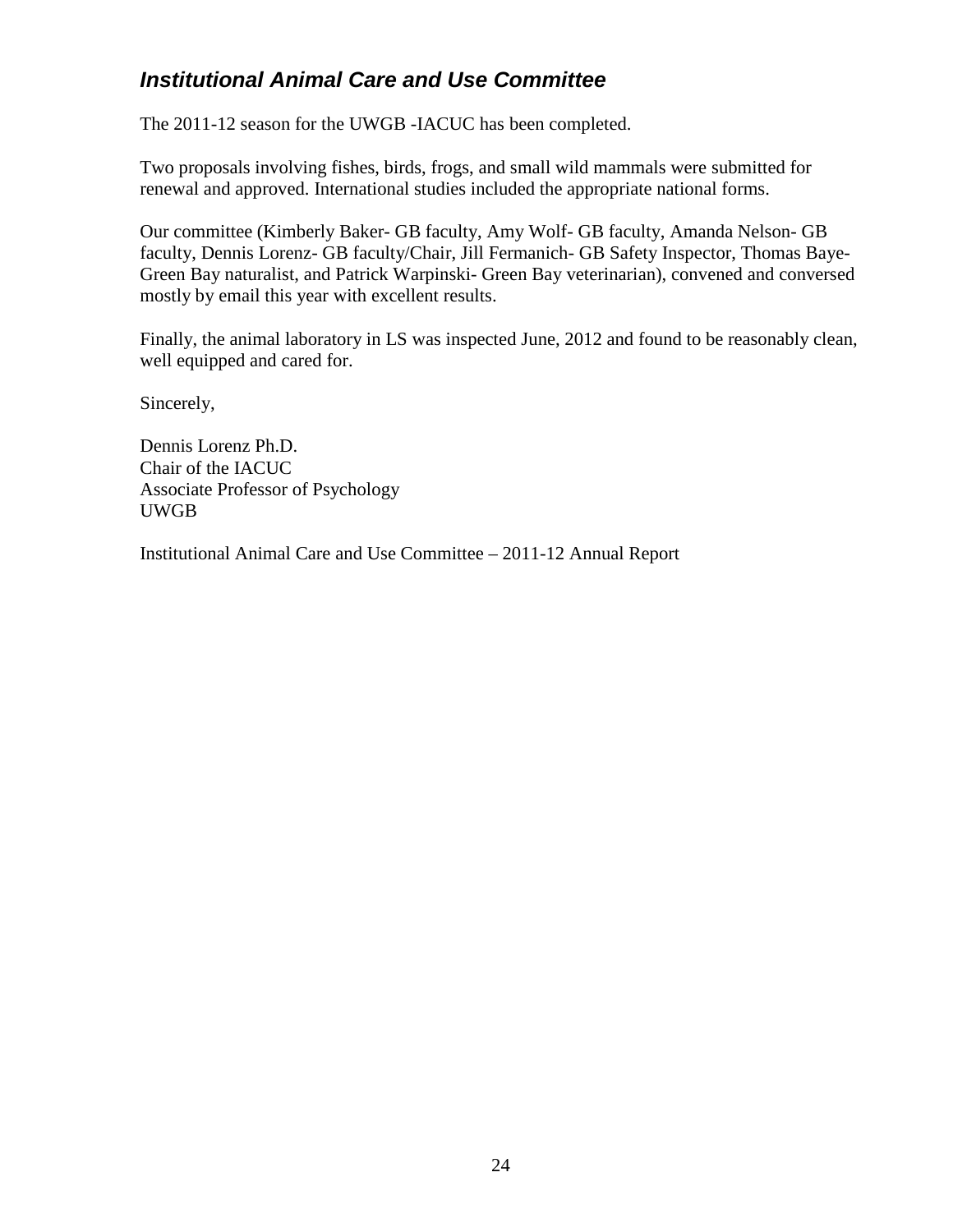## ***Institutional Animal Care and Use Committee***

The 2011-12 season for the UWGB -IACUC has been completed.

Two proposals involving fishes, birds, frogs, and small wild mammals were submitted for renewal and approved. International studies included the appropriate national forms.

Our committee (Kimberly Baker- GB faculty, Amy Wolf- GB faculty, Amanda Nelson- GB faculty, Dennis Lorenz- GB faculty/Chair, Jill Fermanich- GB Safety Inspector, Thomas Baye-Green Bay naturalist, and Patrick Warpinski- Green Bay veterinarian), convened and conversed mostly by email this year with excellent results.

Finally, the animal laboratory in LS was inspected June, 2012 and found to be reasonably clean, well equipped and cared for.

Sincerely,

Dennis Lorenz Ph.D.
Chair of the IACUC
Associate Professor of Psychology
UWGB

Institutional Animal Care and Use Committee – 2011-12 Annual Report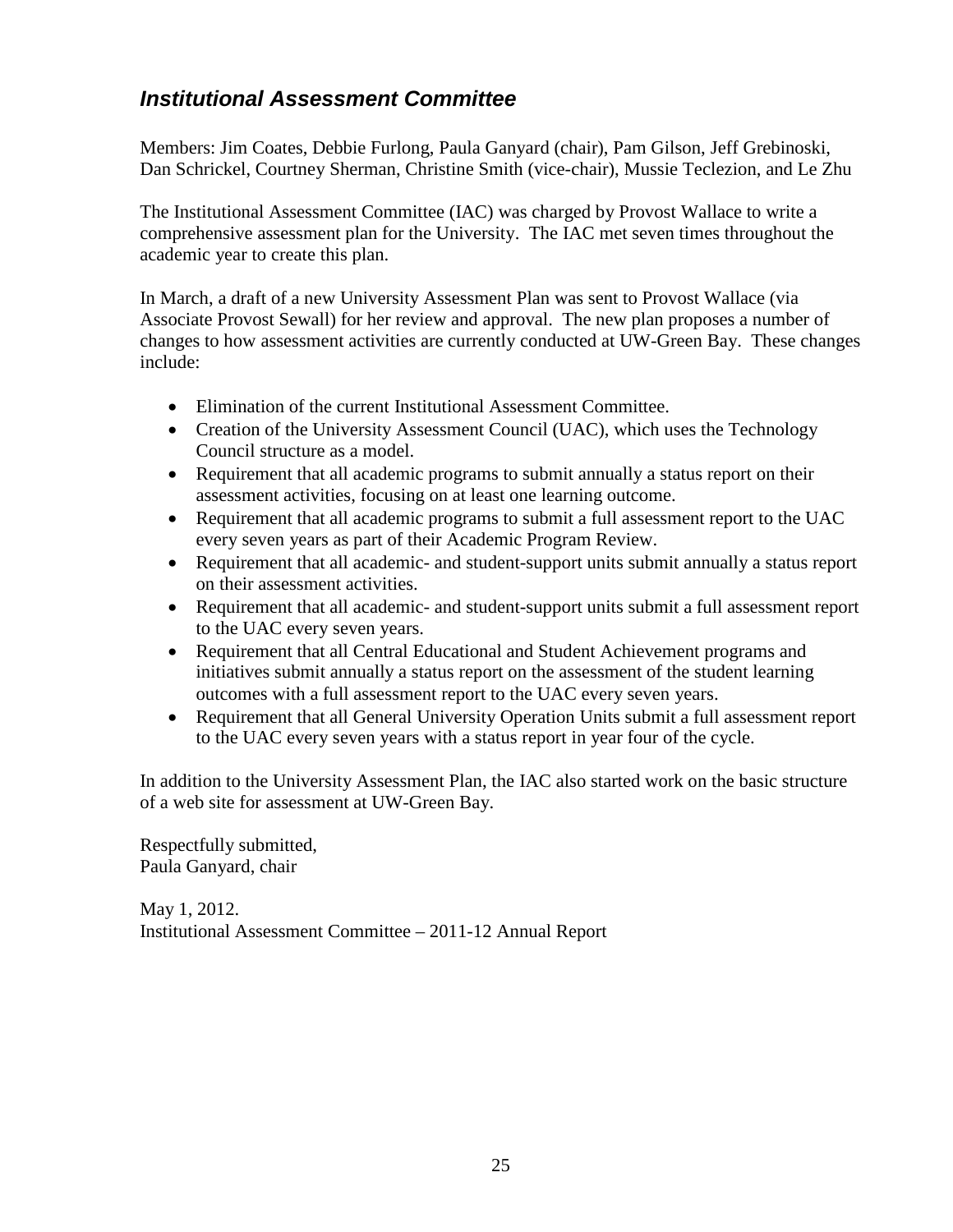## *Institutional Assessment Committee*

Members: Jim Coates, Debbie Furlong, Paula Ganyard (chair), Pam Gilson, Jeff Grebinoski, Dan Schrickel, Courtney Sherman, Christine Smith (vice-chair), Mussie Teclezion, and Le Zhu

The Institutional Assessment Committee (IAC) was charged by Provost Wallace to write a comprehensive assessment plan for the University. The IAC met seven times throughout the academic year to create this plan.

In March, a draft of a new University Assessment Plan was sent to Provost Wallace (via Associate Provost Sewall) for her review and approval. The new plan proposes a number of changes to how assessment activities are currently conducted at UW-Green Bay. These changes include:

- Elimination of the current Institutional Assessment Committee.
- Creation of the University Assessment Council (UAC), which uses the Technology Council structure as a model.
- Requirement that all academic programs to submit annually a status report on their assessment activities, focusing on at least one learning outcome.
- Requirement that all academic programs to submit a full assessment report to the UAC every seven years as part of their Academic Program Review.
- Requirement that all academic- and student-support units submit annually a status report on their assessment activities.
- Requirement that all academic- and student-support units submit a full assessment report to the UAC every seven years.
- Requirement that all Central Educational and Student Achievement programs and initiatives submit annually a status report on the assessment of the student learning outcomes with a full assessment report to the UAC every seven years.
- Requirement that all General University Operation Units submit a full assessment report to the UAC every seven years with a status report in year four of the cycle.

In addition to the University Assessment Plan, the IAC also started work on the basic structure of a web site for assessment at UW-Green Bay.

Respectfully submitted,
Paula Ganyard, chair

May 1, 2012.
Institutional Assessment Committee – 2011-12 Annual Report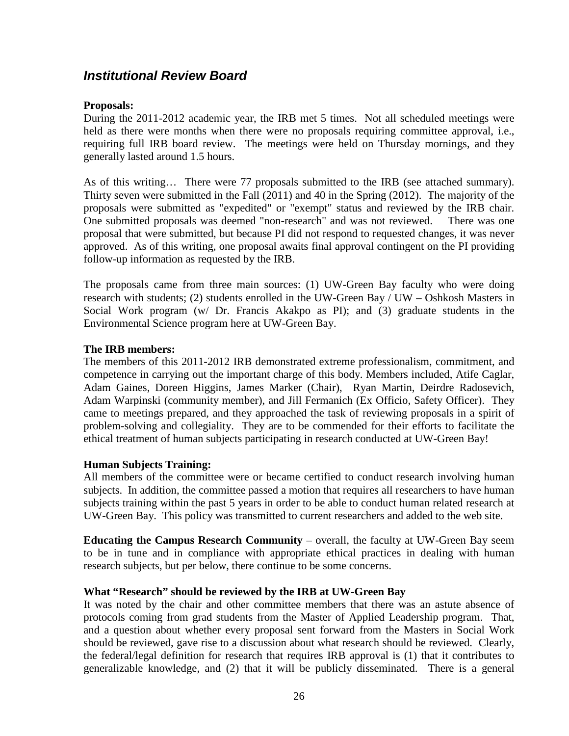## *Institutional Review Board*

**Proposals:**
During the 2011-2012 academic year, the IRB met 5 times. Not all scheduled meetings were held as there were months when there were no proposals requiring committee approval, i.e., requiring full IRB board review. The meetings were held on Thursday mornings, and they generally lasted around 1.5 hours.

As of this writing… There were 77 proposals submitted to the IRB (see attached summary). Thirty seven were submitted in the Fall (2011) and 40 in the Spring (2012). The majority of the proposals were submitted as "expedited" or "exempt" status and reviewed by the IRB chair. One submitted proposals was deemed "non-research" and was not reviewed. There was one proposal that were submitted, but because PI did not respond to requested changes, it was never approved. As of this writing, one proposal awaits final approval contingent on the PI providing follow-up information as requested by the IRB.

The proposals came from three main sources: (1) UW-Green Bay faculty who were doing research with students; (2) students enrolled in the UW-Green Bay / UW – Oshkosh Masters in Social Work program (w/ Dr. Francis Akakpo as PI); and (3) graduate students in the Environmental Science program here at UW-Green Bay.

**The IRB members:**
The members of this 2011-2012 IRB demonstrated extreme professionalism, commitment, and competence in carrying out the important charge of this body. Members included, Atife Caglar, Adam Gaines, Doreen Higgins, James Marker (Chair), Ryan Martin, Deirdre Radosevich, Adam Warpinski (community member), and Jill Fermanich (Ex Officio, Safety Officer). They came to meetings prepared, and they approached the task of reviewing proposals in a spirit of problem-solving and collegiality. They are to be commended for their efforts to facilitate the ethical treatment of human subjects participating in research conducted at UW-Green Bay!

**Human Subjects Training:**
All members of the committee were or became certified to conduct research involving human subjects. In addition, the committee passed a motion that requires all researchers to have human subjects training within the past 5 years in order to be able to conduct human related research at UW-Green Bay. This policy was transmitted to current researchers and added to the web site.

**Educating the Campus Research Community** – overall, the faculty at UW-Green Bay seem to be in tune and in compliance with appropriate ethical practices in dealing with human research subjects, but per below, there continue to be some concerns.

**What "Research" should be reviewed by the IRB at UW-Green Bay**
It was noted by the chair and other committee members that there was an astute absence of protocols coming from grad students from the Master of Applied Leadership program. That, and a question about whether every proposal sent forward from the Masters in Social Work should be reviewed, gave rise to a discussion about what research should be reviewed. Clearly, the federal/legal definition for research that requires IRB approval is (1) that it contributes to generalizable knowledge, and (2) that it will be publicly disseminated. There is a general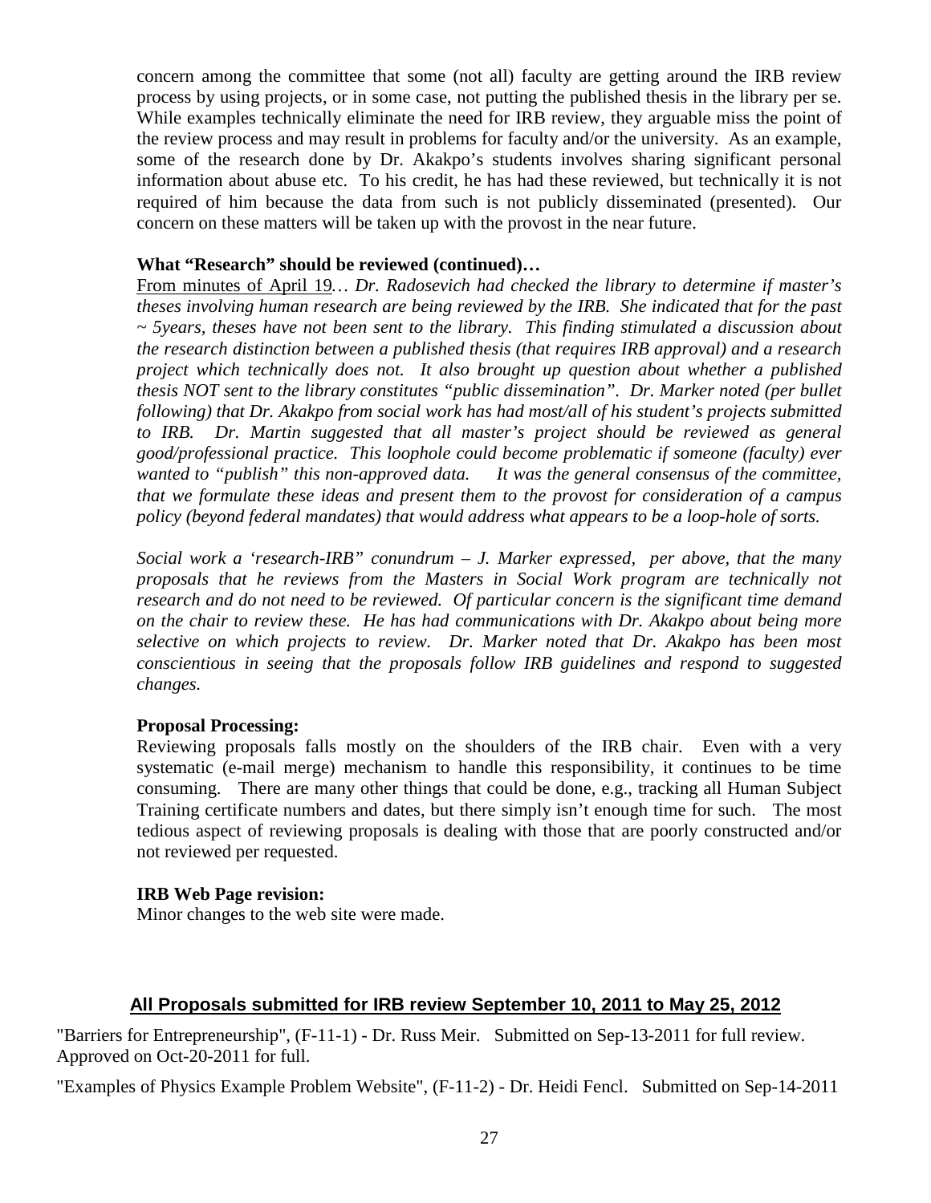concern among the committee that some (not all) faculty are getting around the IRB review process by using projects, or in some case, not putting the published thesis in the library per se. While examples technically eliminate the need for IRB review, they arguable miss the point of the review process and may result in problems for faculty and/or the university. As an example, some of the research done by Dr. Akakpo's students involves sharing significant personal information about abuse etc. To his credit, he has had these reviewed, but technically it is not required of him because the data from such is not publicly disseminated (presented). Our concern on these matters will be taken up with the provost in the near future.

**What "Research" should be reviewed (continued)…**

From minutes of April 19… *Dr. Radosevich had checked the library to determine if master's theses involving human research are being reviewed by the IRB. She indicated that for the past ~ 5years, theses have not been sent to the library. This finding stimulated a discussion about the research distinction between a published thesis (that requires IRB approval) and a research project which technically does not. It also brought up question about whether a published thesis NOT sent to the library constitutes "public dissemination". Dr. Marker noted (per bullet following) that Dr. Akakpo from social work has had most/all of his student's projects submitted to IRB. Dr. Martin suggested that all master's project should be reviewed as general good/professional practice. This loophole could become problematic if someone (faculty) ever wanted to "publish" this non-approved data. It was the general consensus of the committee, that we formulate these ideas and present them to the provost for consideration of a campus policy (beyond federal mandates) that would address what appears to be a loop-hole of sorts.*

*Social work a 'research-IRB" conundrum – J. Marker expressed, per above, that the many proposals that he reviews from the Masters in Social Work program are technically not research and do not need to be reviewed. Of particular concern is the significant time demand on the chair to review these. He has had communications with Dr. Akakpo about being more selective on which projects to review. Dr. Marker noted that Dr. Akakpo has been most conscientious in seeing that the proposals follow IRB guidelines and respond to suggested changes.*

**Proposal Processing:**

Reviewing proposals falls mostly on the shoulders of the IRB chair. Even with a very systematic (e-mail merge) mechanism to handle this responsibility, it continues to be time consuming. There are many other things that could be done, e.g., tracking all Human Subject Training certificate numbers and dates, but there simply isn't enough time for such. The most tedious aspect of reviewing proposals is dealing with those that are poorly constructed and/or not reviewed per requested.

**IRB Web Page revision:**

Minor changes to the web site were made.

## All Proposals submitted for IRB review September 10, 2011 to May 25, 2012

"Barriers for Entrepreneurship", (F-11-1) - Dr. Russ Meir. Submitted on Sep-13-2011 for full review. Approved on Oct-20-2011 for full.

"Examples of Physics Example Problem Website", (F-11-2) - Dr. Heidi Fencl. Submitted on Sep-14-2011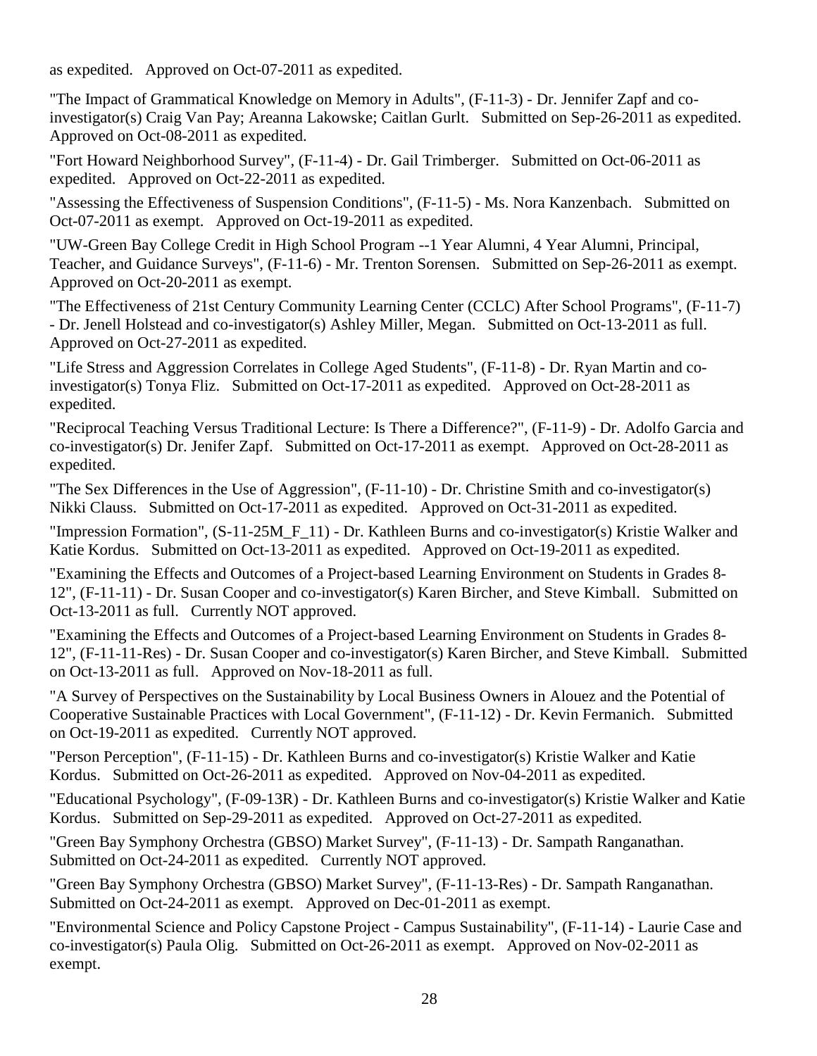as expedited. Approved on Oct-07-2011 as expedited.

"The Impact of Grammatical Knowledge on Memory in Adults", (F-11-3) - Dr. Jennifer Zapf and co-investigator(s) Craig Van Pay; Areanna Lakowske; Caitlan Gurlt. Submitted on Sep-26-2011 as expedited. Approved on Oct-08-2011 as expedited.

"Fort Howard Neighborhood Survey", (F-11-4) - Dr. Gail Trimberger. Submitted on Oct-06-2011 as expedited. Approved on Oct-22-2011 as expedited.

"Assessing the Effectiveness of Suspension Conditions", (F-11-5) - Ms. Nora Kanzenbach. Submitted on Oct-07-2011 as exempt. Approved on Oct-19-2011 as expedited.

"UW-Green Bay College Credit in High School Program --1 Year Alumni, 4 Year Alumni, Principal, Teacher, and Guidance Surveys", (F-11-6) - Mr. Trenton Sorensen. Submitted on Sep-26-2011 as exempt. Approved on Oct-20-2011 as exempt.

"The Effectiveness of 21st Century Community Learning Center (CCLC) After School Programs", (F-11-7) - Dr. Jenell Holstead and co-investigator(s) Ashley Miller, Megan. Submitted on Oct-13-2011 as full. Approved on Oct-27-2011 as expedited.

"Life Stress and Aggression Correlates in College Aged Students", (F-11-8) - Dr. Ryan Martin and co-investigator(s) Tonya Fliz. Submitted on Oct-17-2011 as expedited. Approved on Oct-28-2011 as expedited.

"Reciprocal Teaching Versus Traditional Lecture: Is There a Difference?", (F-11-9) - Dr. Adolfo Garcia and co-investigator(s) Dr. Jenifer Zapf. Submitted on Oct-17-2011 as exempt. Approved on Oct-28-2011 as expedited.

"The Sex Differences in the Use of Aggression", (F-11-10) - Dr. Christine Smith and co-investigator(s) Nikki Clauss. Submitted on Oct-17-2011 as expedited. Approved on Oct-31-2011 as expedited.

"Impression Formation", (S-11-25M_F_11) - Dr. Kathleen Burns and co-investigator(s) Kristie Walker and Katie Kordus. Submitted on Oct-13-2011 as expedited. Approved on Oct-19-2011 as expedited.

"Examining the Effects and Outcomes of a Project-based Learning Environment on Students in Grades 8-12", (F-11-11) - Dr. Susan Cooper and co-investigator(s) Karen Bircher, and Steve Kimball. Submitted on Oct-13-2011 as full. Currently NOT approved.

"Examining the Effects and Outcomes of a Project-based Learning Environment on Students in Grades 8-12", (F-11-11-Res) - Dr. Susan Cooper and co-investigator(s) Karen Bircher, and Steve Kimball. Submitted on Oct-13-2011 as full. Approved on Nov-18-2011 as full.

"A Survey of Perspectives on the Sustainability by Local Business Owners in Alouez and the Potential of Cooperative Sustainable Practices with Local Government", (F-11-12) - Dr. Kevin Fermanich. Submitted on Oct-19-2011 as expedited. Currently NOT approved.

"Person Perception", (F-11-15) - Dr. Kathleen Burns and co-investigator(s) Kristie Walker and Katie Kordus. Submitted on Oct-26-2011 as expedited. Approved on Nov-04-2011 as expedited.

"Educational Psychology", (F-09-13R) - Dr. Kathleen Burns and co-investigator(s) Kristie Walker and Katie Kordus. Submitted on Sep-29-2011 as expedited. Approved on Oct-27-2011 as expedited.

"Green Bay Symphony Orchestra (GBSO) Market Survey", (F-11-13) - Dr. Sampath Ranganathan. Submitted on Oct-24-2011 as expedited. Currently NOT approved.

"Green Bay Symphony Orchestra (GBSO) Market Survey", (F-11-13-Res) - Dr. Sampath Ranganathan. Submitted on Oct-24-2011 as exempt. Approved on Dec-01-2011 as exempt.

"Environmental Science and Policy Capstone Project - Campus Sustainability", (F-11-14) - Laurie Case and co-investigator(s) Paula Olig. Submitted on Oct-26-2011 as exempt. Approved on Nov-02-2011 as exempt.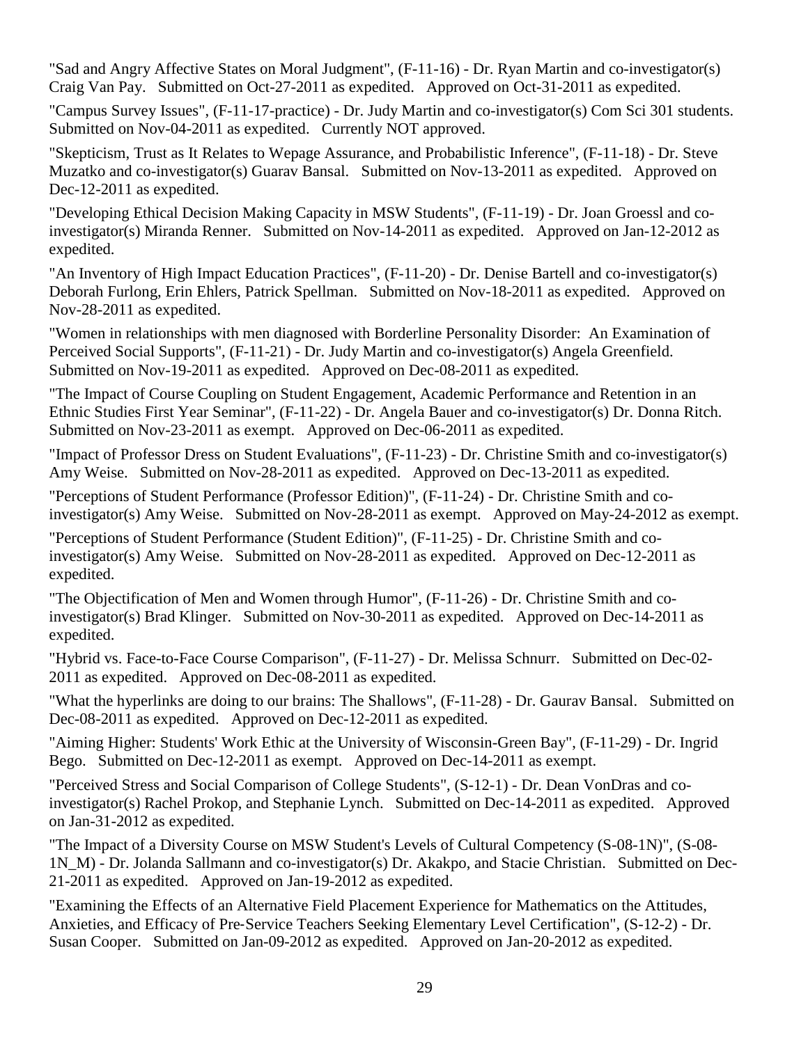"Sad and Angry Affective States on Moral Judgment", (F-11-16) - Dr. Ryan Martin and co-investigator(s) Craig Van Pay. Submitted on Oct-27-2011 as expedited. Approved on Oct-31-2011 as expedited.

"Campus Survey Issues", (F-11-17-practice) - Dr. Judy Martin and co-investigator(s) Com Sci 301 students. Submitted on Nov-04-2011 as expedited. Currently NOT approved.

"Skepticism, Trust as It Relates to Wepage Assurance, and Probabilistic Inference", (F-11-18) - Dr. Steve Muzatko and co-investigator(s) Guarav Bansal. Submitted on Nov-13-2011 as expedited. Approved on Dec-12-2011 as expedited.

"Developing Ethical Decision Making Capacity in MSW Students", (F-11-19) - Dr. Joan Groessl and co-investigator(s) Miranda Renner. Submitted on Nov-14-2011 as expedited. Approved on Jan-12-2012 as expedited.

"An Inventory of High Impact Education Practices", (F-11-20) - Dr. Denise Bartell and co-investigator(s) Deborah Furlong, Erin Ehlers, Patrick Spellman. Submitted on Nov-18-2011 as expedited. Approved on Nov-28-2011 as expedited.

"Women in relationships with men diagnosed with Borderline Personality Disorder: An Examination of Perceived Social Supports", (F-11-21) - Dr. Judy Martin and co-investigator(s) Angela Greenfield. Submitted on Nov-19-2011 as expedited. Approved on Dec-08-2011 as expedited.

"The Impact of Course Coupling on Student Engagement, Academic Performance and Retention in an Ethnic Studies First Year Seminar", (F-11-22) - Dr. Angela Bauer and co-investigator(s) Dr. Donna Ritch. Submitted on Nov-23-2011 as exempt. Approved on Dec-06-2011 as expedited.

"Impact of Professor Dress on Student Evaluations", (F-11-23) - Dr. Christine Smith and co-investigator(s) Amy Weise. Submitted on Nov-28-2011 as expedited. Approved on Dec-13-2011 as expedited.

"Perceptions of Student Performance (Professor Edition)", (F-11-24) - Dr. Christine Smith and co-investigator(s) Amy Weise. Submitted on Nov-28-2011 as exempt. Approved on May-24-2012 as exempt.

"Perceptions of Student Performance (Student Edition)", (F-11-25) - Dr. Christine Smith and co-investigator(s) Amy Weise. Submitted on Nov-28-2011 as expedited. Approved on Dec-12-2011 as expedited.

"The Objectification of Men and Women through Humor", (F-11-26) - Dr. Christine Smith and co-investigator(s) Brad Klinger. Submitted on Nov-30-2011 as expedited. Approved on Dec-14-2011 as expedited.

"Hybrid vs. Face-to-Face Course Comparison", (F-11-27) - Dr. Melissa Schnurr. Submitted on Dec-02-2011 as expedited. Approved on Dec-08-2011 as expedited.

"What the hyperlinks are doing to our brains: The Shallows", (F-11-28) - Dr. Gaurav Bansal. Submitted on Dec-08-2011 as expedited. Approved on Dec-12-2011 as expedited.

"Aiming Higher: Students' Work Ethic at the University of Wisconsin-Green Bay", (F-11-29) - Dr. Ingrid Bego. Submitted on Dec-12-2011 as exempt. Approved on Dec-14-2011 as exempt.

"Perceived Stress and Social Comparison of College Students", (S-12-1) - Dr. Dean VonDras and co-investigator(s) Rachel Prokop, and Stephanie Lynch. Submitted on Dec-14-2011 as expedited. Approved on Jan-31-2012 as expedited.

"The Impact of a Diversity Course on MSW Student's Levels of Cultural Competency (S-08-1N)", (S-08-1N_M) - Dr. Jolanda Sallmann and co-investigator(s) Dr. Akakpo, and Stacie Christian. Submitted on Dec-21-2011 as expedited. Approved on Jan-19-2012 as expedited.

"Examining the Effects of an Alternative Field Placement Experience for Mathematics on the Attitudes, Anxieties, and Efficacy of Pre-Service Teachers Seeking Elementary Level Certification", (S-12-2) - Dr. Susan Cooper. Submitted on Jan-09-2012 as expedited. Approved on Jan-20-2012 as expedited.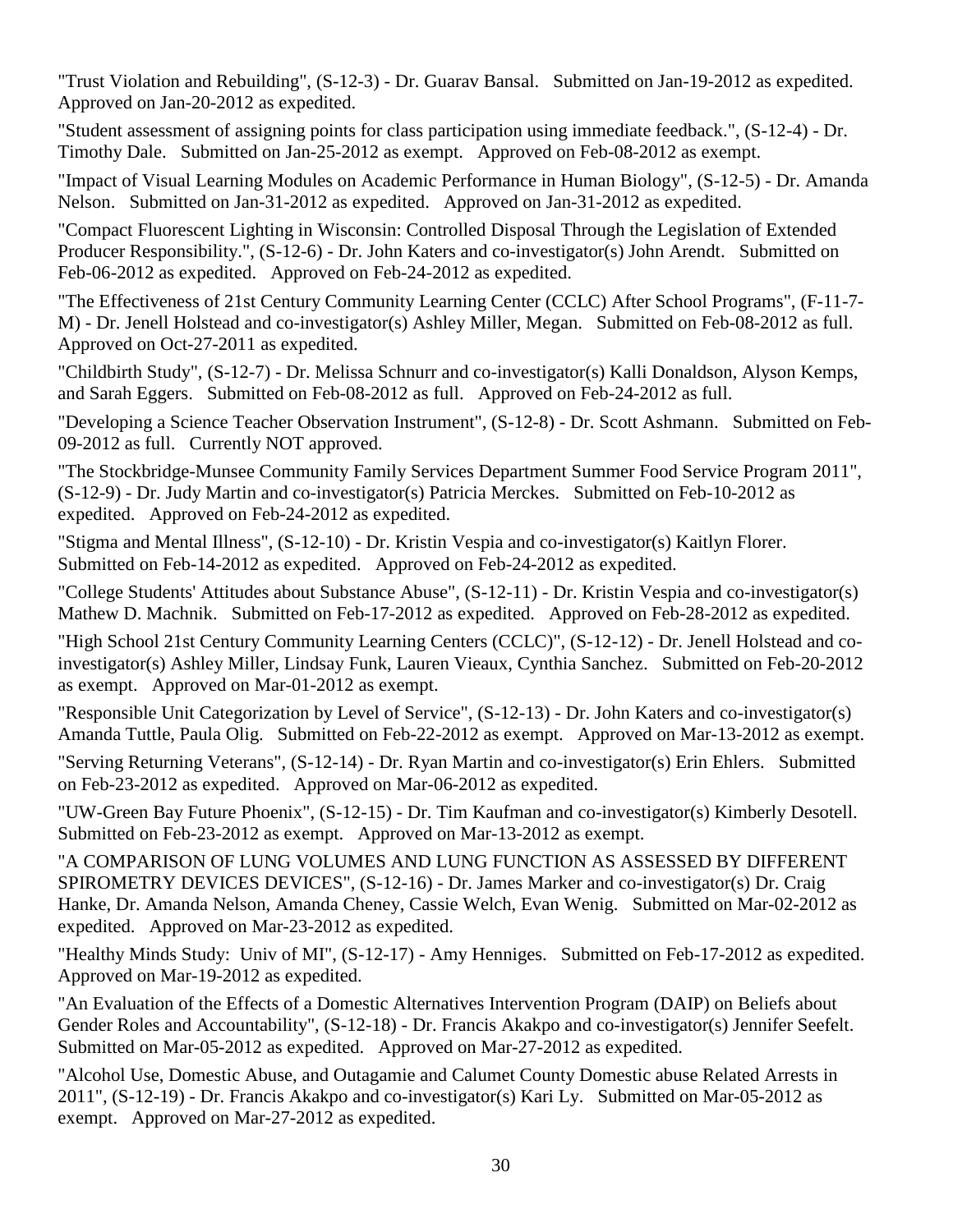"Trust Violation and Rebuilding", (S-12-3) - Dr. Guarav Bansal. Submitted on Jan-19-2012 as expedited. Approved on Jan-20-2012 as expedited.

"Student assessment of assigning points for class participation using immediate feedback.", (S-12-4) - Dr. Timothy Dale. Submitted on Jan-25-2012 as exempt. Approved on Feb-08-2012 as exempt.

"Impact of Visual Learning Modules on Academic Performance in Human Biology", (S-12-5) - Dr. Amanda Nelson. Submitted on Jan-31-2012 as expedited. Approved on Jan-31-2012 as expedited.

"Compact Fluorescent Lighting in Wisconsin: Controlled Disposal Through the Legislation of Extended Producer Responsibility.", (S-12-6) - Dr. John Katers and co-investigator(s) John Arendt. Submitted on Feb-06-2012 as expedited. Approved on Feb-24-2012 as expedited.

"The Effectiveness of 21st Century Community Learning Center (CCLC) After School Programs", (F-11-7-M) - Dr. Jenell Holstead and co-investigator(s) Ashley Miller, Megan. Submitted on Feb-08-2012 as full. Approved on Oct-27-2011 as expedited.

"Childbirth Study", (S-12-7) - Dr. Melissa Schnurr and co-investigator(s) Kalli Donaldson, Alyson Kemps, and Sarah Eggers. Submitted on Feb-08-2012 as full. Approved on Feb-24-2012 as full.

"Developing a Science Teacher Observation Instrument", (S-12-8) - Dr. Scott Ashmann. Submitted on Feb-09-2012 as full. Currently NOT approved.

"The Stockbridge-Munsee Community Family Services Department Summer Food Service Program 2011", (S-12-9) - Dr. Judy Martin and co-investigator(s) Patricia Merckes. Submitted on Feb-10-2012 as expedited. Approved on Feb-24-2012 as expedited.

"Stigma and Mental Illness", (S-12-10) - Dr. Kristin Vespia and co-investigator(s) Kaitlyn Florer. Submitted on Feb-14-2012 as expedited. Approved on Feb-24-2012 as expedited.

"College Students' Attitudes about Substance Abuse", (S-12-11) - Dr. Kristin Vespia and co-investigator(s) Mathew D. Machnik. Submitted on Feb-17-2012 as expedited. Approved on Feb-28-2012 as expedited.

"High School 21st Century Community Learning Centers (CCLC)", (S-12-12) - Dr. Jenell Holstead and co-investigator(s) Ashley Miller, Lindsay Funk, Lauren Vieaux, Cynthia Sanchez. Submitted on Feb-20-2012 as exempt. Approved on Mar-01-2012 as exempt.

"Responsible Unit Categorization by Level of Service", (S-12-13) - Dr. John Katers and co-investigator(s) Amanda Tuttle, Paula Olig. Submitted on Feb-22-2012 as exempt. Approved on Mar-13-2012 as exempt.

"Serving Returning Veterans", (S-12-14) - Dr. Ryan Martin and co-investigator(s) Erin Ehlers. Submitted on Feb-23-2012 as expedited. Approved on Mar-06-2012 as expedited.

"UW-Green Bay Future Phoenix", (S-12-15) - Dr. Tim Kaufman and co-investigator(s) Kimberly Desotell. Submitted on Feb-23-2012 as exempt. Approved on Mar-13-2012 as exempt.

"A COMPARISON OF LUNG VOLUMES AND LUNG FUNCTION AS ASSESSED BY DIFFERENT SPIROMETRY DEVICES DEVICES", (S-12-16) - Dr. James Marker and co-investigator(s) Dr. Craig Hanke, Dr. Amanda Nelson, Amanda Cheney, Cassie Welch, Evan Wenig. Submitted on Mar-02-2012 as expedited. Approved on Mar-23-2012 as expedited.

"Healthy Minds Study: Univ of MI", (S-12-17) - Amy Henniges. Submitted on Feb-17-2012 as expedited. Approved on Mar-19-2012 as expedited.

"An Evaluation of the Effects of a Domestic Alternatives Intervention Program (DAIP) on Beliefs about Gender Roles and Accountability", (S-12-18) - Dr. Francis Akakpo and co-investigator(s) Jennifer Seefelt. Submitted on Mar-05-2012 as expedited. Approved on Mar-27-2012 as expedited.

"Alcohol Use, Domestic Abuse, and Outagamie and Calumet County Domestic abuse Related Arrests in 2011", (S-12-19) - Dr. Francis Akakpo and co-investigator(s) Kari Ly. Submitted on Mar-05-2012 as exempt. Approved on Mar-27-2012 as expedited.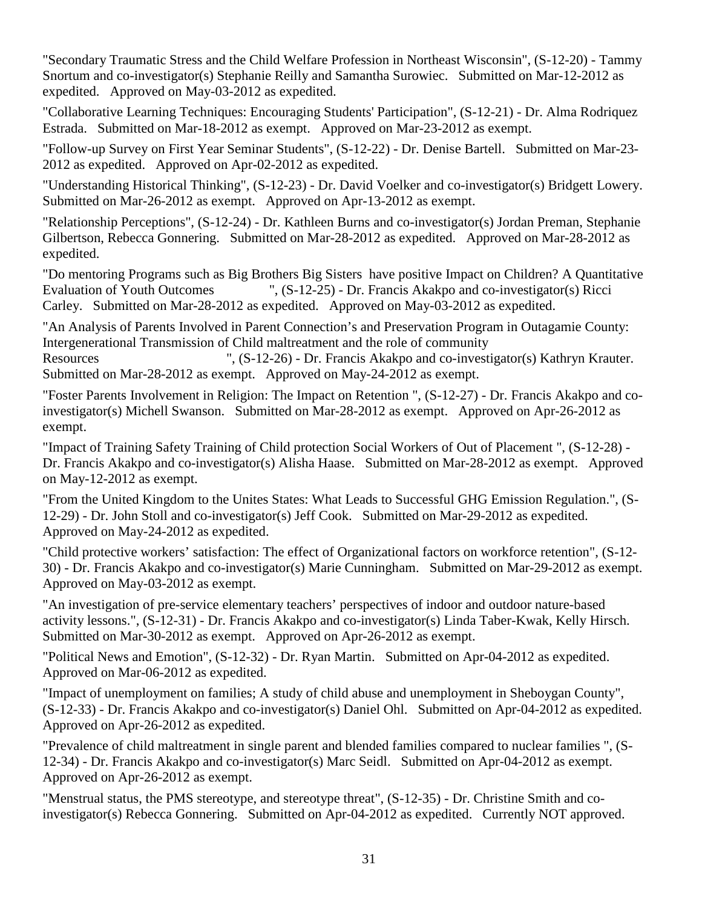"Secondary Traumatic Stress and the Child Welfare Profession in Northeast Wisconsin", (S-12-20) - Tammy Snortum and co-investigator(s) Stephanie Reilly and Samantha Surowiec. Submitted on Mar-12-2012 as expedited. Approved on May-03-2012 as expedited.

"Collaborative Learning Techniques: Encouraging Students' Participation", (S-12-21) - Dr. Alma Rodriquez Estrada. Submitted on Mar-18-2012 as exempt. Approved on Mar-23-2012 as exempt.

"Follow-up Survey on First Year Seminar Students", (S-12-22) - Dr. Denise Bartell. Submitted on Mar-23-2012 as expedited. Approved on Apr-02-2012 as expedited.

"Understanding Historical Thinking", (S-12-23) - Dr. David Voelker and co-investigator(s) Bridgett Lowery. Submitted on Mar-26-2012 as exempt. Approved on Apr-13-2012 as exempt.

"Relationship Perceptions", (S-12-24) - Dr. Kathleen Burns and co-investigator(s) Jordan Preman, Stephanie Gilbertson, Rebecca Gonnering. Submitted on Mar-28-2012 as expedited. Approved on Mar-28-2012 as expedited.

"Do mentoring Programs such as Big Brothers Big Sisters have positive Impact on Children? A Quantitative Evaluation of Youth Outcomes ", (S-12-25) - Dr. Francis Akakpo and co-investigator(s) Ricci Carley. Submitted on Mar-28-2012 as expedited. Approved on May-03-2012 as expedited.

"An Analysis of Parents Involved in Parent Connection's and Preservation Program in Outagamie County: Intergenerational Transmission of Child maltreatment and the role of community Resources ", (S-12-26) - Dr. Francis Akakpo and co-investigator(s) Kathryn Krauter. Submitted on Mar-28-2012 as exempt. Approved on May-24-2012 as exempt.

"Foster Parents Involvement in Religion: The Impact on Retention ", (S-12-27) - Dr. Francis Akakpo and co-investigator(s) Michell Swanson. Submitted on Mar-28-2012 as exempt. Approved on Apr-26-2012 as exempt.

"Impact of Training Safety Training of Child protection Social Workers of Out of Placement ", (S-12-28) - Dr. Francis Akakpo and co-investigator(s) Alisha Haase. Submitted on Mar-28-2012 as exempt. Approved on May-12-2012 as exempt.

"From the United Kingdom to the Unites States: What Leads to Successful GHG Emission Regulation.", (S-12-29) - Dr. John Stoll and co-investigator(s) Jeff Cook. Submitted on Mar-29-2012 as expedited. Approved on May-24-2012 as expedited.

"Child protective workers' satisfaction: The effect of Organizational factors on workforce retention", (S-12-30) - Dr. Francis Akakpo and co-investigator(s) Marie Cunningham. Submitted on Mar-29-2012 as exempt. Approved on May-03-2012 as exempt.

"An investigation of pre-service elementary teachers' perspectives of indoor and outdoor nature-based activity lessons.", (S-12-31) - Dr. Francis Akakpo and co-investigator(s) Linda Taber-Kwak, Kelly Hirsch. Submitted on Mar-30-2012 as exempt. Approved on Apr-26-2012 as exempt.

"Political News and Emotion", (S-12-32) - Dr. Ryan Martin. Submitted on Apr-04-2012 as expedited. Approved on Mar-06-2012 as expedited.

"Impact of unemployment on families; A study of child abuse and unemployment in Sheboygan County", (S-12-33) - Dr. Francis Akakpo and co-investigator(s) Daniel Ohl. Submitted on Apr-04-2012 as expedited. Approved on Apr-26-2012 as expedited.

"Prevalence of child maltreatment in single parent and blended families compared to nuclear families ", (S-12-34) - Dr. Francis Akakpo and co-investigator(s) Marc Seidl. Submitted on Apr-04-2012 as exempt. Approved on Apr-26-2012 as exempt.

"Menstrual status, the PMS stereotype, and stereotype threat", (S-12-35) - Dr. Christine Smith and co-investigator(s) Rebecca Gonnering. Submitted on Apr-04-2012 as expedited. Currently NOT approved.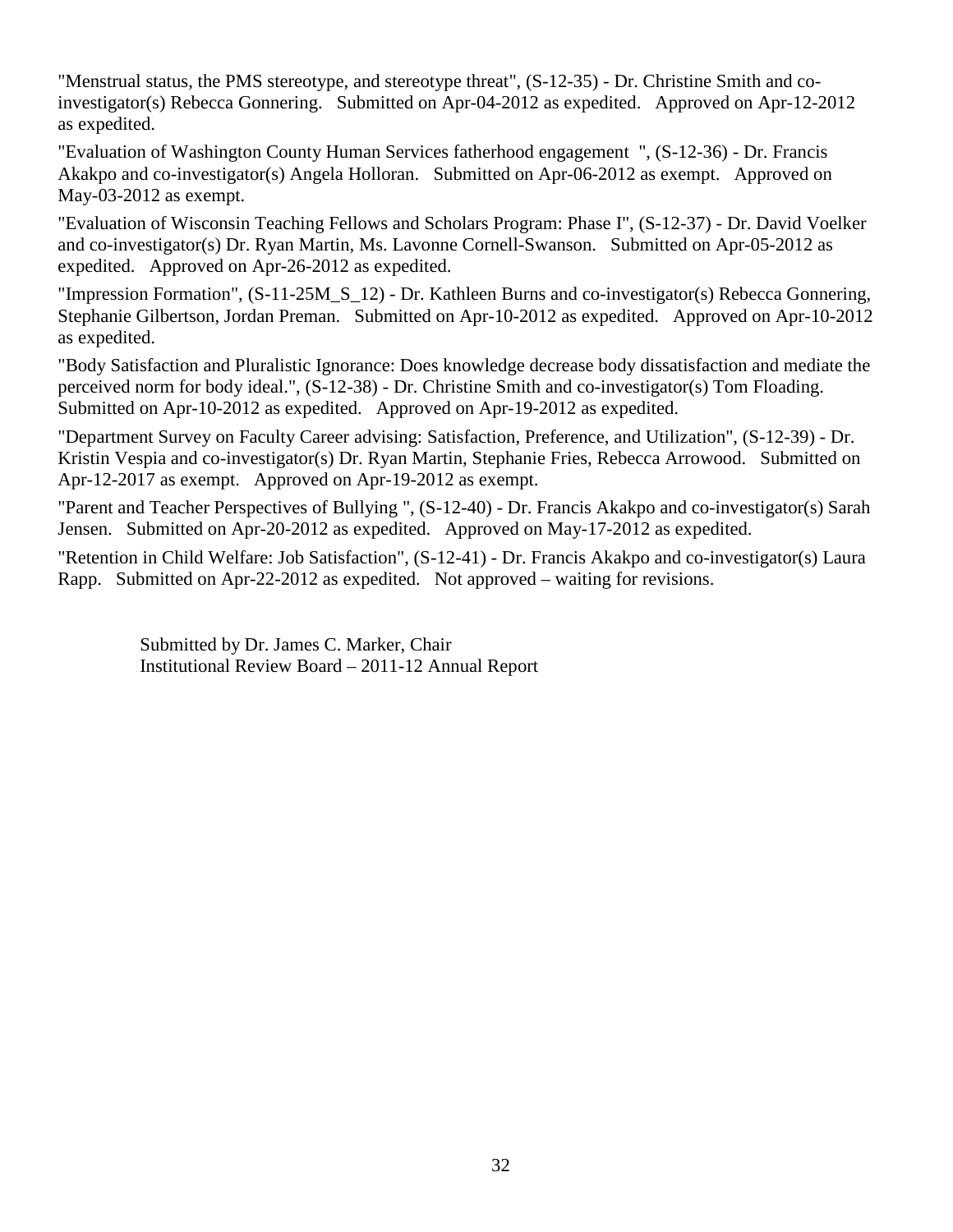"Menstrual status, the PMS stereotype, and stereotype threat", (S-12-35) - Dr. Christine Smith and co-investigator(s) Rebecca Gonnering. Submitted on Apr-04-2012 as expedited. Approved on Apr-12-2012 as expedited.

"Evaluation of Washington County Human Services fatherhood engagement ", (S-12-36) - Dr. Francis Akakpo and co-investigator(s) Angela Holloran. Submitted on Apr-06-2012 as exempt. Approved on May-03-2012 as exempt.

"Evaluation of Wisconsin Teaching Fellows and Scholars Program: Phase I", (S-12-37) - Dr. David Voelker and co-investigator(s) Dr. Ryan Martin, Ms. Lavonne Cornell-Swanson. Submitted on Apr-05-2012 as expedited. Approved on Apr-26-2012 as expedited.

"Impression Formation", (S-11-25M_S_12) - Dr. Kathleen Burns and co-investigator(s) Rebecca Gonnering, Stephanie Gilbertson, Jordan Preman. Submitted on Apr-10-2012 as expedited. Approved on Apr-10-2012 as expedited.

"Body Satisfaction and Pluralistic Ignorance: Does knowledge decrease body dissatisfaction and mediate the perceived norm for body ideal.", (S-12-38) - Dr. Christine Smith and co-investigator(s) Tom Floading. Submitted on Apr-10-2012 as expedited. Approved on Apr-19-2012 as expedited.

"Department Survey on Faculty Career advising: Satisfaction, Preference, and Utilization", (S-12-39) - Dr. Kristin Vespia and co-investigator(s) Dr. Ryan Martin, Stephanie Fries, Rebecca Arrowood. Submitted on Apr-12-2017 as exempt. Approved on Apr-19-2012 as exempt.

"Parent and Teacher Perspectives of Bullying ", (S-12-40) - Dr. Francis Akakpo and co-investigator(s) Sarah Jensen. Submitted on Apr-20-2012 as expedited. Approved on May-17-2012 as expedited.

"Retention in Child Welfare: Job Satisfaction", (S-12-41) - Dr. Francis Akakpo and co-investigator(s) Laura Rapp. Submitted on Apr-22-2012 as expedited. Not approved – waiting for revisions.

Submitted by Dr. James C. Marker, Chair
Institutional Review Board – 2011-12 Annual Report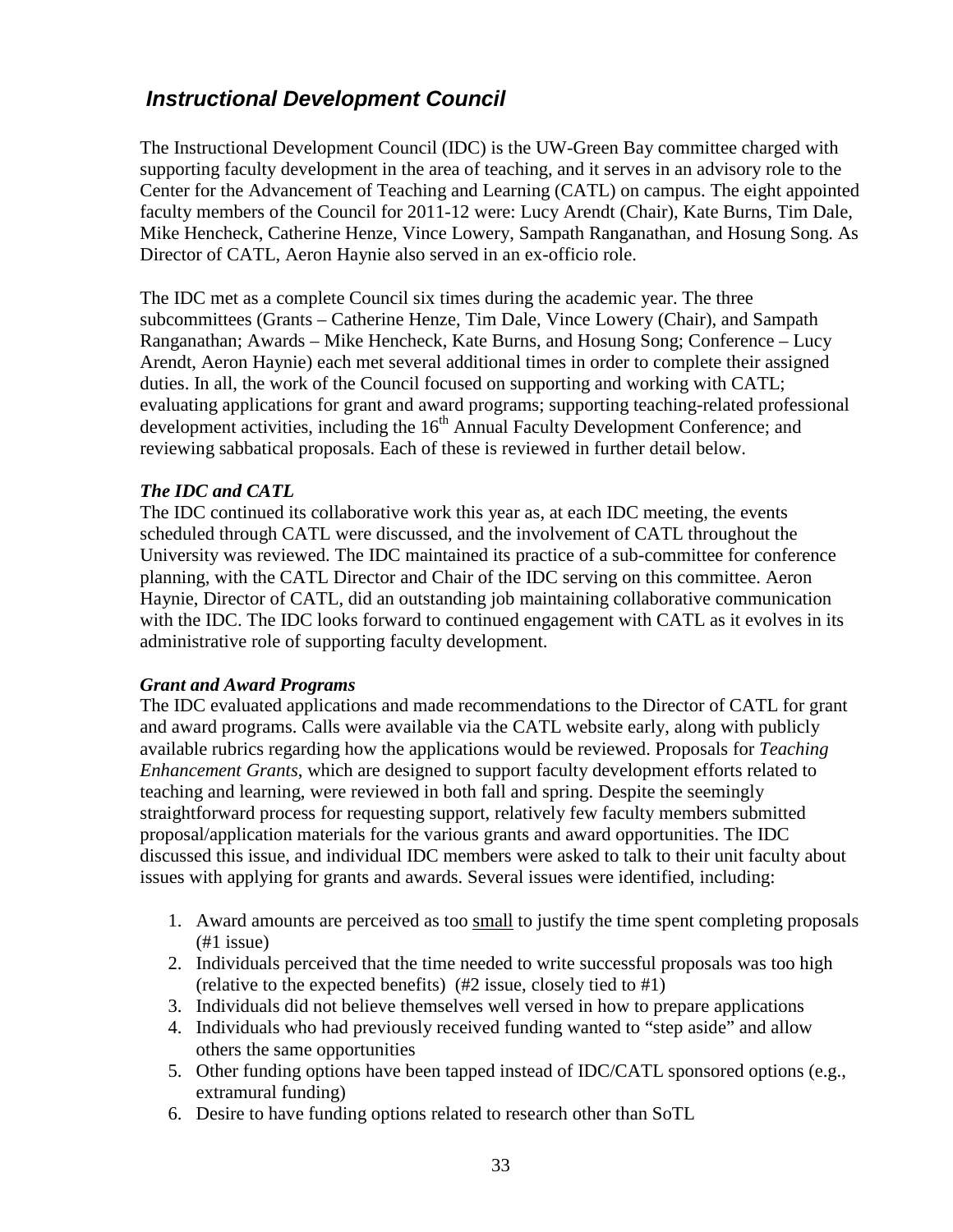## *Instructional Development Council*

The Instructional Development Council (IDC) is the UW-Green Bay committee charged with supporting faculty development in the area of teaching, and it serves in an advisory role to the Center for the Advancement of Teaching and Learning (CATL) on campus. The eight appointed faculty members of the Council for 2011-12 were: Lucy Arendt (Chair), Kate Burns, Tim Dale, Mike Hencheck, Catherine Henze, Vince Lowery, Sampath Ranganathan, and Hosung Song. As Director of CATL, Aeron Haynie also served in an ex-officio role.

The IDC met as a complete Council six times during the academic year. The three subcommittees (Grants – Catherine Henze, Tim Dale, Vince Lowery (Chair), and Sampath Ranganathan; Awards – Mike Hencheck, Kate Burns, and Hosung Song; Conference – Lucy Arendt, Aeron Haynie) each met several additional times in order to complete their assigned duties. In all, the work of the Council focused on supporting and working with CATL; evaluating applications for grant and award programs; supporting teaching-related professional development activities, including the 16th Annual Faculty Development Conference; and reviewing sabbatical proposals. Each of these is reviewed in further detail below.

### *The IDC and CATL*

The IDC continued its collaborative work this year as, at each IDC meeting, the events scheduled through CATL were discussed, and the involvement of CATL throughout the University was reviewed. The IDC maintained its practice of a sub-committee for conference planning, with the CATL Director and Chair of the IDC serving on this committee. Aeron Haynie, Director of CATL, did an outstanding job maintaining collaborative communication with the IDC. The IDC looks forward to continued engagement with CATL as it evolves in its administrative role of supporting faculty development.

### *Grant and Award Programs*

The IDC evaluated applications and made recommendations to the Director of CATL for grant and award programs. Calls were available via the CATL website early, along with publicly available rubrics regarding how the applications would be reviewed. Proposals for *Teaching Enhancement Grants*, which are designed to support faculty development efforts related to teaching and learning, were reviewed in both fall and spring. Despite the seemingly straightforward process for requesting support, relatively few faculty members submitted proposal/application materials for the various grants and award opportunities. The IDC discussed this issue, and individual IDC members were asked to talk to their unit faculty about issues with applying for grants and awards. Several issues were identified, including:

1. Award amounts are perceived as too <u>small</u> to justify the time spent completing proposals (#1 issue)
2. Individuals perceived that the time needed to write successful proposals was too high (relative to the expected benefits) (#2 issue, closely tied to #1)
3. Individuals did not believe themselves well versed in how to prepare applications
4. Individuals who had previously received funding wanted to "step aside" and allow others the same opportunities
5. Other funding options have been tapped instead of IDC/CATL sponsored options (e.g., extramural funding)
6. Desire to have funding options related to research other than SoTL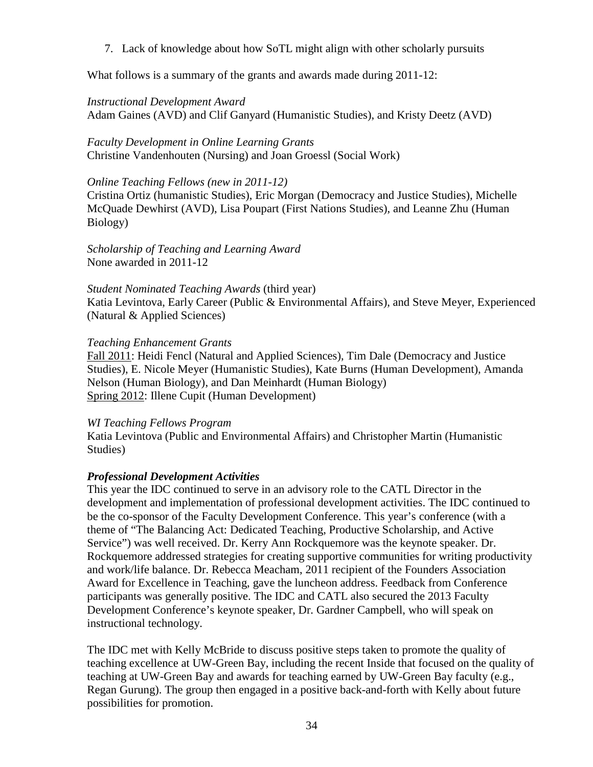7. Lack of knowledge about how SoTL might align with other scholarly pursuits

What follows is a summary of the grants and awards made during 2011-12:

*Instructional Development Award*
Adam Gaines (AVD) and Clif Ganyard (Humanistic Studies), and Kristy Deetz (AVD)

*Faculty Development in Online Learning Grants*
Christine Vandenhouten (Nursing) and Joan Groessl (Social Work)

*Online Teaching Fellows (new in 2011-12)*
Cristina Ortiz (humanistic Studies), Eric Morgan (Democracy and Justice Studies), Michelle McQuade Dewhirst (AVD), Lisa Poupart (First Nations Studies), and Leanne Zhu (Human Biology)

*Scholarship of Teaching and Learning Award*
None awarded in 2011-12

*Student Nominated Teaching Awards* (third year)
Katia Levintova, Early Career (Public & Environmental Affairs), and Steve Meyer, Experienced (Natural & Applied Sciences)

*Teaching Enhancement Grants*
Fall 2011: Heidi Fencl (Natural and Applied Sciences), Tim Dale (Democracy and Justice Studies), E. Nicole Meyer (Humanistic Studies), Kate Burns (Human Development), Amanda Nelson (Human Biology), and Dan Meinhardt (Human Biology)
Spring 2012: Illene Cupit (Human Development)

*WI Teaching Fellows Program*
Katia Levintova (Public and Environmental Affairs) and Christopher Martin (Humanistic Studies)

***Professional Development Activities***

This year the IDC continued to serve in an advisory role to the CATL Director in the development and implementation of professional development activities. The IDC continued to be the co-sponsor of the Faculty Development Conference. This year's conference (with a theme of "The Balancing Act: Dedicated Teaching, Productive Scholarship, and Active Service") was well received. Dr. Kerry Ann Rockquemore was the keynote speaker. Dr. Rockquemore addressed strategies for creating supportive communities for writing productivity and work/life balance. Dr. Rebecca Meacham, 2011 recipient of the Founders Association Award for Excellence in Teaching, gave the luncheon address. Feedback from Conference participants was generally positive. The IDC and CATL also secured the 2013 Faculty Development Conference's keynote speaker, Dr. Gardner Campbell, who will speak on instructional technology.

The IDC met with Kelly McBride to discuss positive steps taken to promote the quality of teaching excellence at UW-Green Bay, including the recent Inside that focused on the quality of teaching at UW-Green Bay and awards for teaching earned by UW-Green Bay faculty (e.g., Regan Gurung). The group then engaged in a positive back-and-forth with Kelly about future possibilities for promotion.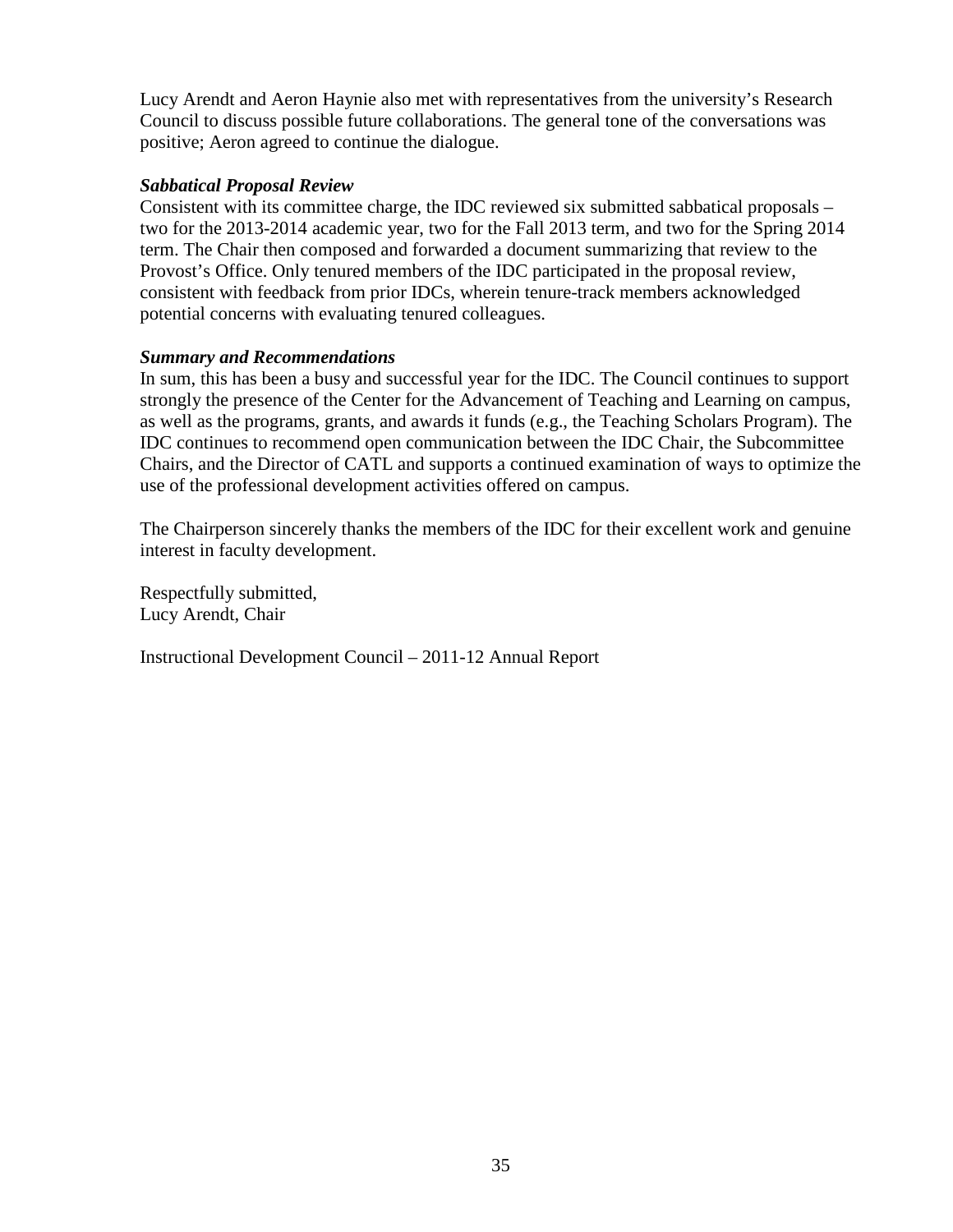Lucy Arendt and Aeron Haynie also met with representatives from the university's Research Council to discuss possible future collaborations. The general tone of the conversations was positive; Aeron agreed to continue the dialogue.

***Sabbatical Proposal Review***

Consistent with its committee charge, the IDC reviewed six submitted sabbatical proposals – two for the 2013-2014 academic year, two for the Fall 2013 term, and two for the Spring 2014 term. The Chair then composed and forwarded a document summarizing that review to the Provost's Office. Only tenured members of the IDC participated in the proposal review, consistent with feedback from prior IDCs, wherein tenure-track members acknowledged potential concerns with evaluating tenured colleagues.

***Summary and Recommendations***

In sum, this has been a busy and successful year for the IDC. The Council continues to support strongly the presence of the Center for the Advancement of Teaching and Learning on campus, as well as the programs, grants, and awards it funds (e.g., the Teaching Scholars Program). The IDC continues to recommend open communication between the IDC Chair, the Subcommittee Chairs, and the Director of CATL and supports a continued examination of ways to optimize the use of the professional development activities offered on campus.

The Chairperson sincerely thanks the members of the IDC for their excellent work and genuine interest in faculty development.

Respectfully submitted,
Lucy Arendt, Chair

Instructional Development Council – 2011-12 Annual Report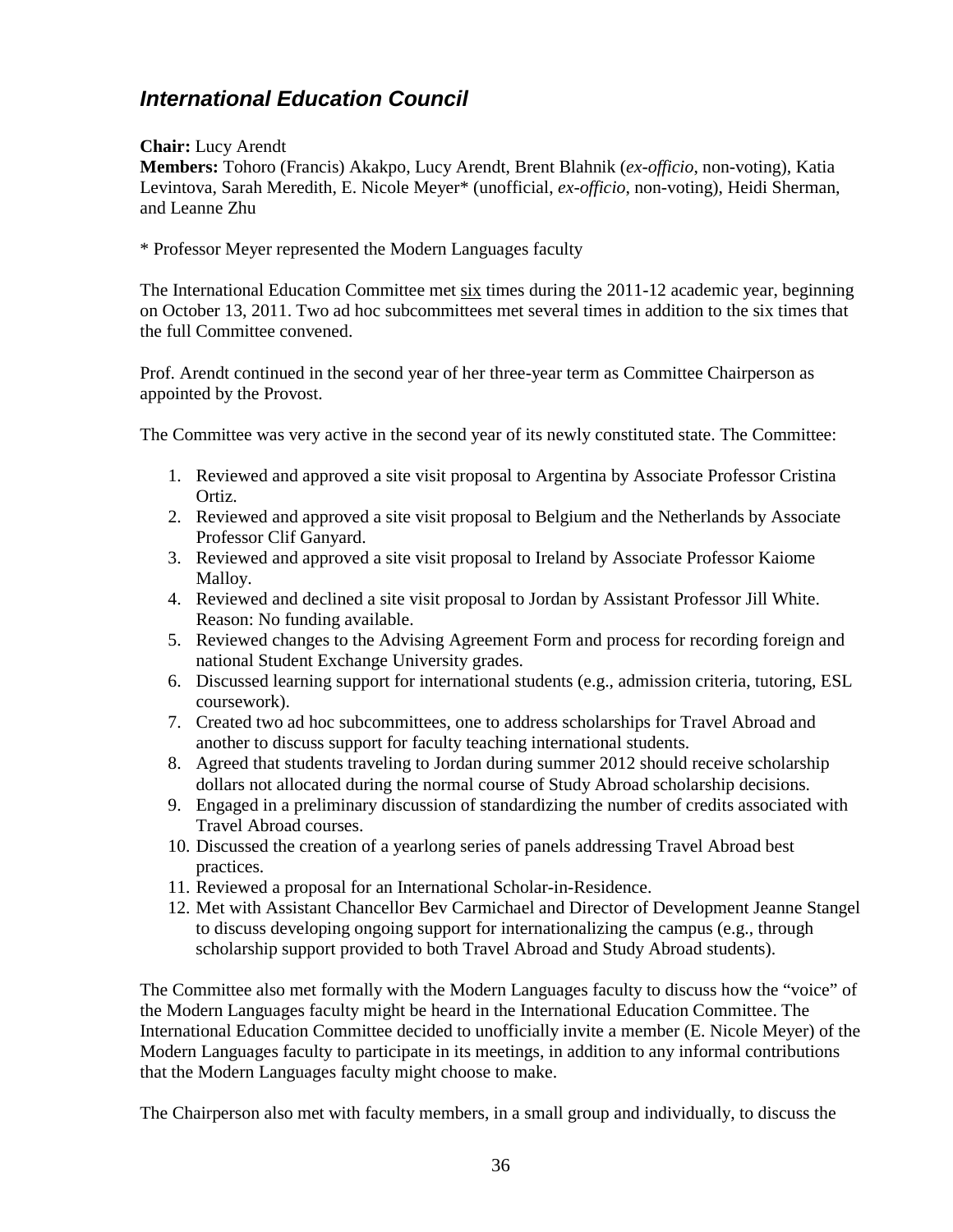## *International Education Council*

**Chair:** Lucy Arendt
**Members:** Tohoro (Francis) Akakpo, Lucy Arendt, Brent Blahnik (*ex-officio*, non-voting), Katia Levintova, Sarah Meredith, E. Nicole Meyer* (unofficial, *ex-officio*, non-voting), Heidi Sherman, and Leanne Zhu

* Professor Meyer represented the Modern Languages faculty

The International Education Committee met <u>six</u> times during the 2011-12 academic year, beginning on October 13, 2011. Two ad hoc subcommittees met several times in addition to the six times that the full Committee convened.

Prof. Arendt continued in the second year of her three-year term as Committee Chairperson as appointed by the Provost.

The Committee was very active in the second year of its newly constituted state. The Committee:

1. Reviewed and approved a site visit proposal to Argentina by Associate Professor Cristina Ortiz.
2. Reviewed and approved a site visit proposal to Belgium and the Netherlands by Associate Professor Clif Ganyard.
3. Reviewed and approved a site visit proposal to Ireland by Associate Professor Kaiome Malloy.
4. Reviewed and declined a site visit proposal to Jordan by Assistant Professor Jill White. Reason: No funding available.
5. Reviewed changes to the Advising Agreement Form and process for recording foreign and national Student Exchange University grades.
6. Discussed learning support for international students (e.g., admission criteria, tutoring, ESL coursework).
7. Created two ad hoc subcommittees, one to address scholarships for Travel Abroad and another to discuss support for faculty teaching international students.
8. Agreed that students traveling to Jordan during summer 2012 should receive scholarship dollars not allocated during the normal course of Study Abroad scholarship decisions.
9. Engaged in a preliminary discussion of standardizing the number of credits associated with Travel Abroad courses.
10. Discussed the creation of a yearlong series of panels addressing Travel Abroad best practices.
11. Reviewed a proposal for an International Scholar-in-Residence.
12. Met with Assistant Chancellor Bev Carmichael and Director of Development Jeanne Stangel to discuss developing ongoing support for internationalizing the campus (e.g., through scholarship support provided to both Travel Abroad and Study Abroad students).

The Committee also met formally with the Modern Languages faculty to discuss how the "voice" of the Modern Languages faculty might be heard in the International Education Committee. The International Education Committee decided to unofficially invite a member (E. Nicole Meyer) of the Modern Languages faculty to participate in its meetings, in addition to any informal contributions that the Modern Languages faculty might choose to make.

The Chairperson also met with faculty members, in a small group and individually, to discuss the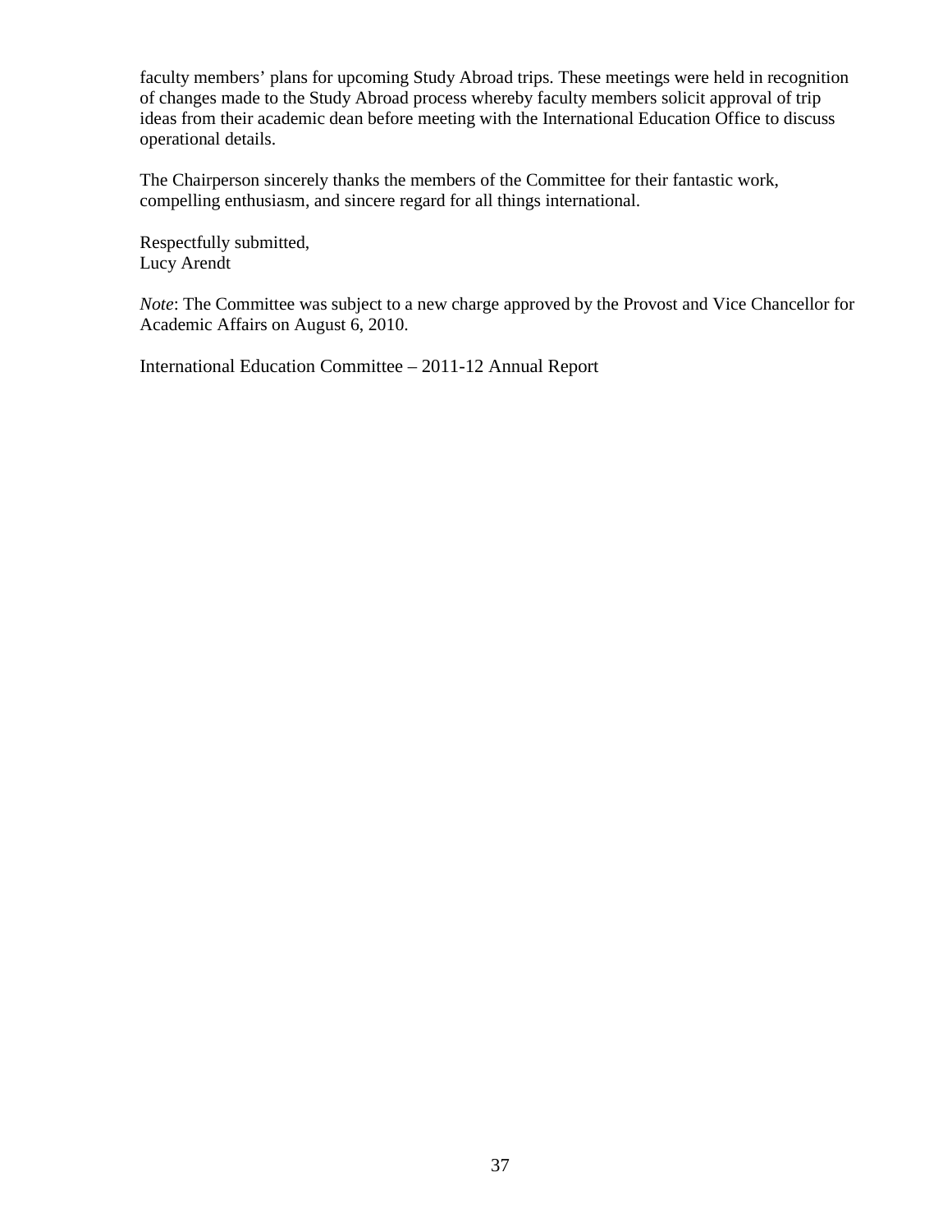faculty members' plans for upcoming Study Abroad trips. These meetings were held in recognition of changes made to the Study Abroad process whereby faculty members solicit approval of trip ideas from their academic dean before meeting with the International Education Office to discuss operational details.

The Chairperson sincerely thanks the members of the Committee for their fantastic work, compelling enthusiasm, and sincere regard for all things international.

Respectfully submitted,
Lucy Arendt

*Note*: The Committee was subject to a new charge approved by the Provost and Vice Chancellor for Academic Affairs on August 6, 2010.

International Education Committee – 2011-12 Annual Report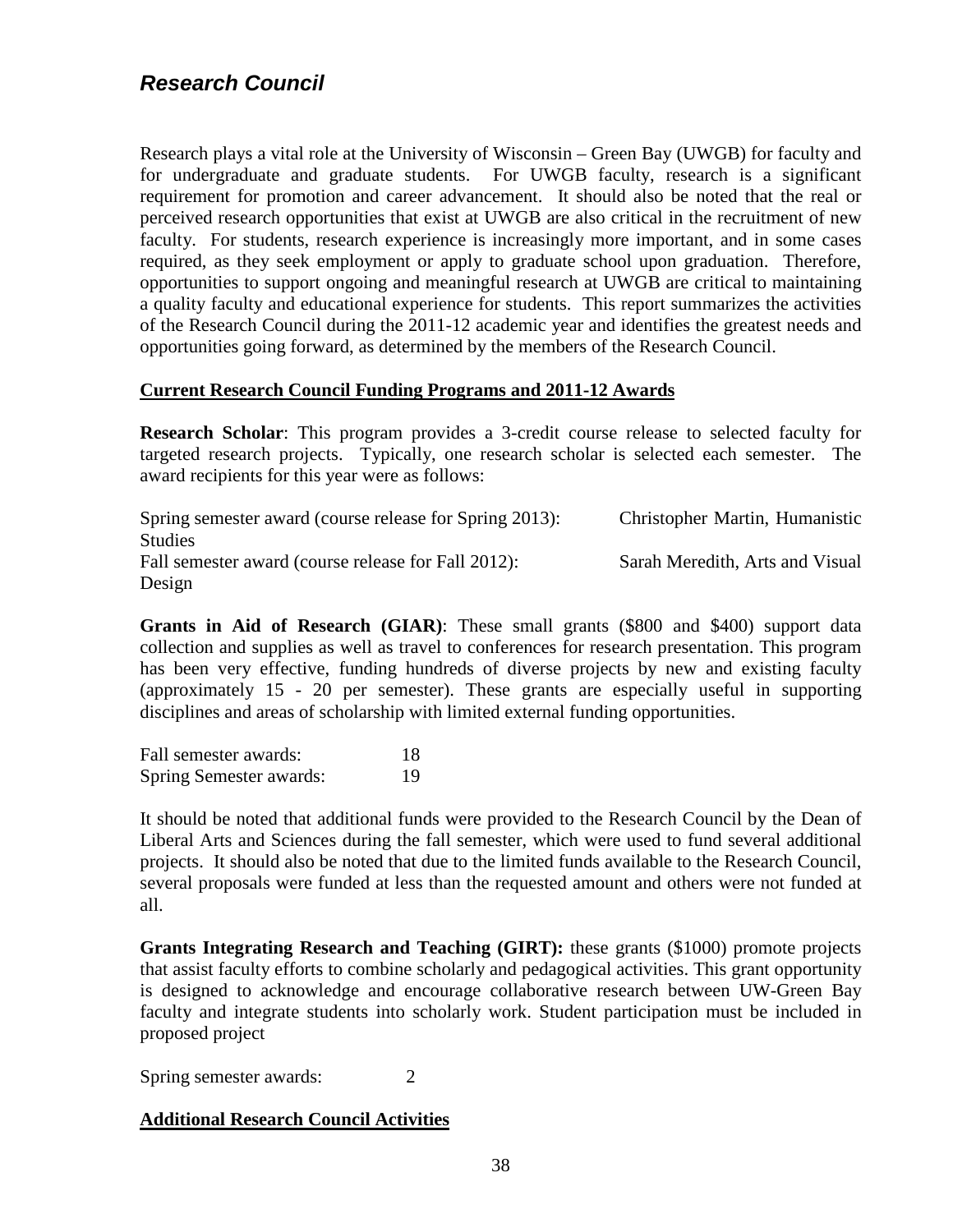## *Research Council*

Research plays a vital role at the University of Wisconsin – Green Bay (UWGB) for faculty and for undergraduate and graduate students. For UWGB faculty, research is a significant requirement for promotion and career advancement. It should also be noted that the real or perceived research opportunities that exist at UWGB are also critical in the recruitment of new faculty. For students, research experience is increasingly more important, and in some cases required, as they seek employment or apply to graduate school upon graduation. Therefore, opportunities to support ongoing and meaningful research at UWGB are critical to maintaining a quality faculty and educational experience for students. This report summarizes the activities of the Research Council during the 2011-12 academic year and identifies the greatest needs and opportunities going forward, as determined by the members of the Research Council.

**Current Research Council Funding Programs and 2011-12 Awards**

**Research Scholar**: This program provides a 3-credit course release to selected faculty for targeted research projects. Typically, one research scholar is selected each semester. The award recipients for this year were as follows:

Spring semester award (course release for Spring 2013): Christopher Martin, Humanistic Studies
Fall semester award (course release for Fall 2012): Sarah Meredith, Arts and Visual Design

**Grants in Aid of Research (GIAR)**: These small grants ($800 and $400) support data collection and supplies as well as travel to conferences for research presentation. This program has been very effective, funding hundreds of diverse projects by new and existing faculty (approximately 15 - 20 per semester). These grants are especially useful in supporting disciplines and areas of scholarship with limited external funding opportunities.

Fall semester awards: 18
Spring Semester awards: 19

It should be noted that additional funds were provided to the Research Council by the Dean of Liberal Arts and Sciences during the fall semester, which were used to fund several additional projects. It should also be noted that due to the limited funds available to the Research Council, several proposals were funded at less than the requested amount and others were not funded at all.

**Grants Integrating Research and Teaching (GIRT):** these grants ($1000) promote projects that assist faculty efforts to combine scholarly and pedagogical activities. This grant opportunity is designed to acknowledge and encourage collaborative research between UW-Green Bay faculty and integrate students into scholarly work. Student participation must be included in proposed project

Spring semester awards: 2

**Additional Research Council Activities**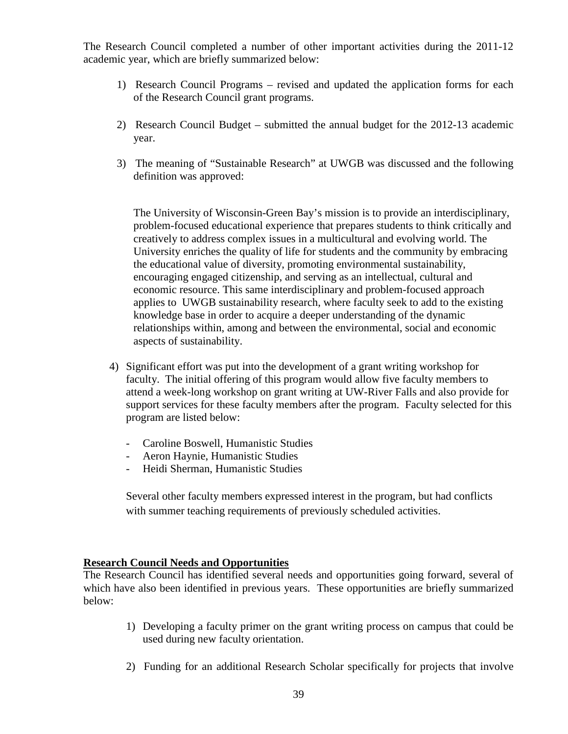The Research Council completed a number of other important activities during the 2011-12 academic year, which are briefly summarized below:

1) Research Council Programs – revised and updated the application forms for each of the Research Council grant programs.

2) Research Council Budget – submitted the annual budget for the 2012-13 academic year.

3) The meaning of "Sustainable Research" at UWGB was discussed and the following definition was approved:

   The University of Wisconsin-Green Bay's mission is to provide an interdisciplinary, problem-focused educational experience that prepares students to think critically and creatively to address complex issues in a multicultural and evolving world. The University enriches the quality of life for students and the community by embracing the educational value of diversity, promoting environmental sustainability, encouraging engaged citizenship, and serving as an intellectual, cultural and economic resource. This same interdisciplinary and problem-focused approach applies to UWGB sustainability research, where faculty seek to add to the existing knowledge base in order to acquire a deeper understanding of the dynamic relationships within, among and between the environmental, social and economic aspects of sustainability.

4) Significant effort was put into the development of a grant writing workshop for faculty. The initial offering of this program would allow five faculty members to attend a week-long workshop on grant writing at UW-River Falls and also provide for support services for these faculty members after the program. Faculty selected for this program are listed below:

   - Caroline Boswell, Humanistic Studies
   - Aeron Haynie, Humanistic Studies
   - Heidi Sherman, Humanistic Studies

   Several other faculty members expressed interest in the program, but had conflicts with summer teaching requirements of previously scheduled activities.

**Research Council Needs and Opportunities**

The Research Council has identified several needs and opportunities going forward, several of which have also been identified in previous years. These opportunities are briefly summarized below:

1) Developing a faculty primer on the grant writing process on campus that could be used during new faculty orientation.

2) Funding for an additional Research Scholar specifically for projects that involve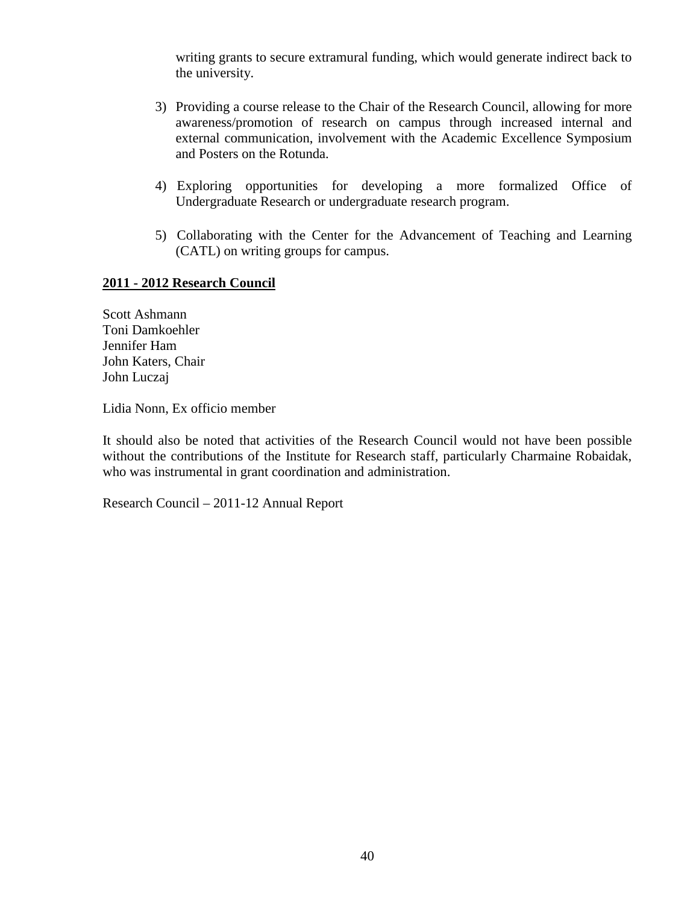writing grants to secure extramural funding, which would generate indirect back to the university.

3) Providing a course release to the Chair of the Research Council, allowing for more awareness/promotion of research on campus through increased internal and external communication, involvement with the Academic Excellence Symposium and Posters on the Rotunda.

4) Exploring opportunities for developing a more formalized Office of Undergraduate Research or undergraduate research program.

5) Collaborating with the Center for the Advancement of Teaching and Learning (CATL) on writing groups for campus.

**2011 - 2012 Research Council**

Scott Ashmann
Toni Damkoehler
Jennifer Ham
John Katers, Chair
John Luczaj

Lidia Nonn, Ex officio member

It should also be noted that activities of the Research Council would not have been possible without the contributions of the Institute for Research staff, particularly Charmaine Robaidak, who was instrumental in grant coordination and administration.

Research Council – 2011-12 Annual Report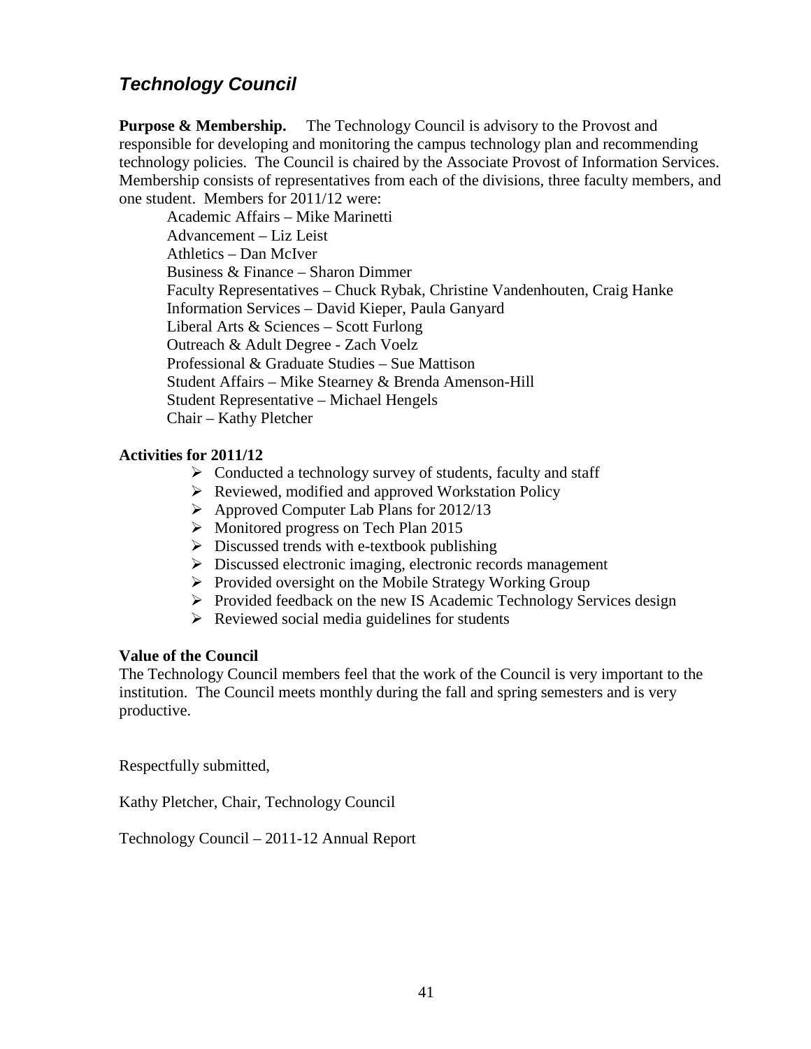## *Technology Council*

**Purpose & Membership.** The Technology Council is advisory to the Provost and responsible for developing and monitoring the campus technology plan and recommending technology policies. The Council is chaired by the Associate Provost of Information Services. Membership consists of representatives from each of the divisions, three faculty members, and one student. Members for 2011/12 were:

Academic Affairs – Mike Marinetti  
Advancement – Liz Leist  
Athletics – Dan McIver  
Business & Finance – Sharon Dimmer  
Faculty Representatives – Chuck Rybak, Christine Vandenhouten, Craig Hanke  
Information Services – David Kieper, Paula Ganyard  
Liberal Arts & Sciences – Scott Furlong  
Outreach & Adult Degree - Zach Voelz  
Professional & Graduate Studies – Sue Mattison  
Student Affairs – Mike Stearney & Brenda Amenson-Hill  
Student Representative – Michael Hengels  
Chair – Kathy Pletcher

**Activities for 2011/12**

- Conducted a technology survey of students, faculty and staff
- Reviewed, modified and approved Workstation Policy
- Approved Computer Lab Plans for 2012/13
- Monitored progress on Tech Plan 2015
- Discussed trends with e-textbook publishing
- Discussed electronic imaging, electronic records management
- Provided oversight on the Mobile Strategy Working Group
- Provided feedback on the new IS Academic Technology Services design
- Reviewed social media guidelines for students

**Value of the Council**

The Technology Council members feel that the work of the Council is very important to the institution. The Council meets monthly during the fall and spring semesters and is very productive.

Respectfully submitted,

Kathy Pletcher, Chair, Technology Council

Technology Council – 2011-12 Annual Report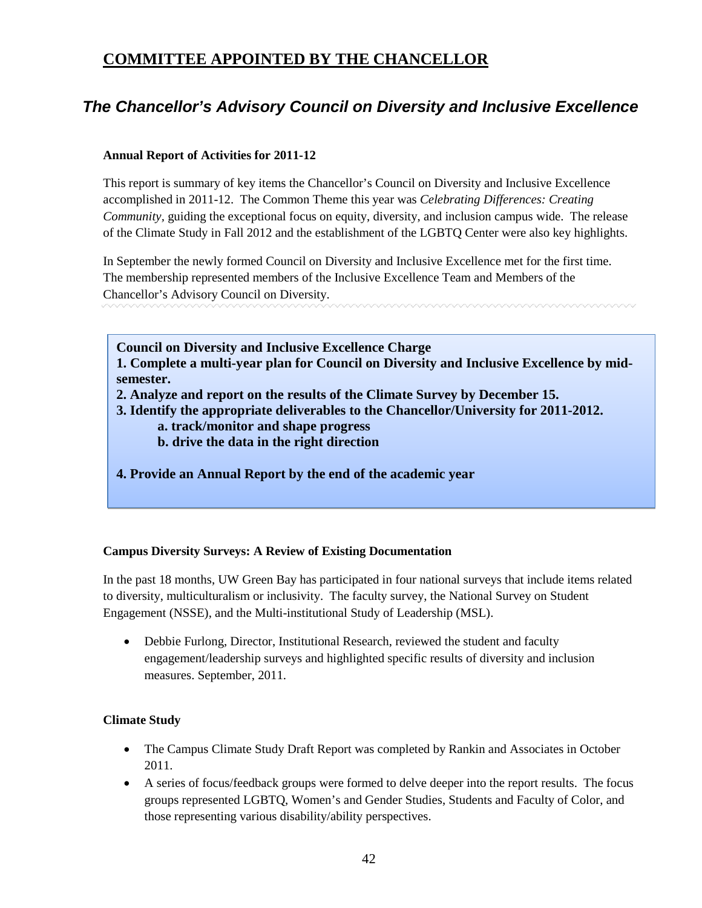## COMMITTEE APPOINTED BY THE CHANCELLOR

### *The Chancellor's Advisory Council on Diversity and Inclusive Excellence*

**Annual Report of Activities for 2011-12**

This report is summary of key items the Chancellor's Council on Diversity and Inclusive Excellence accomplished in 2011-12. The Common Theme this year was *Celebrating Differences: Creating Community*, guiding the exceptional focus on equity, diversity, and inclusion campus wide. The release of the Climate Study in Fall 2012 and the establishment of the LGBTQ Center were also key highlights.

In September the newly formed Council on Diversity and Inclusive Excellence met for the first time. The membership represented members of the Inclusive Excellence Team and Members of the Chancellor's Advisory Council on Diversity.

**Council on Diversity and Inclusive Excellence Charge**
**1. Complete a multi-year plan for Council on Diversity and Inclusive Excellence by mid-semester.**
**2. Analyze and report on the results of the Climate Survey by December 15.**
**3. Identify the appropriate deliverables to the Chancellor/University for 2011-2012.**
 **a. track/monitor and shape progress**
 **b. drive the data in the right direction**

**4. Provide an Annual Report by the end of the academic year**

**Campus Diversity Surveys: A Review of Existing Documentation**

In the past 18 months, UW Green Bay has participated in four national surveys that include items related to diversity, multiculturalism or inclusivity. The faculty survey, the National Survey on Student Engagement (NSSE), and the Multi-institutional Study of Leadership (MSL).

- Debbie Furlong, Director, Institutional Research, reviewed the student and faculty engagement/leadership surveys and highlighted specific results of diversity and inclusion measures. September, 2011.

**Climate Study**

- The Campus Climate Study Draft Report was completed by Rankin and Associates in October 2011.
- A series of focus/feedback groups were formed to delve deeper into the report results. The focus groups represented LGBTQ, Women's and Gender Studies, Students and Faculty of Color, and those representing various disability/ability perspectives.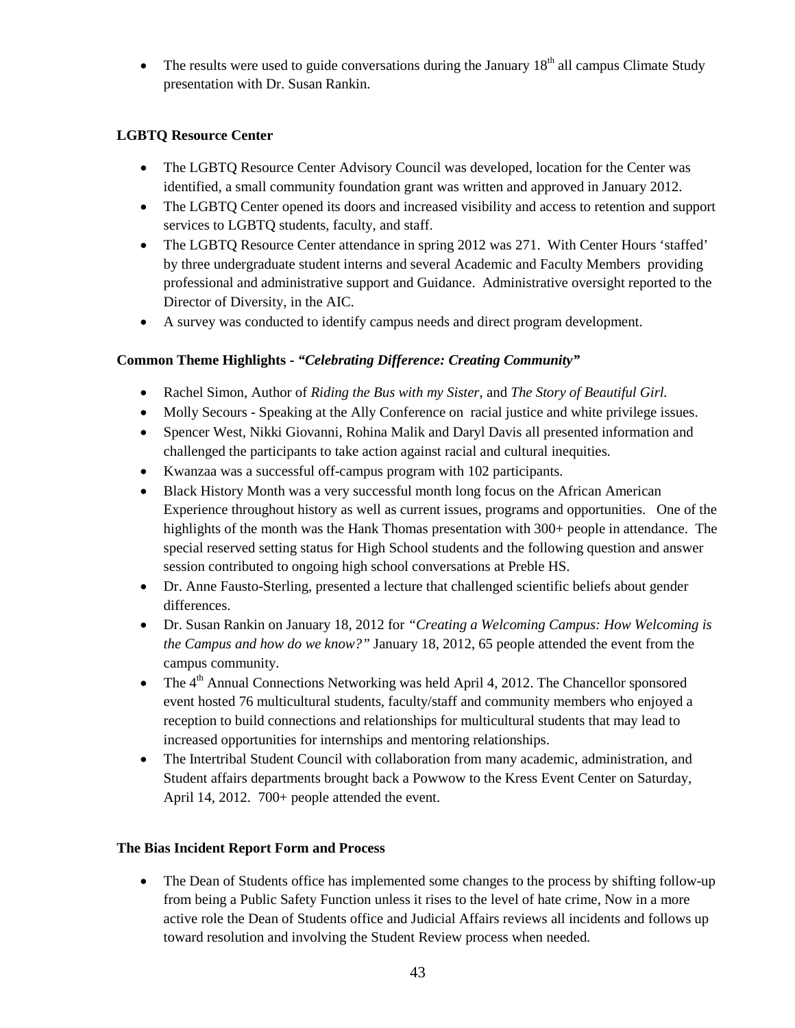- The results were used to guide conversations during the January 18th all campus Climate Study presentation with Dr. Susan Rankin.

**LGBTQ Resource Center**

- The LGBTQ Resource Center Advisory Council was developed, location for the Center was identified, a small community foundation grant was written and approved in January 2012.
- The LGBTQ Center opened its doors and increased visibility and access to retention and support services to LGBTQ students, faculty, and staff.
- The LGBTQ Resource Center attendance in spring 2012 was 271. With Center Hours 'staffed' by three undergraduate student interns and several Academic and Faculty Members providing professional and administrative support and Guidance. Administrative oversight reported to the Director of Diversity, in the AIC.
- A survey was conducted to identify campus needs and direct program development.

**Common Theme Highlights - *"Celebrating Difference: Creating Community"***

- Rachel Simon, Author of *Riding the Bus with my Sister*, and *The Story of Beautiful Girl.*
- Molly Secours - Speaking at the Ally Conference on racial justice and white privilege issues.
- Spencer West, Nikki Giovanni, Rohina Malik and Daryl Davis all presented information and challenged the participants to take action against racial and cultural inequities.
- Kwanzaa was a successful off-campus program with 102 participants.
- Black History Month was a very successful month long focus on the African American Experience throughout history as well as current issues, programs and opportunities. One of the highlights of the month was the Hank Thomas presentation with 300+ people in attendance. The special reserved setting status for High School students and the following question and answer session contributed to ongoing high school conversations at Preble HS.
- Dr. Anne Fausto-Sterling, presented a lecture that challenged scientific beliefs about gender differences.
- Dr. Susan Rankin on January 18, 2012 for *"Creating a Welcoming Campus: How Welcoming is the Campus and how do we know?"* January 18, 2012, 65 people attended the event from the campus community.
- The 4th Annual Connections Networking was held April 4, 2012. The Chancellor sponsored event hosted 76 multicultural students, faculty/staff and community members who enjoyed a reception to build connections and relationships for multicultural students that may lead to increased opportunities for internships and mentoring relationships.
- The Intertribal Student Council with collaboration from many academic, administration, and Student affairs departments brought back a Powwow to the Kress Event Center on Saturday, April 14, 2012. 700+ people attended the event.

**The Bias Incident Report Form and Process**

- The Dean of Students office has implemented some changes to the process by shifting follow-up from being a Public Safety Function unless it rises to the level of hate crime, Now in a more active role the Dean of Students office and Judicial Affairs reviews all incidents and follows up toward resolution and involving the Student Review process when needed.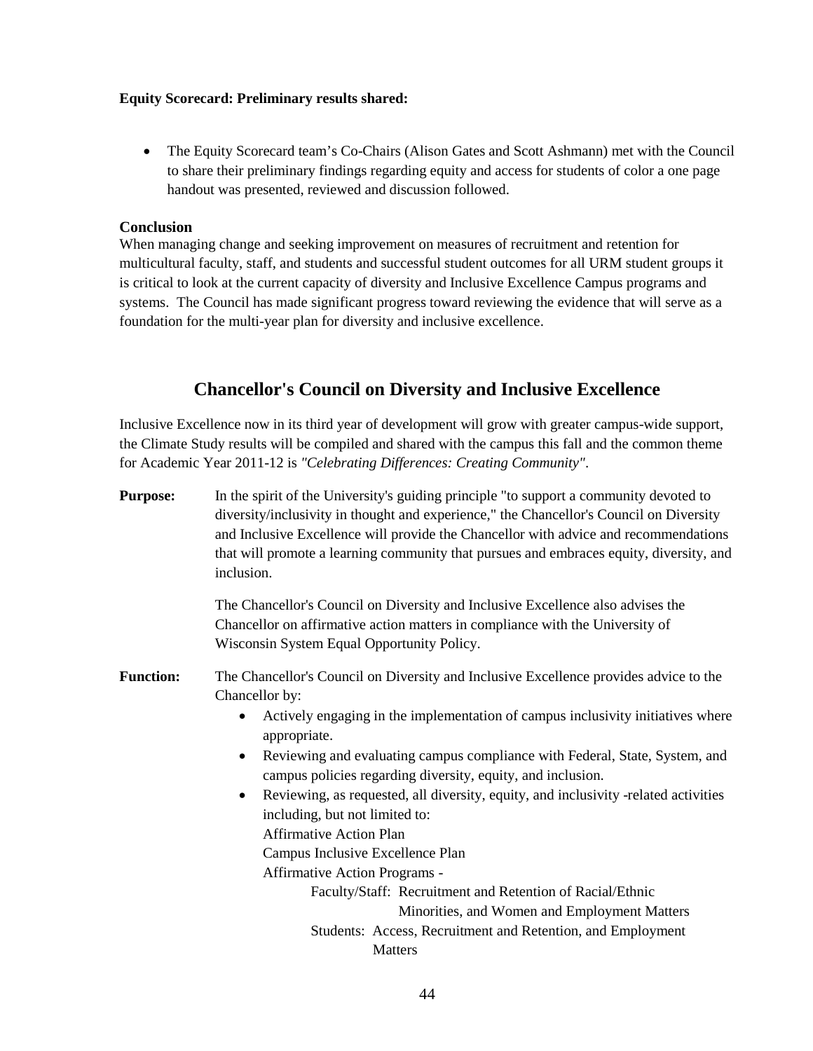**Equity Scorecard: Preliminary results shared:**

- The Equity Scorecard team's Co-Chairs (Alison Gates and Scott Ashmann) met with the Council to share their preliminary findings regarding equity and access for students of color a one page handout was presented, reviewed and discussion followed.

**Conclusion**

When managing change and seeking improvement on measures of recruitment and retention for multicultural faculty, staff, and students and successful student outcomes for all URM student groups it is critical to look at the current capacity of diversity and Inclusive Excellence Campus programs and systems. The Council has made significant progress toward reviewing the evidence that will serve as a foundation for the multi-year plan for diversity and inclusive excellence.

## Chancellor's Council on Diversity and Inclusive Excellence

Inclusive Excellence now in its third year of development will grow with greater campus-wide support, the Climate Study results will be compiled and shared with the campus this fall and the common theme for Academic Year 2011-12 is *"Celebrating Differences: Creating Community"*.

**Purpose:** In the spirit of the University's guiding principle "to support a community devoted to diversity/inclusivity in thought and experience," the Chancellor's Council on Diversity and Inclusive Excellence will provide the Chancellor with advice and recommendations that will promote a learning community that pursues and embraces equity, diversity, and inclusion.

The Chancellor's Council on Diversity and Inclusive Excellence also advises the Chancellor on affirmative action matters in compliance with the University of Wisconsin System Equal Opportunity Policy.

**Function:** The Chancellor's Council on Diversity and Inclusive Excellence provides advice to the Chancellor by:

- Actively engaging in the implementation of campus inclusivity initiatives where appropriate.
- Reviewing and evaluating campus compliance with Federal, State, System, and campus policies regarding diversity, equity, and inclusion.
- Reviewing, as requested, all diversity, equity, and inclusivity -related activities including, but not limited to:
  Affirmative Action Plan
  Campus Inclusive Excellence Plan
  Affirmative Action Programs -
    Faculty/Staff: Recruitment and Retention of Racial/Ethnic Minorities, and Women and Employment Matters
    Students: Access, Recruitment and Retention, and Employment Matters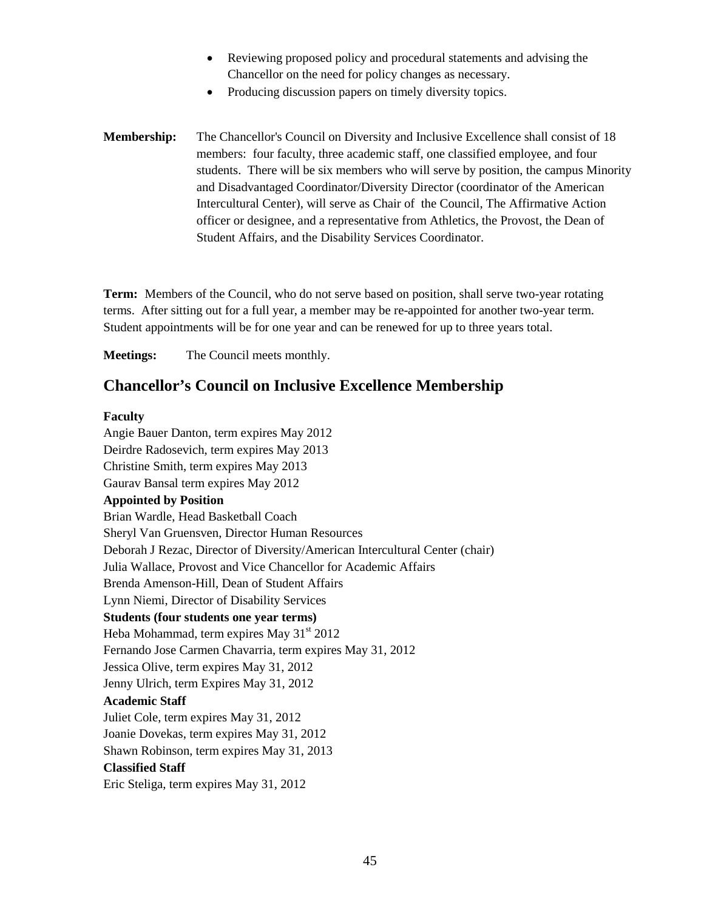- Reviewing proposed policy and procedural statements and advising the Chancellor on the need for policy changes as necessary.
- Producing discussion papers on timely diversity topics.

**Membership:** The Chancellor's Council on Diversity and Inclusive Excellence shall consist of 18 members: four faculty, three academic staff, one classified employee, and four students. There will be six members who will serve by position, the campus Minority and Disadvantaged Coordinator/Diversity Director (coordinator of the American Intercultural Center), will serve as Chair of the Council, The Affirmative Action officer or designee, and a representative from Athletics, the Provost, the Dean of Student Affairs, and the Disability Services Coordinator.

**Term:** Members of the Council, who do not serve based on position, shall serve two-year rotating terms. After sitting out for a full year, a member may be re-appointed for another two-year term. Student appointments will be for one year and can be renewed for up to three years total.

**Meetings:** The Council meets monthly.

## Chancellor's Council on Inclusive Excellence Membership

**Faculty**
Angie Bauer Danton, term expires May 2012
Deirdre Radosevich, term expires May 2013
Christine Smith, term expires May 2013
Gaurav Bansal term expires May 2012

**Appointed by Position**
Brian Wardle, Head Basketball Coach
Sheryl Van Gruensven, Director Human Resources
Deborah J Rezac, Director of Diversity/American Intercultural Center (chair)
Julia Wallace, Provost and Vice Chancellor for Academic Affairs
Brenda Amenson-Hill, Dean of Student Affairs
Lynn Niemi, Director of Disability Services

**Students (four students one year terms)**
Heba Mohammad, term expires May 31st 2012
Fernando Jose Carmen Chavarria, term expires May 31, 2012
Jessica Olive, term expires May 31, 2012
Jenny Ulrich, term Expires May 31, 2012

**Academic Staff**
Juliet Cole, term expires May 31, 2012
Joanie Dovekas, term expires May 31, 2012
Shawn Robinson, term expires May 31, 2013

**Classified Staff**
Eric Steliga, term expires May 31, 2012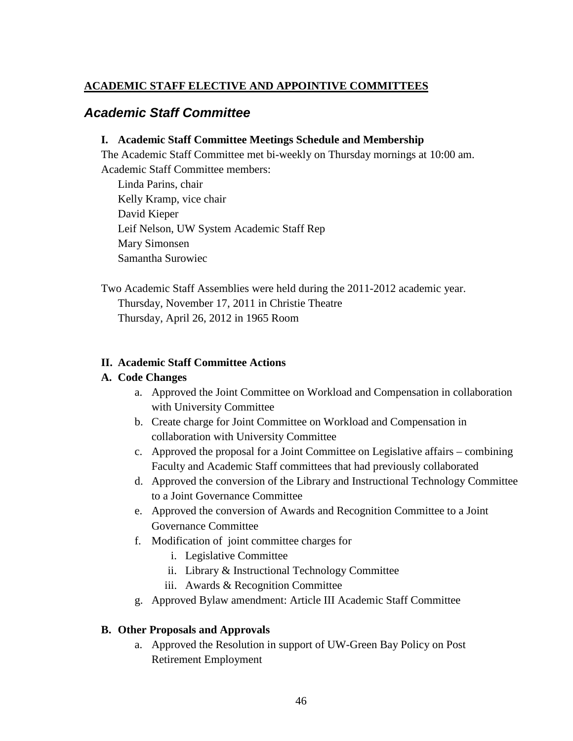**ACADEMIC STAFF ELECTIVE AND APPOINTIVE COMMITTEES**

## *Academic Staff Committee*

### I. Academic Staff Committee Meetings Schedule and Membership

The Academic Staff Committee met bi-weekly on Thursday mornings at 10:00 am.
Academic Staff Committee members:

Linda Parins, chair
Kelly Kramp, vice chair
David Kieper
Leif Nelson, UW System Academic Staff Rep
Mary Simonsen
Samantha Surowiec

Two Academic Staff Assemblies were held during the 2011-2012 academic year.

Thursday, November 17, 2011 in Christie Theatre
Thursday, April 26, 2012 in 1965 Room

### II. Academic Staff Committee Actions

**A. Code Changes**

a. Approved the Joint Committee on Workload and Compensation in collaboration with University Committee
b. Create charge for Joint Committee on Workload and Compensation in collaboration with University Committee
c. Approved the proposal for a Joint Committee on Legislative affairs – combining Faculty and Academic Staff committees that had previously collaborated
d. Approved the conversion of the Library and Instructional Technology Committee to a Joint Governance Committee
e. Approved the conversion of Awards and Recognition Committee to a Joint Governance Committee
f. Modification of joint committee charges for
   i. Legislative Committee
   ii. Library & Instructional Technology Committee
   iii. Awards & Recognition Committee
g. Approved Bylaw amendment: Article III Academic Staff Committee

**B. Other Proposals and Approvals**

a. Approved the Resolution in support of UW-Green Bay Policy on Post Retirement Employment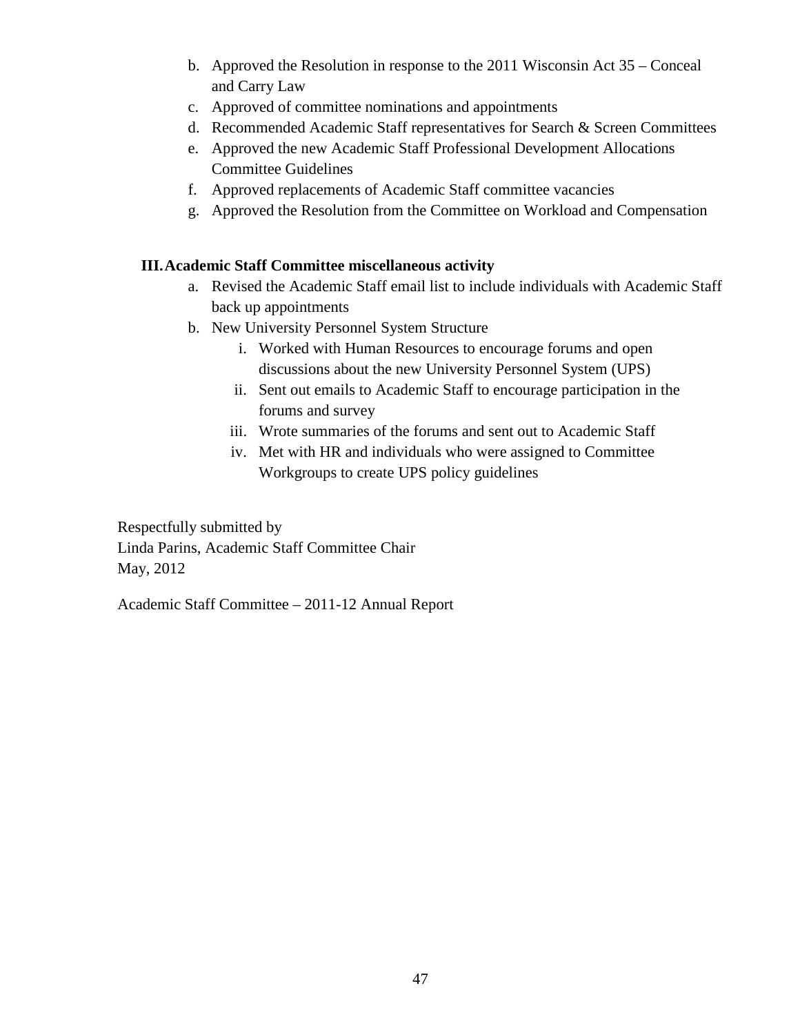b. Approved the Resolution in response to the 2011 Wisconsin Act 35 – Conceal and Carry Law
c. Approved of committee nominations and appointments
d. Recommended Academic Staff representatives for Search & Screen Committees
e. Approved the new Academic Staff Professional Development Allocations Committee Guidelines
f. Approved replacements of Academic Staff committee vacancies
g. Approved the Resolution from the Committee on Workload and Compensation

**III. Academic Staff Committee miscellaneous activity**

a. Revised the Academic Staff email list to include individuals with Academic Staff back up appointments
b. New University Personnel System Structure
    i. Worked with Human Resources to encourage forums and open discussions about the new University Personnel System (UPS)
    ii. Sent out emails to Academic Staff to encourage participation in the forums and survey
    iii. Wrote summaries of the forums and sent out to Academic Staff
    iv. Met with HR and individuals who were assigned to Committee Workgroups to create UPS policy guidelines

Respectfully submitted by
Linda Parins, Academic Staff Committee Chair
May, 2012

Academic Staff Committee – 2011-12 Annual Report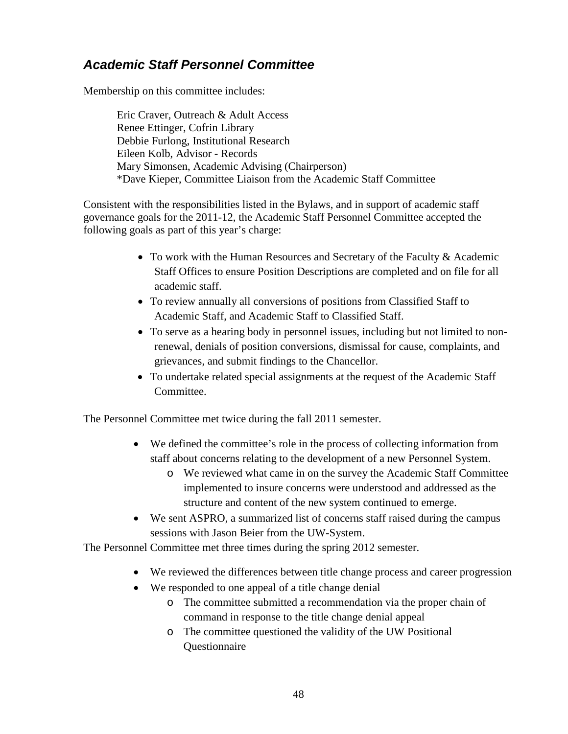## *Academic Staff Personnel Committee*

Membership on this committee includes:

Eric Craver, Outreach & Adult Access  
Renee Ettinger, Cofrin Library  
Debbie Furlong, Institutional Research  
Eileen Kolb, Advisor - Records  
Mary Simonsen, Academic Advising (Chairperson)  
*Dave Kieper, Committee Liaison from the Academic Staff Committee

Consistent with the responsibilities listed in the Bylaws, and in support of academic staff governance goals for the 2011-12, the Academic Staff Personnel Committee accepted the following goals as part of this year's charge:

- To work with the Human Resources and Secretary of the Faculty & Academic Staff Offices to ensure Position Descriptions are completed and on file for all academic staff.
- To review annually all conversions of positions from Classified Staff to Academic Staff, and Academic Staff to Classified Staff.
- To serve as a hearing body in personnel issues, including but not limited to non-renewal, denials of position conversions, dismissal for cause, complaints, and grievances, and submit findings to the Chancellor.
- To undertake related special assignments at the request of the Academic Staff Committee.

The Personnel Committee met twice during the fall 2011 semester.

- We defined the committee's role in the process of collecting information from staff about concerns relating to the development of a new Personnel System.
  - We reviewed what came in on the survey the Academic Staff Committee implemented to insure concerns were understood and addressed as the structure and content of the new system continued to emerge.
- We sent ASPRO, a summarized list of concerns staff raised during the campus sessions with Jason Beier from the UW-System.

The Personnel Committee met three times during the spring 2012 semester.

- We reviewed the differences between title change process and career progression
- We responded to one appeal of a title change denial
  - The committee submitted a recommendation via the proper chain of command in response to the title change denial appeal
  - The committee questioned the validity of the UW Positional Questionnaire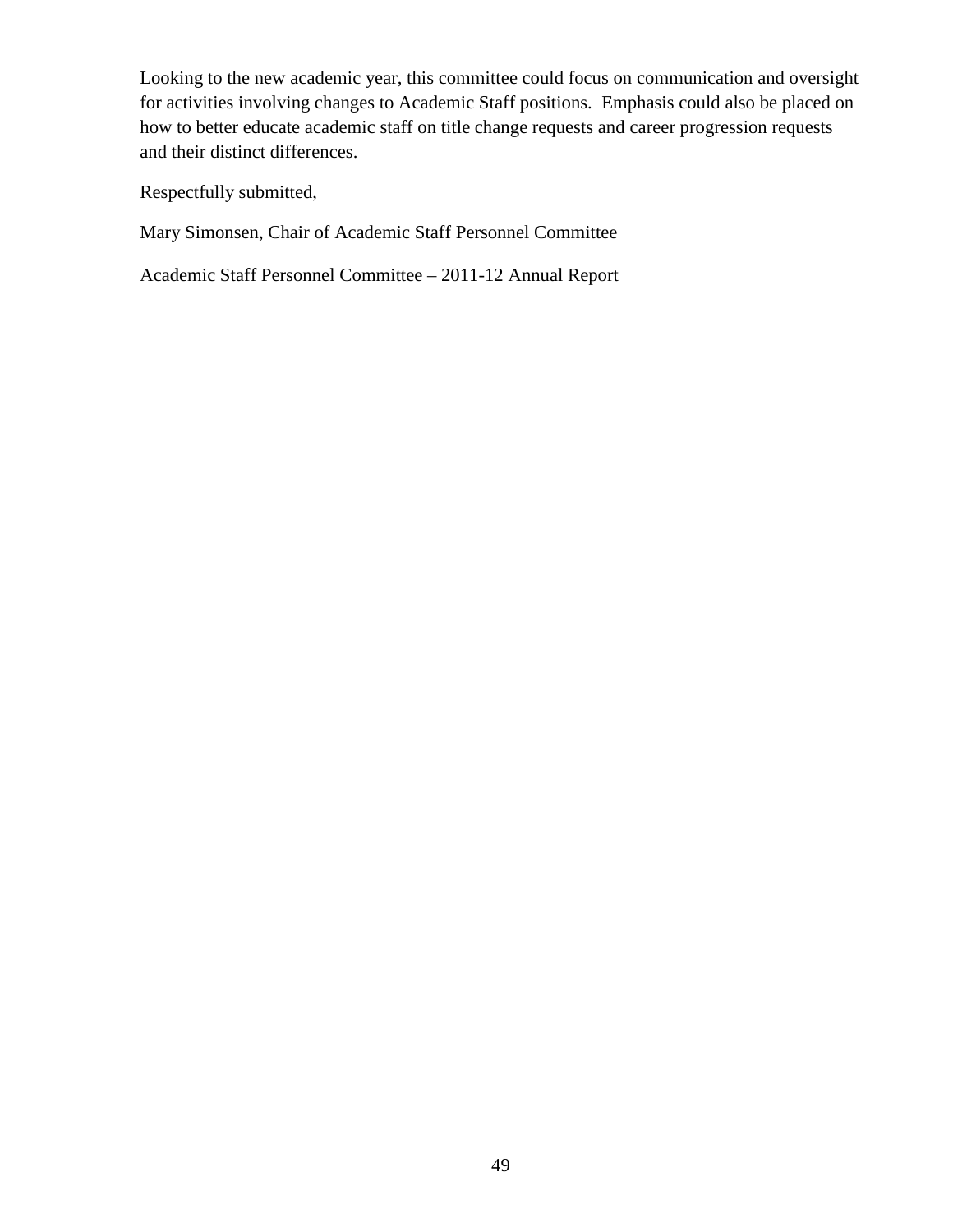Looking to the new academic year, this committee could focus on communication and oversight for activities involving changes to Academic Staff positions.  Emphasis could also be placed on how to better educate academic staff on title change requests and career progression requests and their distinct differences.

Respectfully submitted,

Mary Simonsen, Chair of Academic Staff Personnel Committee

Academic Staff Personnel Committee – 2011-12 Annual Report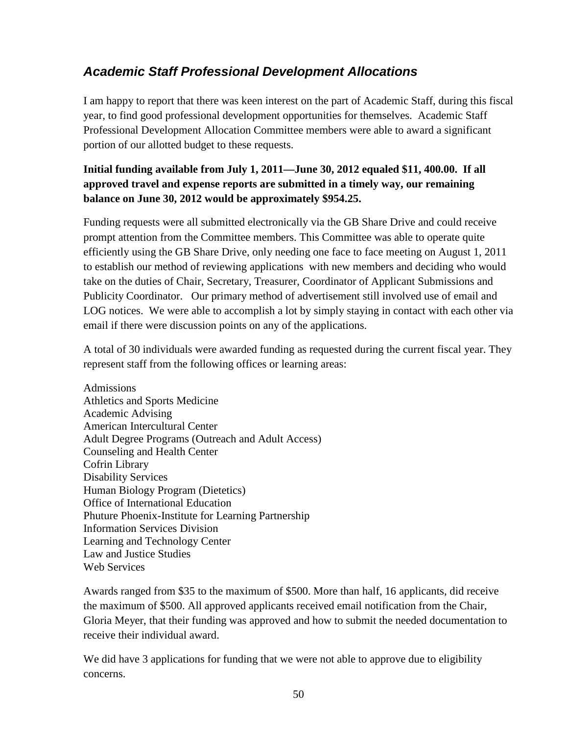## *Academic Staff Professional Development Allocations*

I am happy to report that there was keen interest on the part of Academic Staff, during this fiscal year, to find good professional development opportunities for themselves. Academic Staff Professional Development Allocation Committee members were able to award a significant portion of our allotted budget to these requests.

**Initial funding available from July 1, 2011—June 30, 2012 equaled $11, 400.00. If all approved travel and expense reports are submitted in a timely way, our remaining balance on June 30, 2012 would be approximately $954.25.**

Funding requests were all submitted electronically via the GB Share Drive and could receive prompt attention from the Committee members. This Committee was able to operate quite efficiently using the GB Share Drive, only needing one face to face meeting on August 1, 2011 to establish our method of reviewing applications with new members and deciding who would take on the duties of Chair, Secretary, Treasurer, Coordinator of Applicant Submissions and Publicity Coordinator. Our primary method of advertisement still involved use of email and LOG notices. We were able to accomplish a lot by simply staying in contact with each other via email if there were discussion points on any of the applications.

A total of 30 individuals were awarded funding as requested during the current fiscal year. They represent staff from the following offices or learning areas:

Admissions
Athletics and Sports Medicine
Academic Advising
American Intercultural Center
Adult Degree Programs (Outreach and Adult Access)
Counseling and Health Center
Cofrin Library
Disability Services
Human Biology Program (Dietetics)
Office of International Education
Phuture Phoenix-Institute for Learning Partnership
Information Services Division
Learning and Technology Center
Law and Justice Studies
Web Services

Awards ranged from $35 to the maximum of $500. More than half, 16 applicants, did receive the maximum of $500. All approved applicants received email notification from the Chair, Gloria Meyer, that their funding was approved and how to submit the needed documentation to receive their individual award.

We did have 3 applications for funding that we were not able to approve due to eligibility concerns.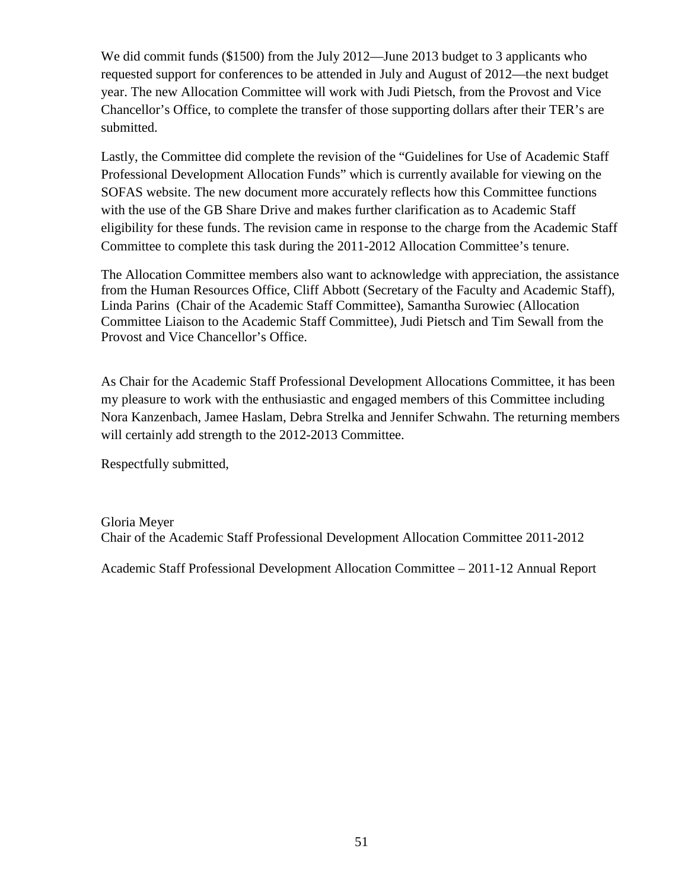We did commit funds ($1500) from the July 2012—June 2013 budget to 3 applicants who requested support for conferences to be attended in July and August of 2012—the next budget year. The new Allocation Committee will work with Judi Pietsch, from the Provost and Vice Chancellor's Office, to complete the transfer of those supporting dollars after their TER's are submitted.

Lastly, the Committee did complete the revision of the "Guidelines for Use of Academic Staff Professional Development Allocation Funds" which is currently available for viewing on the SOFAS website. The new document more accurately reflects how this Committee functions with the use of the GB Share Drive and makes further clarification as to Academic Staff eligibility for these funds. The revision came in response to the charge from the Academic Staff Committee to complete this task during the 2011-2012 Allocation Committee's tenure.

The Allocation Committee members also want to acknowledge with appreciation, the assistance from the Human Resources Office, Cliff Abbott (Secretary of the Faculty and Academic Staff), Linda Parins (Chair of the Academic Staff Committee), Samantha Surowiec (Allocation Committee Liaison to the Academic Staff Committee), Judi Pietsch and Tim Sewall from the Provost and Vice Chancellor's Office.

As Chair for the Academic Staff Professional Development Allocations Committee, it has been my pleasure to work with the enthusiastic and engaged members of this Committee including Nora Kanzenbach, Jamee Haslam, Debra Strelka and Jennifer Schwahn. The returning members will certainly add strength to the 2012-2013 Committee.

Respectfully submitted,

Gloria Meyer
Chair of the Academic Staff Professional Development Allocation Committee 2011-2012

Academic Staff Professional Development Allocation Committee – 2011-12 Annual Report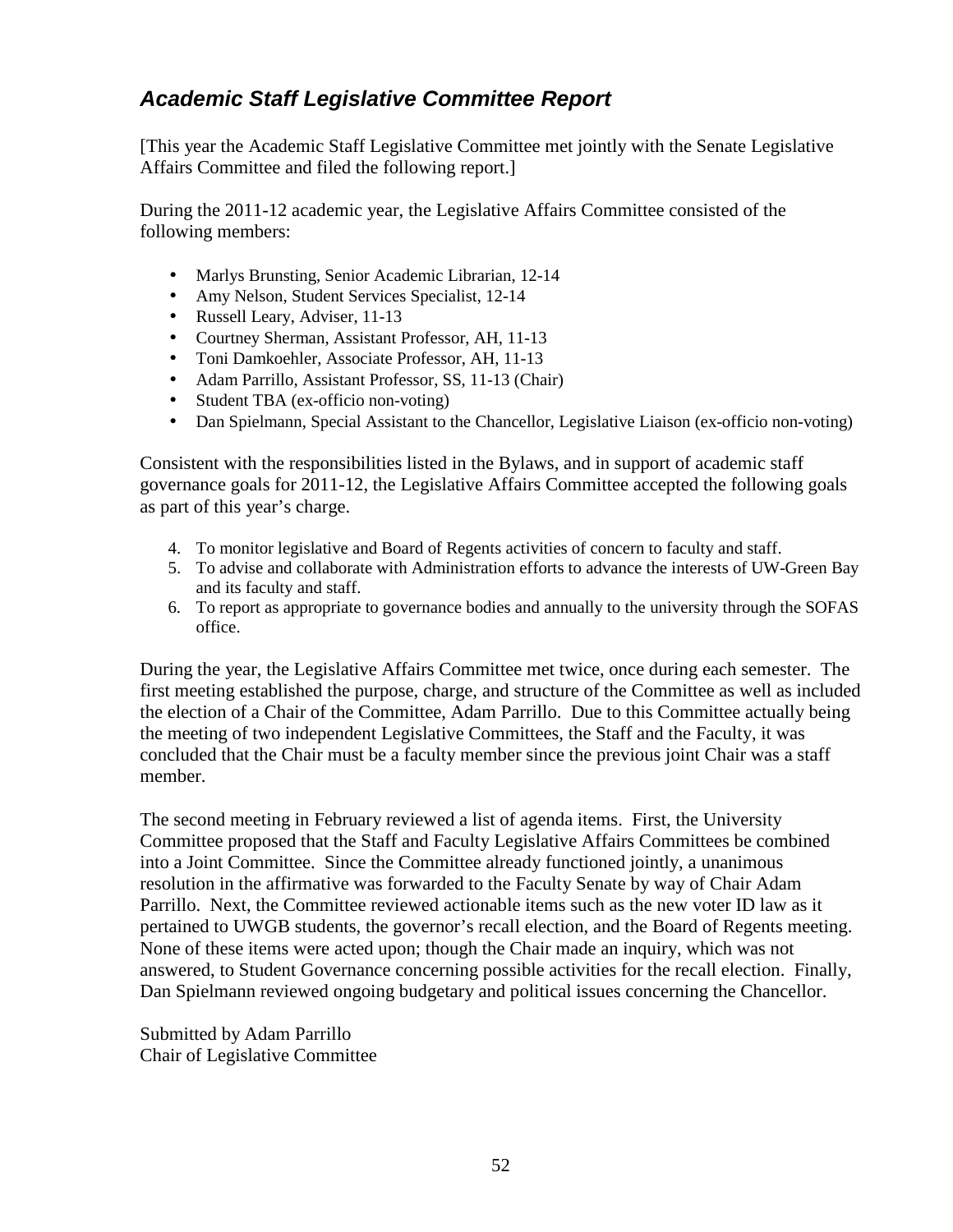## ***Academic Staff Legislative Committee Report***

[This year the Academic Staff Legislative Committee met jointly with the Senate Legislative Affairs Committee and filed the following report.]

During the 2011-12 academic year, the Legislative Affairs Committee consisted of the following members:

- Marlys Brunsting, Senior Academic Librarian, 12-14
- Amy Nelson, Student Services Specialist, 12-14
- Russell Leary, Adviser, 11-13
- Courtney Sherman, Assistant Professor, AH, 11-13
- Toni Damkoehler, Associate Professor, AH, 11-13
- Adam Parrillo, Assistant Professor, SS, 11-13 (Chair)
- Student TBA (ex-officio non-voting)
- Dan Spielmann, Special Assistant to the Chancellor, Legislative Liaison (ex-officio non-voting)

Consistent with the responsibilities listed in the Bylaws, and in support of academic staff governance goals for 2011-12, the Legislative Affairs Committee accepted the following goals as part of this year's charge.

4. To monitor legislative and Board of Regents activities of concern to faculty and staff.
5. To advise and collaborate with Administration efforts to advance the interests of UW-Green Bay and its faculty and staff.
6. To report as appropriate to governance bodies and annually to the university through the SOFAS office.

During the year, the Legislative Affairs Committee met twice, once during each semester. The first meeting established the purpose, charge, and structure of the Committee as well as included the election of a Chair of the Committee, Adam Parrillo. Due to this Committee actually being the meeting of two independent Legislative Committees, the Staff and the Faculty, it was concluded that the Chair must be a faculty member since the previous joint Chair was a staff member.

The second meeting in February reviewed a list of agenda items. First, the University Committee proposed that the Staff and Faculty Legislative Affairs Committees be combined into a Joint Committee. Since the Committee already functioned jointly, a unanimous resolution in the affirmative was forwarded to the Faculty Senate by way of Chair Adam Parrillo. Next, the Committee reviewed actionable items such as the new voter ID law as it pertained to UWGB students, the governor's recall election, and the Board of Regents meeting. None of these items were acted upon; though the Chair made an inquiry, which was not answered, to Student Governance concerning possible activities for the recall election. Finally, Dan Spielmann reviewed ongoing budgetary and political issues concerning the Chancellor.

Submitted by Adam Parrillo
Chair of Legislative Committee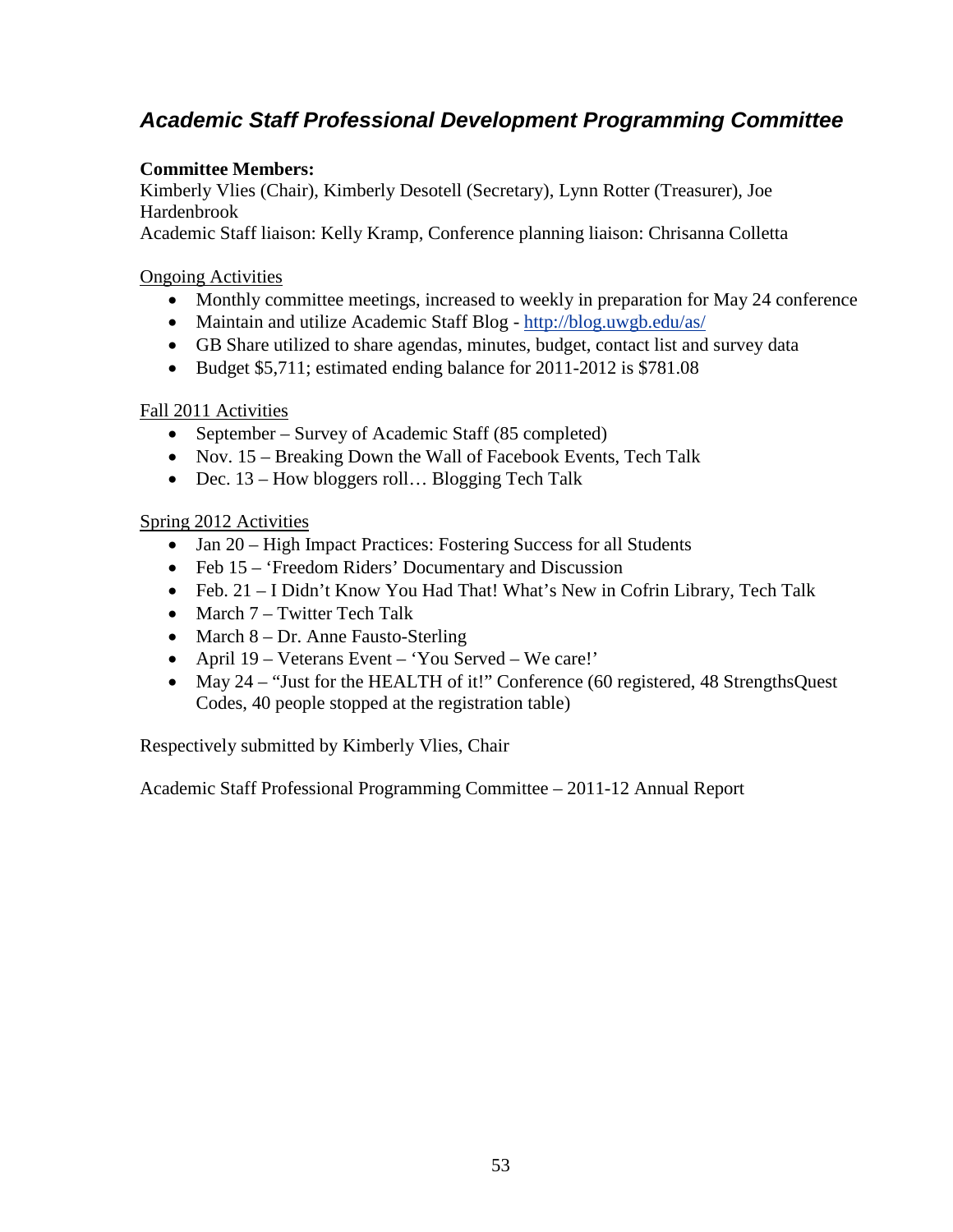## *Academic Staff Professional Development Programming Committee*

**Committee Members:**
Kimberly Vlies (Chair), Kimberly Desotell (Secretary), Lynn Rotter (Treasurer), Joe Hardenbrook
Academic Staff liaison: Kelly Kramp, Conference planning liaison: Chrisanna Colletta

Ongoing Activities

- Monthly committee meetings, increased to weekly in preparation for May 24 conference
- Maintain and utilize Academic Staff Blog - http://blog.uwgb.edu/as/
- GB Share utilized to share agendas, minutes, budget, contact list and survey data
- Budget $5,711; estimated ending balance for 2011-2012 is $781.08

Fall 2011 Activities

- September – Survey of Academic Staff (85 completed)
- Nov. 15 – Breaking Down the Wall of Facebook Events, Tech Talk
- Dec. 13 – How bloggers roll… Blogging Tech Talk

Spring 2012 Activities

- Jan 20 – High Impact Practices: Fostering Success for all Students
- Feb 15 – 'Freedom Riders' Documentary and Discussion
- Feb. 21 – I Didn't Know You Had That! What's New in Cofrin Library, Tech Talk
- March 7 – Twitter Tech Talk
- March 8 – Dr. Anne Fausto-Sterling
- April 19 – Veterans Event – 'You Served – We care!'
- May 24 – "Just for the HEALTH of it!" Conference (60 registered, 48 StrengthsQuest Codes, 40 people stopped at the registration table)

Respectively submitted by Kimberly Vlies, Chair

Academic Staff Professional Programming Committee – 2011-12 Annual Report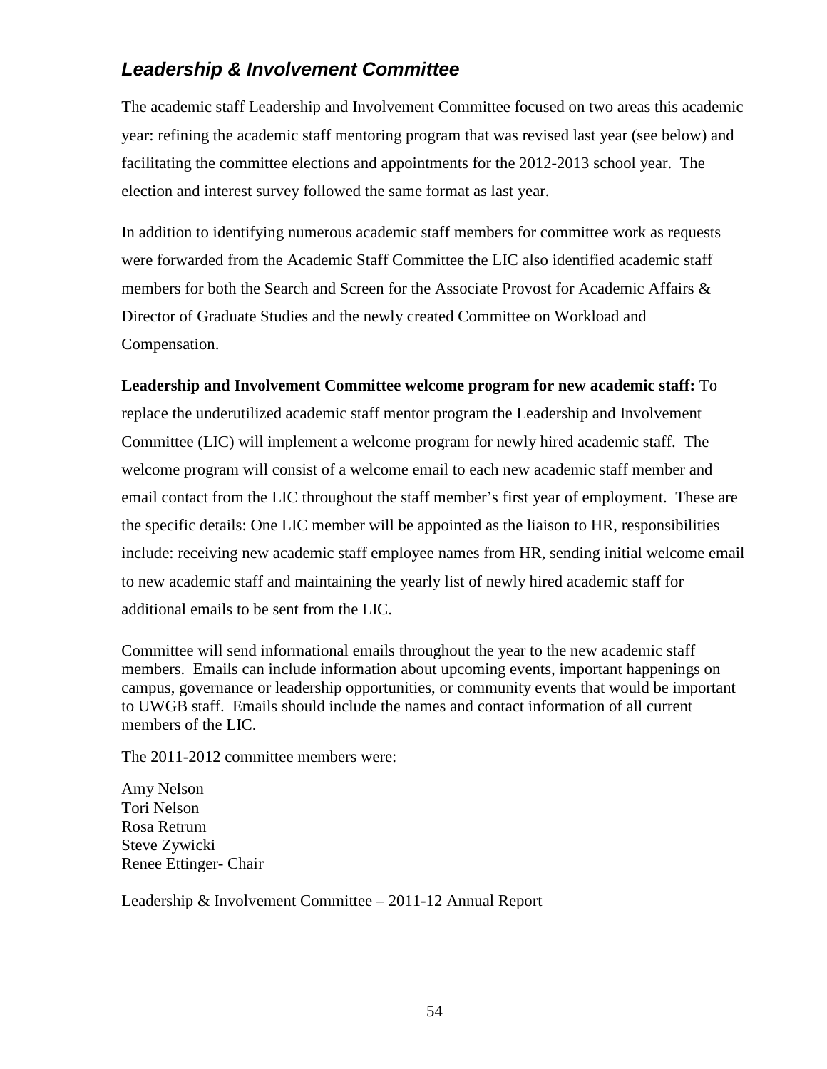## ***Leadership & Involvement Committee***

The academic staff Leadership and Involvement Committee focused on two areas this academic year: refining the academic staff mentoring program that was revised last year (see below) and facilitating the committee elections and appointments for the 2012-2013 school year. The election and interest survey followed the same format as last year.

In addition to identifying numerous academic staff members for committee work as requests were forwarded from the Academic Staff Committee the LIC also identified academic staff members for both the Search and Screen for the Associate Provost for Academic Affairs & Director of Graduate Studies and the newly created Committee on Workload and Compensation.

**Leadership and Involvement Committee welcome program for new academic staff:** To replace the underutilized academic staff mentor program the Leadership and Involvement Committee (LIC) will implement a welcome program for newly hired academic staff. The welcome program will consist of a welcome email to each new academic staff member and email contact from the LIC throughout the staff member's first year of employment. These are the specific details: One LIC member will be appointed as the liaison to HR, responsibilities include: receiving new academic staff employee names from HR, sending initial welcome email to new academic staff and maintaining the yearly list of newly hired academic staff for additional emails to be sent from the LIC.

Committee will send informational emails throughout the year to the new academic staff members. Emails can include information about upcoming events, important happenings on campus, governance or leadership opportunities, or community events that would be important to UWGB staff. Emails should include the names and contact information of all current members of the LIC.

The 2011-2012 committee members were:

Amy Nelson
Tori Nelson
Rosa Retrum
Steve Zywicki
Renee Ettinger- Chair

Leadership & Involvement Committee – 2011-12 Annual Report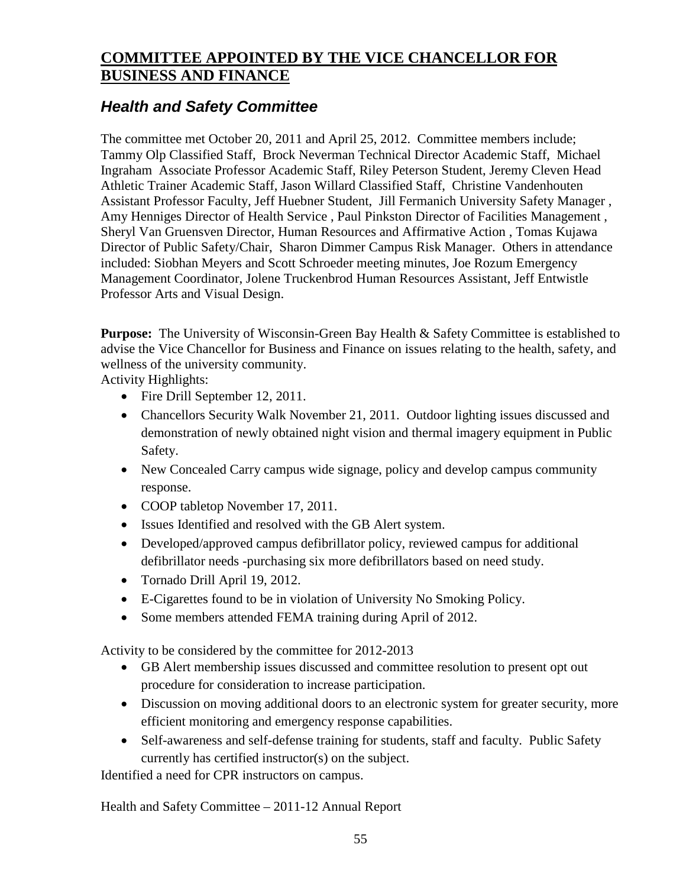## COMMITTEE APPOINTED BY THE VICE CHANCELLOR FOR BUSINESS AND FINANCE

### *Health and Safety Committee*

The committee met October 20, 2011 and April 25, 2012. Committee members include; Tammy Olp Classified Staff, Brock Neverman Technical Director Academic Staff, Michael Ingraham Associate Professor Academic Staff, Riley Peterson Student, Jeremy Cleven Head Athletic Trainer Academic Staff, Jason Willard Classified Staff, Christine Vandenhouten Assistant Professor Faculty, Jeff Huebner Student, Jill Fermanich University Safety Manager , Amy Henniges Director of Health Service , Paul Pinkston Director of Facilities Management , Sheryl Van Gruensven Director, Human Resources and Affirmative Action , Tomas Kujawa Director of Public Safety/Chair, Sharon Dimmer Campus Risk Manager. Others in attendance included: Siobhan Meyers and Scott Schroeder meeting minutes, Joe Rozum Emergency Management Coordinator, Jolene Truckenbrod Human Resources Assistant, Jeff Entwistle Professor Arts and Visual Design.

**Purpose:** The University of Wisconsin-Green Bay Health & Safety Committee is established to advise the Vice Chancellor for Business and Finance on issues relating to the health, safety, and wellness of the university community.

Activity Highlights:

- Fire Drill September 12, 2011.
- Chancellors Security Walk November 21, 2011. Outdoor lighting issues discussed and demonstration of newly obtained night vision and thermal imagery equipment in Public Safety.
- New Concealed Carry campus wide signage, policy and develop campus community response.
- COOP tabletop November 17, 2011.
- Issues Identified and resolved with the GB Alert system.
- Developed/approved campus defibrillator policy, reviewed campus for additional defibrillator needs -purchasing six more defibrillators based on need study.
- Tornado Drill April 19, 2012.
- E-Cigarettes found to be in violation of University No Smoking Policy.
- Some members attended FEMA training during April of 2012.

Activity to be considered by the committee for 2012-2013

- GB Alert membership issues discussed and committee resolution to present opt out procedure for consideration to increase participation.
- Discussion on moving additional doors to an electronic system for greater security, more efficient monitoring and emergency response capabilities.
- Self-awareness and self-defense training for students, staff and faculty. Public Safety currently has certified instructor(s) on the subject.

Identified a need for CPR instructors on campus.

Health and Safety Committee – 2011-12 Annual Report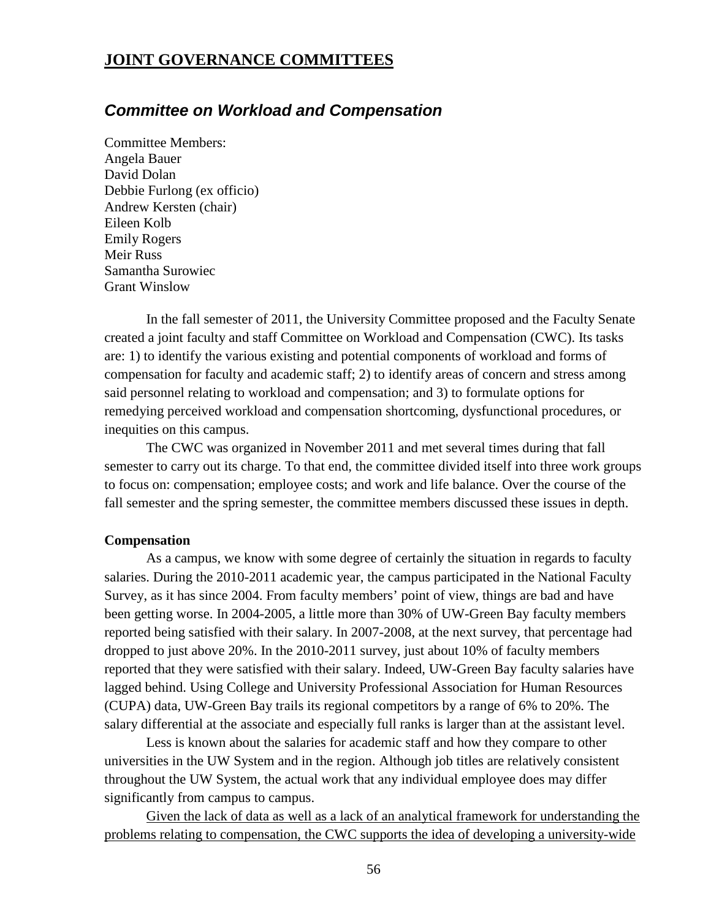## JOINT GOVERNANCE COMMITTEES

### *Committee on Workload and Compensation*

Committee Members:
Angela Bauer
David Dolan
Debbie Furlong (ex officio)
Andrew Kersten (chair)
Eileen Kolb
Emily Rogers
Meir Russ
Samantha Surowiec
Grant Winslow

In the fall semester of 2011, the University Committee proposed and the Faculty Senate created a joint faculty and staff Committee on Workload and Compensation (CWC). Its tasks are: 1) to identify the various existing and potential components of workload and forms of compensation for faculty and academic staff; 2) to identify areas of concern and stress among said personnel relating to workload and compensation; and 3) to formulate options for remedying perceived workload and compensation shortcoming, dysfunctional procedures, or inequities on this campus.

The CWC was organized in November 2011 and met several times during that fall semester to carry out its charge. To that end, the committee divided itself into three work groups to focus on: compensation; employee costs; and work and life balance. Over the course of the fall semester and the spring semester, the committee members discussed these issues in depth.

**Compensation**

As a campus, we know with some degree of certainly the situation in regards to faculty salaries. During the 2010-2011 academic year, the campus participated in the National Faculty Survey, as it has since 2004. From faculty members' point of view, things are bad and have been getting worse. In 2004-2005, a little more than 30% of UW-Green Bay faculty members reported being satisfied with their salary. In 2007-2008, at the next survey, that percentage had dropped to just above 20%. In the 2010-2011 survey, just about 10% of faculty members reported that they were satisfied with their salary. Indeed, UW-Green Bay faculty salaries have lagged behind. Using College and University Professional Association for Human Resources (CUPA) data, UW-Green Bay trails its regional competitors by a range of 6% to 20%. The salary differential at the associate and especially full ranks is larger than at the assistant level.

Less is known about the salaries for academic staff and how they compare to other universities in the UW System and in the region. Although job titles are relatively consistent throughout the UW System, the actual work that any individual employee does may differ significantly from campus to campus.

<u>Given the lack of data as well as a lack of an analytical framework for understanding the problems relating to compensation, the CWC supports the idea of developing a university-wide</u>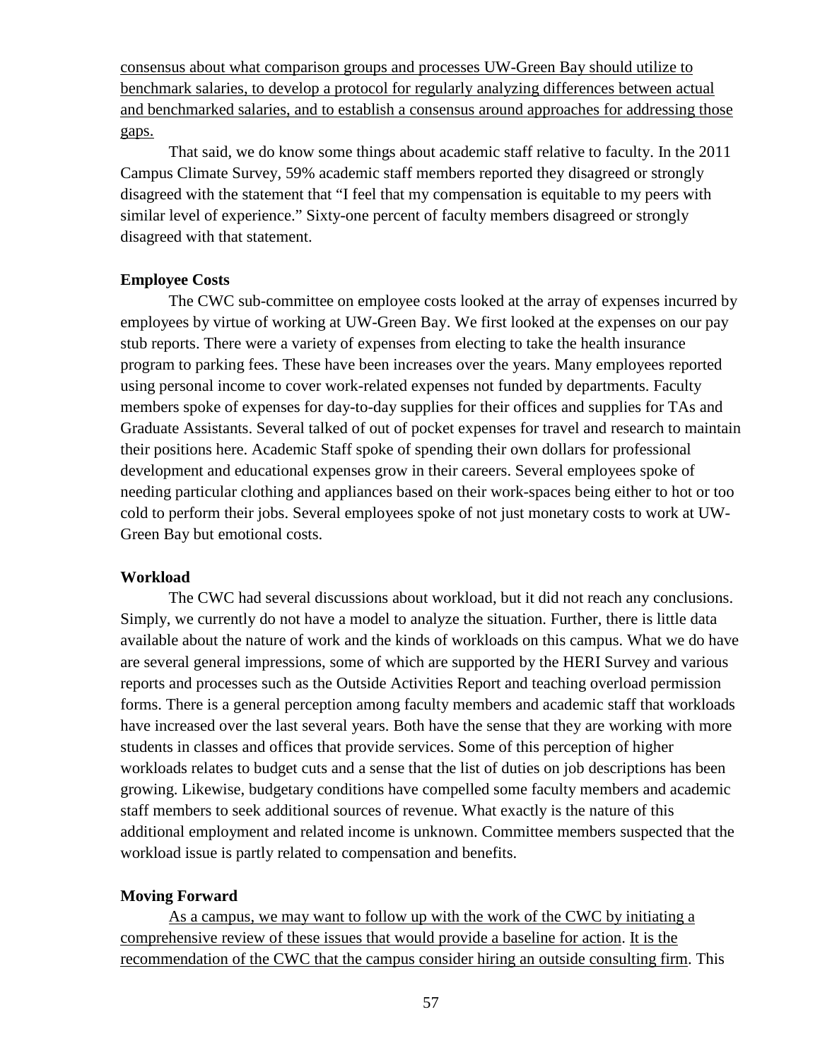<u>consensus about what comparison groups and processes UW-Green Bay should utilize to benchmark salaries, to develop a protocol for regularly analyzing differences between actual and benchmarked salaries, and to establish a consensus around approaches for addressing those gaps.</u>

That said, we do know some things about academic staff relative to faculty. In the 2011 Campus Climate Survey, 59% academic staff members reported they disagreed or strongly disagreed with the statement that "I feel that my compensation is equitable to my peers with similar level of experience." Sixty-one percent of faculty members disagreed or strongly disagreed with that statement.

**Employee Costs**

The CWC sub-committee on employee costs looked at the array of expenses incurred by employees by virtue of working at UW-Green Bay. We first looked at the expenses on our pay stub reports. There were a variety of expenses from electing to take the health insurance program to parking fees. These have been increases over the years. Many employees reported using personal income to cover work-related expenses not funded by departments. Faculty members spoke of expenses for day-to-day supplies for their offices and supplies for TAs and Graduate Assistants. Several talked of out of pocket expenses for travel and research to maintain their positions here. Academic Staff spoke of spending their own dollars for professional development and educational expenses grow in their careers. Several employees spoke of needing particular clothing and appliances based on their work-spaces being either to hot or too cold to perform their jobs. Several employees spoke of not just monetary costs to work at UW-Green Bay but emotional costs.

**Workload**

The CWC had several discussions about workload, but it did not reach any conclusions. Simply, we currently do not have a model to analyze the situation. Further, there is little data available about the nature of work and the kinds of workloads on this campus. What we do have are several general impressions, some of which are supported by the HERI Survey and various reports and processes such as the Outside Activities Report and teaching overload permission forms. There is a general perception among faculty members and academic staff that workloads have increased over the last several years. Both have the sense that they are working with more students in classes and offices that provide services. Some of this perception of higher workloads relates to budget cuts and a sense that the list of duties on job descriptions has been growing. Likewise, budgetary conditions have compelled some faculty members and academic staff members to seek additional sources of revenue. What exactly is the nature of this additional employment and related income is unknown. Committee members suspected that the workload issue is partly related to compensation and benefits.

**Moving Forward**

<u>As a campus, we may want to follow up with the work of the CWC by initiating a comprehensive review of these issues that would provide a baseline for action</u>. <u>It is the recommendation of the CWC that the campus consider hiring an outside consulting firm</u>. This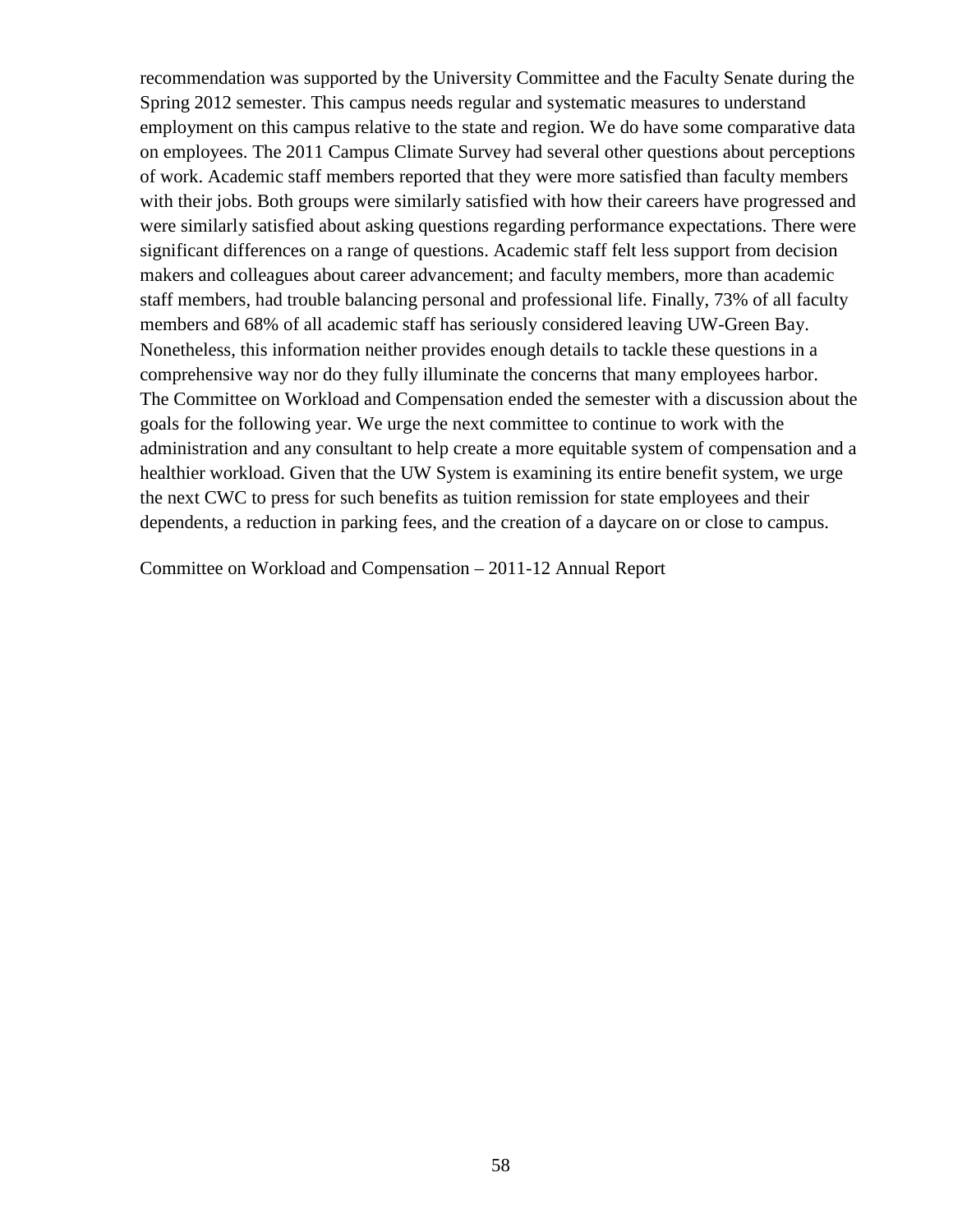recommendation was supported by the University Committee and the Faculty Senate during the Spring 2012 semester. This campus needs regular and systematic measures to understand employment on this campus relative to the state and region. We do have some comparative data on employees. The 2011 Campus Climate Survey had several other questions about perceptions of work. Academic staff members reported that they were more satisfied than faculty members with their jobs. Both groups were similarly satisfied with how their careers have progressed and were similarly satisfied about asking questions regarding performance expectations. There were significant differences on a range of questions. Academic staff felt less support from decision makers and colleagues about career advancement; and faculty members, more than academic staff members, had trouble balancing personal and professional life. Finally, 73% of all faculty members and 68% of all academic staff has seriously considered leaving UW-Green Bay. Nonetheless, this information neither provides enough details to tackle these questions in a comprehensive way nor do they fully illuminate the concerns that many employees harbor.
The Committee on Workload and Compensation ended the semester with a discussion about the goals for the following year. We urge the next committee to continue to work with the administration and any consultant to help create a more equitable system of compensation and a healthier workload. Given that the UW System is examining its entire benefit system, we urge the next CWC to press for such benefits as tuition remission for state employees and their dependents, a reduction in parking fees, and the creation of a daycare on or close to campus.

Committee on Workload and Compensation – 2011-12 Annual Report